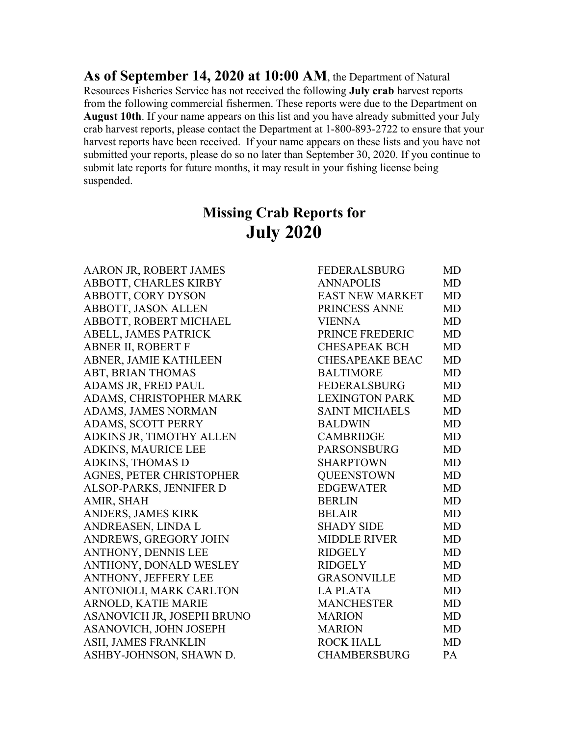**As of September 14, 2020 at 10:00 AM**, the Department of Natural Resources Fisheries Service has not received the following **July crab** harvest reports from the following commercial fishermen. These reports were due to the Department on **August 10th**. If your name appears on this list and you have already submitted your July crab harvest reports, please contact the Department at 1-800-893-2722 to ensure that your harvest reports have been received. If your name appears on these lists and you have not submitted your reports, please do so no later than September 30, 2020. If you continue to submit late reports for future months, it may result in your fishing license being suspended.

## Missing Crab Reports for
# July 2020

| | | |
|---|---|---|
| AARON JR, ROBERT JAMES | FEDERALSBURG | MD |
| ABBOTT, CHARLES KIRBY | ANNAPOLIS | MD |
| ABBOTT, CORY DYSON | EAST NEW MARKET | MD |
| ABBOTT, JASON ALLEN | PRINCESS ANNE | MD |
| ABBOTT, ROBERT MICHAEL | VIENNA | MD |
| ABELL, JAMES PATRICK | PRINCE FREDERIC | MD |
| ABNER II, ROBERT F | CHESAPEAK BCH | MD |
| ABNER, JAMIE KATHLEEN | CHESAPEAKE BEAC | MD |
| ABT, BRIAN THOMAS | BALTIMORE | MD |
| ADAMS JR, FRED PAUL | FEDERALSBURG | MD |
| ADAMS, CHRISTOPHER MARK | LEXINGTON PARK | MD |
| ADAMS, JAMES NORMAN | SAINT MICHAELS | MD |
| ADAMS, SCOTT PERRY | BALDWIN | MD |
| ADKINS JR, TIMOTHY ALLEN | CAMBRIDGE | MD |
| ADKINS, MAURICE LEE | PARSONSBURG | MD |
| ADKINS, THOMAS D | SHARPTOWN | MD |
| AGNES, PETER CHRISTOPHER | QUEENSTOWN | MD |
| ALSOP-PARKS, JENNIFER D | EDGEWATER | MD |
| AMIR, SHAH | BERLIN | MD |
| ANDERS, JAMES KIRK | BELAIR | MD |
| ANDREASEN, LINDA L | SHADY SIDE | MD |
| ANDREWS, GREGORY JOHN | MIDDLE RIVER | MD |
| ANTHONY, DENNIS LEE | RIDGELY | MD |
| ANTHONY, DONALD WESLEY | RIDGELY | MD |
| ANTHONY, JEFFERY LEE | GRASONVILLE | MD |
| ANTONIOLI, MARK CARLTON | LA PLATA | MD |
| ARNOLD, KATIE MARIE | MANCHESTER | MD |
| ASANOVICH JR, JOSEPH BRUNO | MARION | MD |
| ASANOVICH, JOHN JOSEPH | MARION | MD |
| ASH, JAMES FRANKLIN | ROCK HALL | MD |
| ASHBY-JOHNSON, SHAWN D. | CHAMBERSBURG | PA |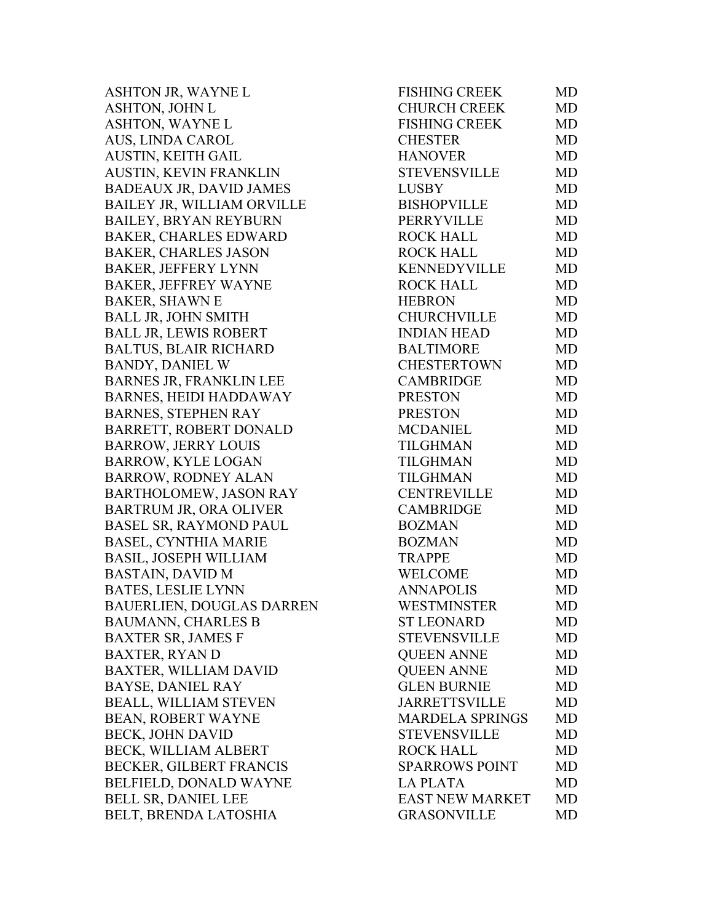| | | |
|---|---|---|
| ASHTON JR, WAYNE L | FISHING CREEK | MD |
| ASHTON, JOHN L | CHURCH CREEK | MD |
| ASHTON, WAYNE L | FISHING CREEK | MD |
| AUS, LINDA CAROL | CHESTER | MD |
| AUSTIN, KEITH GAIL | HANOVER | MD |
| AUSTIN, KEVIN FRANKLIN | STEVENSVILLE | MD |
| BADEAUX JR, DAVID JAMES | LUSBY | MD |
| BAILEY JR, WILLIAM ORVILLE | BISHOPVILLE | MD |
| BAILEY, BRYAN REYBURN | PERRYVILLE | MD |
| BAKER, CHARLES EDWARD | ROCK HALL | MD |
| BAKER, CHARLES JASON | ROCK HALL | MD |
| BAKER, JEFFERY LYNN | KENNEDYVILLE | MD |
| BAKER, JEFFREY WAYNE | ROCK HALL | MD |
| BAKER, SHAWN E | HEBRON | MD |
| BALL JR, JOHN SMITH | CHURCHVILLE | MD |
| BALL JR, LEWIS ROBERT | INDIAN HEAD | MD |
| BALTUS, BLAIR RICHARD | BALTIMORE | MD |
| BANDY, DANIEL W | CHESTERTOWN | MD |
| BARNES JR, FRANKLIN LEE | CAMBRIDGE | MD |
| BARNES, HEIDI HADDAWAY | PRESTON | MD |
| BARNES, STEPHEN RAY | PRESTON | MD |
| BARRETT, ROBERT DONALD | MCDANIEL | MD |
| BARROW, JERRY LOUIS | TILGHMAN | MD |
| BARROW, KYLE LOGAN | TILGHMAN | MD |
| BARROW, RODNEY ALAN | TILGHMAN | MD |
| BARTHOLOMEW, JASON RAY | CENTREVILLE | MD |
| BARTRUM JR, ORA OLIVER | CAMBRIDGE | MD |
| BASEL SR, RAYMOND PAUL | BOZMAN | MD |
| BASEL, CYNTHIA MARIE | BOZMAN | MD |
| BASIL, JOSEPH WILLIAM | TRAPPE | MD |
| BASTAIN, DAVID M | WELCOME | MD |
| BATES, LESLIE LYNN | ANNAPOLIS | MD |
| BAUERLIEN, DOUGLAS DARREN | WESTMINSTER | MD |
| BAUMANN, CHARLES B | ST LEONARD | MD |
| BAXTER SR, JAMES F | STEVENSVILLE | MD |
| BAXTER, RYAN D | QUEEN ANNE | MD |
| BAXTER, WILLIAM DAVID | QUEEN ANNE | MD |
| BAYSE, DANIEL RAY | GLEN BURNIE | MD |
| BEALL, WILLIAM STEVEN | JARRETTSVILLE | MD |
| BEAN, ROBERT WAYNE | MARDELA SPRINGS | MD |
| BECK, JOHN DAVID | STEVENSVILLE | MD |
| BECK, WILLIAM ALBERT | ROCK HALL | MD |
| BECKER, GILBERT FRANCIS | SPARROWS POINT | MD |
| BELFIELD, DONALD WAYNE | LA PLATA | MD |
| BELL SR, DANIEL LEE | EAST NEW MARKET | MD |
| BELT, BRENDA LATOSHIA | GRASONVILLE | MD |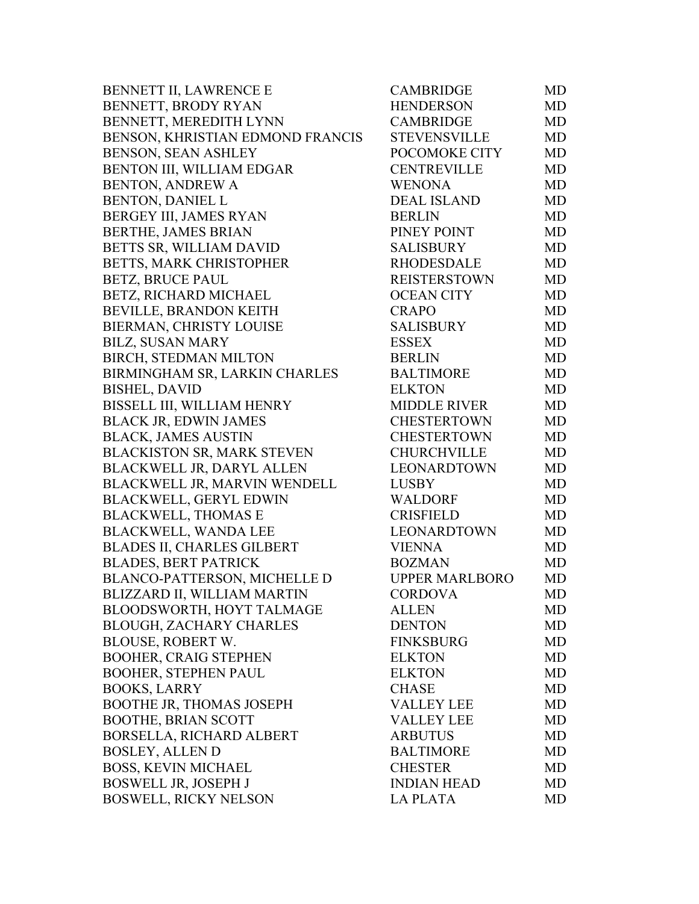| | | |
|---|---|---|
| BENNETT II, LAWRENCE E | CAMBRIDGE | MD |
| BENNETT, BRODY RYAN | HENDERSON | MD |
| BENNETT, MEREDITH LYNN | CAMBRIDGE | MD |
| BENSON, KHRISTIAN EDMOND FRANCIS | STEVENSVILLE | MD |
| BENSON, SEAN ASHLEY | POCOMOKE CITY | MD |
| BENTON III, WILLIAM EDGAR | CENTREVILLE | MD |
| BENTON, ANDREW A | WENONA | MD |
| BENTON, DANIEL L | DEAL ISLAND | MD |
| BERGEY III, JAMES RYAN | BERLIN | MD |
| BERTHE, JAMES BRIAN | PINEY POINT | MD |
| BETTS SR, WILLIAM DAVID | SALISBURY | MD |
| BETTS, MARK CHRISTOPHER | RHODESDALE | MD |
| BETZ, BRUCE PAUL | REISTERSTOWN | MD |
| BETZ, RICHARD MICHAEL | OCEAN CITY | MD |
| BEVILLE, BRANDON KEITH | CRAPO | MD |
| BIERMAN, CHRISTY LOUISE | SALISBURY | MD |
| BILZ, SUSAN MARY | ESSEX | MD |
| BIRCH, STEDMAN MILTON | BERLIN | MD |
| BIRMINGHAM SR, LARKIN CHARLES | BALTIMORE | MD |
| BISHEL, DAVID | ELKTON | MD |
| BISSELL III, WILLIAM HENRY | MIDDLE RIVER | MD |
| BLACK JR, EDWIN JAMES | CHESTERTOWN | MD |
| BLACK, JAMES AUSTIN | CHESTERTOWN | MD |
| BLACKISTON SR, MARK STEVEN | CHURCHVILLE | MD |
| BLACKWELL JR, DARYL ALLEN | LEONARDTOWN | MD |
| BLACKWELL JR, MARVIN WENDELL | LUSBY | MD |
| BLACKWELL, GERYL EDWIN | WALDORF | MD |
| BLACKWELL, THOMAS E | CRISFIELD | MD |
| BLACKWELL, WANDA LEE | LEONARDTOWN | MD |
| BLADES II, CHARLES GILBERT | VIENNA | MD |
| BLADES, BERT PATRICK | BOZMAN | MD |
| BLANCO-PATTERSON, MICHELLE D | UPPER MARLBORO | MD |
| BLIZZARD II, WILLIAM MARTIN | CORDOVA | MD |
| BLOODSWORTH, HOYT TALMAGE | ALLEN | MD |
| BLOUGH, ZACHARY CHARLES | DENTON | MD |
| BLOUSE, ROBERT W. | FINKSBURG | MD |
| BOOHER, CRAIG STEPHEN | ELKTON | MD |
| BOOHER, STEPHEN PAUL | ELKTON | MD |
| BOOKS, LARRY | CHASE | MD |
| BOOTHE JR, THOMAS JOSEPH | VALLEY LEE | MD |
| BOOTHE, BRIAN SCOTT | VALLEY LEE | MD |
| BORSELLA, RICHARD ALBERT | ARBUTUS | MD |
| BOSLEY, ALLEN D | BALTIMORE | MD |
| BOSS, KEVIN MICHAEL | CHESTER | MD |
| BOSWELL JR, JOSEPH J | INDIAN HEAD | MD |
| BOSWELL, RICKY NELSON | LA PLATA | MD |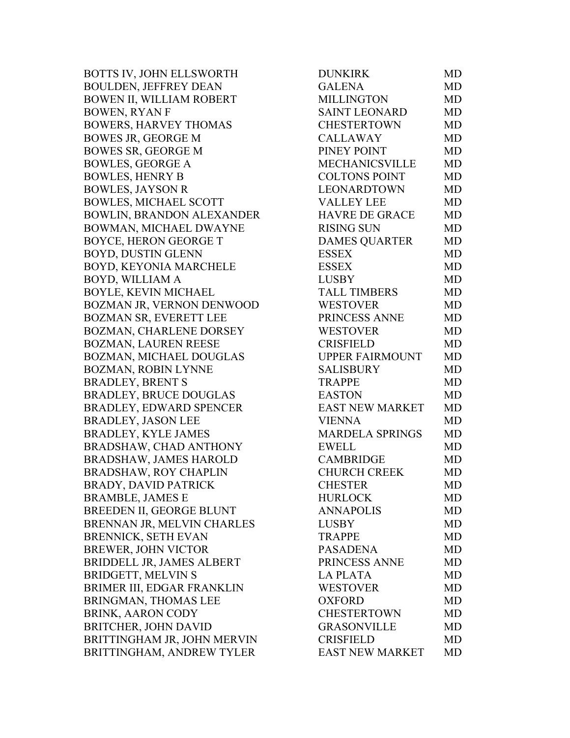| | | |
|---|---|---|
| BOTTS IV, JOHN ELLSWORTH | DUNKIRK | MD |
| BOULDEN, JEFFREY DEAN | GALENA | MD |
| BOWEN II, WILLIAM ROBERT | MILLINGTON | MD |
| BOWEN, RYAN F | SAINT LEONARD | MD |
| BOWERS, HARVEY THOMAS | CHESTERTOWN | MD |
| BOWES JR, GEORGE M | CALLAWAY | MD |
| BOWES SR, GEORGE M | PINEY POINT | MD |
| BOWLES, GEORGE A | MECHANICSVILLE | MD |
| BOWLES, HENRY B | COLTONS POINT | MD |
| BOWLES, JAYSON R | LEONARDTOWN | MD |
| BOWLES, MICHAEL SCOTT | VALLEY LEE | MD |
| BOWLIN, BRANDON ALEXANDER | HAVRE DE GRACE | MD |
| BOWMAN, MICHAEL DWAYNE | RISING SUN | MD |
| BOYCE, HERON GEORGE T | DAMES QUARTER | MD |
| BOYD, DUSTIN GLENN | ESSEX | MD |
| BOYD, KEYONIA MARCHELE | ESSEX | MD |
| BOYD, WILLIAM A | LUSBY | MD |
| BOYLE, KEVIN MICHAEL | TALL TIMBERS | MD |
| BOZMAN JR, VERNON DENWOOD | WESTOVER | MD |
| BOZMAN SR, EVERETT LEE | PRINCESS ANNE | MD |
| BOZMAN, CHARLENE DORSEY | WESTOVER | MD |
| BOZMAN, LAUREN REESE | CRISFIELD | MD |
| BOZMAN, MICHAEL DOUGLAS | UPPER FAIRMOUNT | MD |
| BOZMAN, ROBIN LYNNE | SALISBURY | MD |
| BRADLEY, BRENT S | TRAPPE | MD |
| BRADLEY, BRUCE DOUGLAS | EASTON | MD |
| BRADLEY, EDWARD SPENCER | EAST NEW MARKET | MD |
| BRADLEY, JASON LEE | VIENNA | MD |
| BRADLEY, KYLE JAMES | MARDELA SPRINGS | MD |
| BRADSHAW, CHAD ANTHONY | EWELL | MD |
| BRADSHAW, JAMES HAROLD | CAMBRIDGE | MD |
| BRADSHAW, ROY CHAPLIN | CHURCH CREEK | MD |
| BRADY, DAVID PATRICK | CHESTER | MD |
| BRAMBLE, JAMES E | HURLOCK | MD |
| BREEDEN II, GEORGE BLUNT | ANNAPOLIS | MD |
| BRENNAN JR, MELVIN CHARLES | LUSBY | MD |
| BRENNICK, SETH EVAN | TRAPPE | MD |
| BREWER, JOHN VICTOR | PASADENA | MD |
| BRIDDELL JR, JAMES ALBERT | PRINCESS ANNE | MD |
| BRIDGETT, MELVIN S | LA PLATA | MD |
| BRIMER III, EDGAR FRANKLIN | WESTOVER | MD |
| BRINGMAN, THOMAS LEE | OXFORD | MD |
| BRINK, AARON CODY | CHESTERTOWN | MD |
| BRITCHER, JOHN DAVID | GRASONVILLE | MD |
| BRITTINGHAM JR, JOHN MERVIN | CRISFIELD | MD |
| BRITTINGHAM, ANDREW TYLER | EAST NEW MARKET | MD |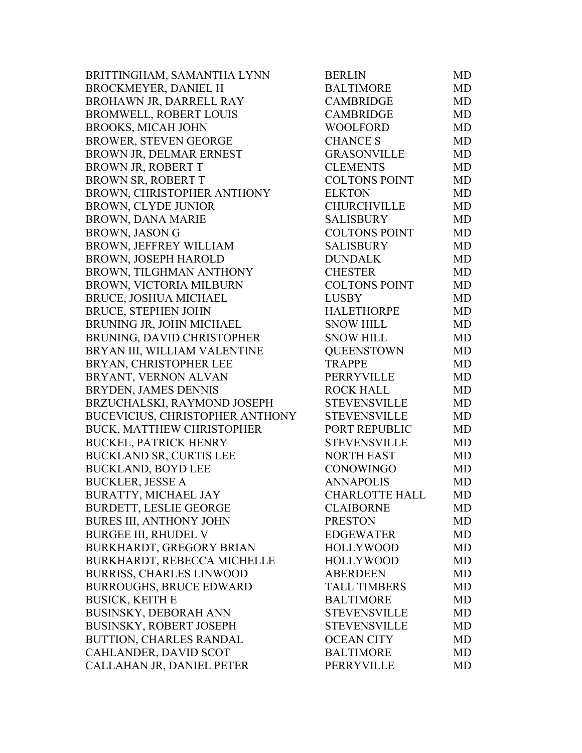| | | |
|---|---|---|
| BRITTINGHAM, SAMANTHA LYNN | BERLIN | MD |
| BROCKMEYER, DANIEL H | BALTIMORE | MD |
| BROHAWN JR, DARRELL RAY | CAMBRIDGE | MD |
| BROMWELL, ROBERT LOUIS | CAMBRIDGE | MD |
| BROOKS, MICAH JOHN | WOOLFORD | MD |
| BROWER, STEVEN GEORGE | CHANCE S | MD |
| BROWN JR, DELMAR ERNEST | GRASONVILLE | MD |
| BROWN JR, ROBERT T | CLEMENTS | MD |
| BROWN SR, ROBERT T | COLTONS POINT | MD |
| BROWN, CHRISTOPHER ANTHONY | ELKTON | MD |
| BROWN, CLYDE JUNIOR | CHURCHVILLE | MD |
| BROWN, DANA MARIE | SALISBURY | MD |
| BROWN, JASON G | COLTONS POINT | MD |
| BROWN, JEFFREY WILLIAM | SALISBURY | MD |
| BROWN, JOSEPH HAROLD | DUNDALK | MD |
| BROWN, TILGHMAN ANTHONY | CHESTER | MD |
| BROWN, VICTORIA MILBURN | COLTONS POINT | MD |
| BRUCE, JOSHUA MICHAEL | LUSBY | MD |
| BRUCE, STEPHEN JOHN | HALETHORPE | MD |
| BRUNING JR, JOHN MICHAEL | SNOW HILL | MD |
| BRUNING, DAVID CHRISTOPHER | SNOW HILL | MD |
| BRYAN III, WILLIAM VALENTINE | QUEENSTOWN | MD |
| BRYAN, CHRISTOPHER LEE | TRAPPE | MD |
| BRYANT, VERNON ALVAN | PERRYVILLE | MD |
| BRYDEN, JAMES DENNIS | ROCK HALL | MD |
| BRZUCHALSKI, RAYMOND JOSEPH | STEVENSVILLE | MD |
| BUCEVICIUS, CHRISTOPHER ANTHONY | STEVENSVILLE | MD |
| BUCK, MATTHEW CHRISTOPHER | PORT REPUBLIC | MD |
| BUCKEL, PATRICK HENRY | STEVENSVILLE | MD |
| BUCKLAND SR, CURTIS LEE | NORTH EAST | MD |
| BUCKLAND, BOYD LEE | CONOWINGO | MD |
| BUCKLER, JESSE A | ANNAPOLIS | MD |
| BURATTY, MICHAEL JAY | CHARLOTTE HALL | MD |
| BURDETT, LESLIE GEORGE | CLAIBORNE | MD |
| BURES III, ANTHONY JOHN | PRESTON | MD |
| BURGEE III, RHUDEL V | EDGEWATER | MD |
| BURKHARDT, GREGORY BRIAN | HOLLYWOOD | MD |
| BURKHARDT, REBECCA MICHELLE | HOLLYWOOD | MD |
| BURRISS, CHARLES LINWOOD | ABERDEEN | MD |
| BURROUGHS, BRUCE EDWARD | TALL TIMBERS | MD |
| BUSICK, KEITH E | BALTIMORE | MD |
| BUSINSKY, DEBORAH ANN | STEVENSVILLE | MD |
| BUSINSKY, ROBERT JOSEPH | STEVENSVILLE | MD |
| BUTTION, CHARLES RANDAL | OCEAN CITY | MD |
| CAHLANDER, DAVID SCOT | BALTIMORE | MD |
| CALLAHAN JR, DANIEL PETER | PERRYVILLE | MD |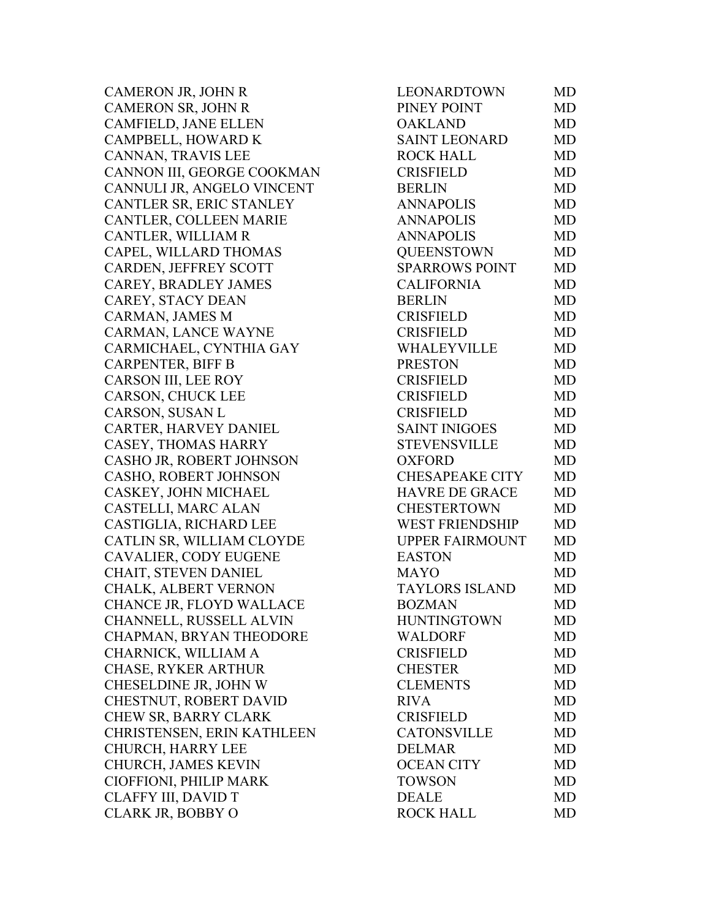| | | |
|---|---|---|
| CAMERON JR, JOHN R | LEONARDTOWN | MD |
| CAMERON SR, JOHN R | PINEY POINT | MD |
| CAMFIELD, JANE ELLEN | OAKLAND | MD |
| CAMPBELL, HOWARD K | SAINT LEONARD | MD |
| CANNAN, TRAVIS LEE | ROCK HALL | MD |
| CANNON III, GEORGE COOKMAN | CRISFIELD | MD |
| CANNULI JR, ANGELO VINCENT | BERLIN | MD |
| CANTLER SR, ERIC STANLEY | ANNAPOLIS | MD |
| CANTLER, COLLEEN MARIE | ANNAPOLIS | MD |
| CANTLER, WILLIAM R | ANNAPOLIS | MD |
| CAPEL, WILLARD THOMAS | QUEENSTOWN | MD |
| CARDEN, JEFFREY SCOTT | SPARROWS POINT | MD |
| CAREY, BRADLEY JAMES | CALIFORNIA | MD |
| CAREY, STACY DEAN | BERLIN | MD |
| CARMAN, JAMES M | CRISFIELD | MD |
| CARMAN, LANCE WAYNE | CRISFIELD | MD |
| CARMICHAEL, CYNTHIA GAY | WHALEYVILLE | MD |
| CARPENTER, BIFF B | PRESTON | MD |
| CARSON III, LEE ROY | CRISFIELD | MD |
| CARSON, CHUCK LEE | CRISFIELD | MD |
| CARSON, SUSAN L | CRISFIELD | MD |
| CARTER, HARVEY DANIEL | SAINT INIGOES | MD |
| CASEY, THOMAS HARRY | STEVENSVILLE | MD |
| CASHO JR, ROBERT JOHNSON | OXFORD | MD |
| CASHO, ROBERT JOHNSON | CHESAPEAKE CITY | MD |
| CASKEY, JOHN MICHAEL | HAVRE DE GRACE | MD |
| CASTELLI, MARC ALAN | CHESTERTOWN | MD |
| CASTIGLIA, RICHARD LEE | WEST FRIENDSHIP | MD |
| CATLIN SR, WILLIAM CLOYDE | UPPER FAIRMOUNT | MD |
| CAVALIER, CODY EUGENE | EASTON | MD |
| CHAIT, STEVEN DANIEL | MAYO | MD |
| CHALK, ALBERT VERNON | TAYLORS ISLAND | MD |
| CHANCE JR, FLOYD WALLACE | BOZMAN | MD |
| CHANNELL, RUSSELL ALVIN | HUNTINGTOWN | MD |
| CHAPMAN, BRYAN THEODORE | WALDORF | MD |
| CHARNICK, WILLIAM A | CRISFIELD | MD |
| CHASE, RYKER ARTHUR | CHESTER | MD |
| CHESELDINE JR, JOHN W | CLEMENTS | MD |
| CHESTNUT, ROBERT DAVID | RIVA | MD |
| CHEW SR, BARRY CLARK | CRISFIELD | MD |
| CHRISTENSEN, ERIN KATHLEEN | CATONSVILLE | MD |
| CHURCH, HARRY LEE | DELMAR | MD |
| CHURCH, JAMES KEVIN | OCEAN CITY | MD |
| CIOFFIONI, PHILIP MARK | TOWSON | MD |
| CLAFFY III, DAVID T | DEALE | MD |
| CLARK JR, BOBBY O | ROCK HALL | MD |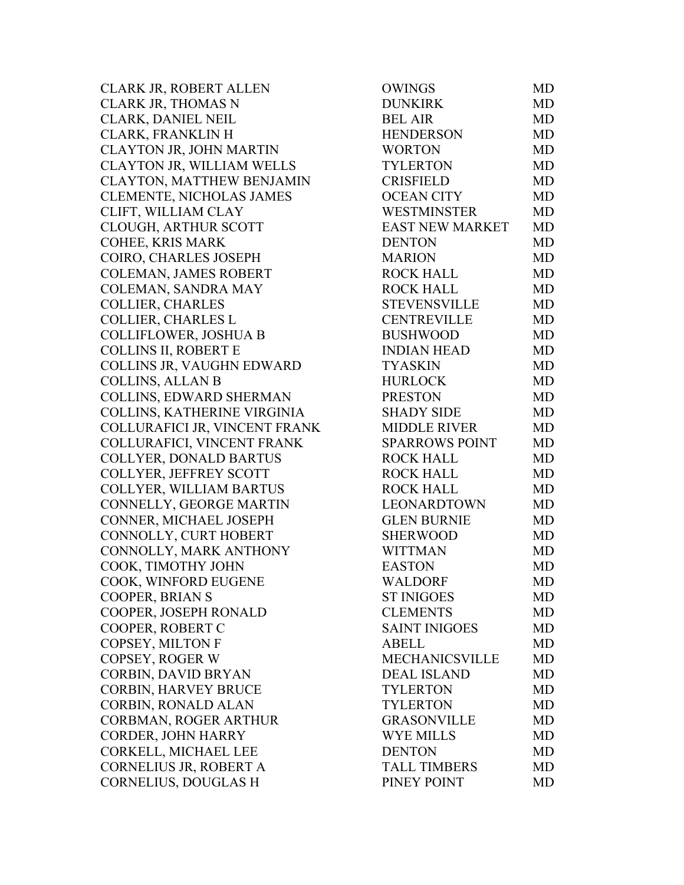| | | |
|---|---|---|
| CLARK JR, ROBERT ALLEN | OWINGS | MD |
| CLARK JR, THOMAS N | DUNKIRK | MD |
| CLARK, DANIEL NEIL | BEL AIR | MD |
| CLARK, FRANKLIN H | HENDERSON | MD |
| CLAYTON JR, JOHN MARTIN | WORTON | MD |
| CLAYTON JR, WILLIAM WELLS | TYLERTON | MD |
| CLAYTON, MATTHEW BENJAMIN | CRISFIELD | MD |
| CLEMENTE, NICHOLAS JAMES | OCEAN CITY | MD |
| CLIFT, WILLIAM CLAY | WESTMINSTER | MD |
| CLOUGH, ARTHUR SCOTT | EAST NEW MARKET | MD |
| COHEE, KRIS MARK | DENTON | MD |
| COIRO, CHARLES JOSEPH | MARION | MD |
| COLEMAN, JAMES ROBERT | ROCK HALL | MD |
| COLEMAN, SANDRA MAY | ROCK HALL | MD |
| COLLIER, CHARLES | STEVENSVILLE | MD |
| COLLIER, CHARLES L | CENTREVILLE | MD |
| COLLIFLOWER, JOSHUA B | BUSHWOOD | MD |
| COLLINS II, ROBERT E | INDIAN HEAD | MD |
| COLLINS JR, VAUGHN EDWARD | TYASKIN | MD |
| COLLINS, ALLAN B | HURLOCK | MD |
| COLLINS, EDWARD SHERMAN | PRESTON | MD |
| COLLINS, KATHERINE VIRGINIA | SHADY SIDE | MD |
| COLLURAFICI JR, VINCENT FRANK | MIDDLE RIVER | MD |
| COLLURAFICI, VINCENT FRANK | SPARROWS POINT | MD |
| COLLYER, DONALD BARTUS | ROCK HALL | MD |
| COLLYER, JEFFREY SCOTT | ROCK HALL | MD |
| COLLYER, WILLIAM BARTUS | ROCK HALL | MD |
| CONNELLY, GEORGE MARTIN | LEONARDTOWN | MD |
| CONNER, MICHAEL JOSEPH | GLEN BURNIE | MD |
| CONNOLLY, CURT HOBERT | SHERWOOD | MD |
| CONNOLLY, MARK ANTHONY | WITTMAN | MD |
| COOK, TIMOTHY JOHN | EASTON | MD |
| COOK, WINFORD EUGENE | WALDORF | MD |
| COOPER, BRIAN S | ST INIGOES | MD |
| COOPER, JOSEPH RONALD | CLEMENTS | MD |
| COOPER, ROBERT C | SAINT INIGOES | MD |
| COPSEY, MILTON F | ABELL | MD |
| COPSEY, ROGER W | MECHANICSVILLE | MD |
| CORBIN, DAVID BRYAN | DEAL ISLAND | MD |
| CORBIN, HARVEY BRUCE | TYLERTON | MD |
| CORBIN, RONALD ALAN | TYLERTON | MD |
| CORBMAN, ROGER ARTHUR | GRASONVILLE | MD |
| CORDER, JOHN HARRY | WYE MILLS | MD |
| CORKELL, MICHAEL LEE | DENTON | MD |
| CORNELIUS JR, ROBERT A | TALL TIMBERS | MD |
| CORNELIUS, DOUGLAS H | PINEY POINT | MD |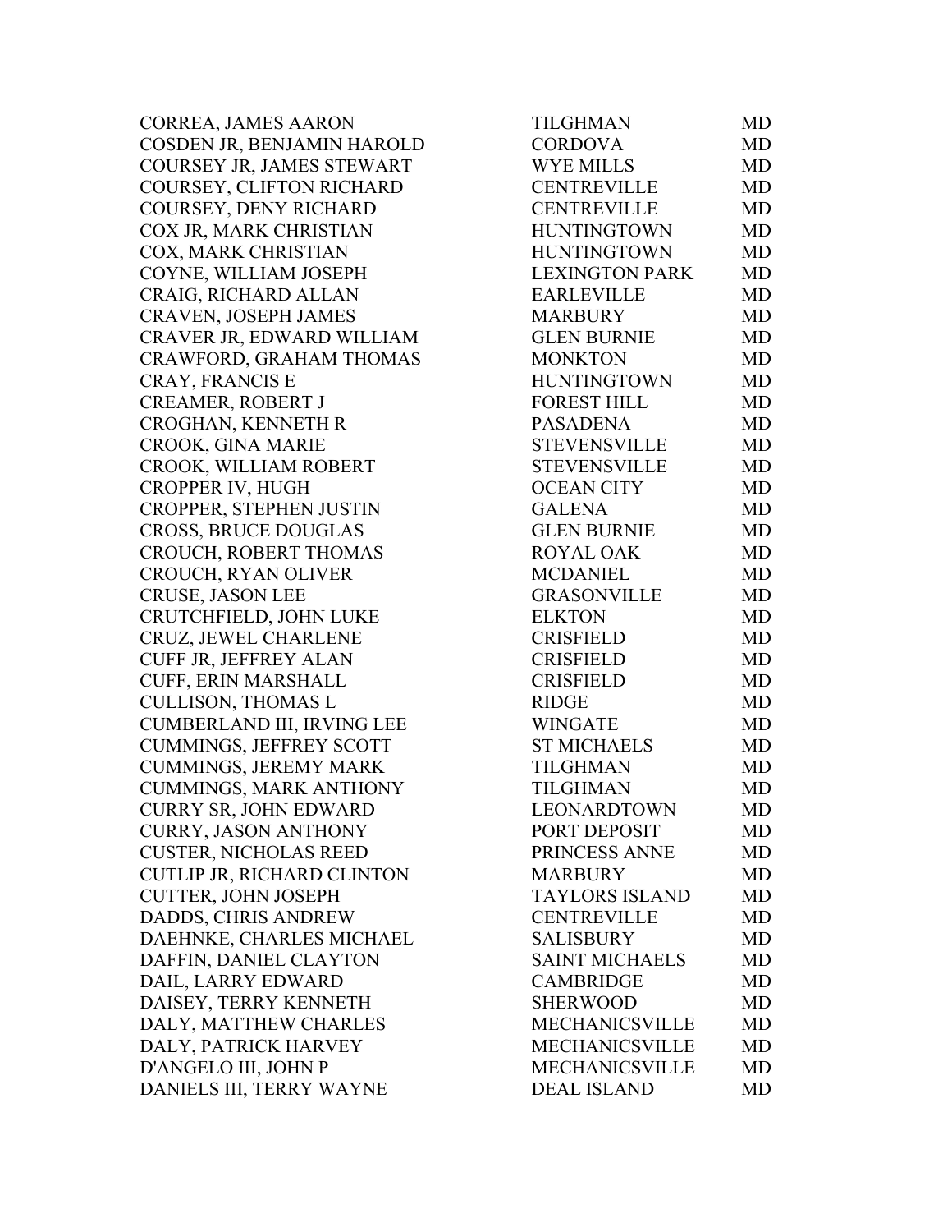| | | |
|---|---|---|
| CORREA, JAMES AARON | TILGHMAN | MD |
| COSDEN JR, BENJAMIN HAROLD | CORDOVA | MD |
| COURSEY JR, JAMES STEWART | WYE MILLS | MD |
| COURSEY, CLIFTON RICHARD | CENTREVILLE | MD |
| COURSEY, DENY RICHARD | CENTREVILLE | MD |
| COX JR, MARK CHRISTIAN | HUNTINGTOWN | MD |
| COX, MARK CHRISTIAN | HUNTINGTOWN | MD |
| COYNE, WILLIAM JOSEPH | LEXINGTON PARK | MD |
| CRAIG, RICHARD ALLAN | EARLEVILLE | MD |
| CRAVEN, JOSEPH JAMES | MARBURY | MD |
| CRAVER JR, EDWARD WILLIAM | GLEN BURNIE | MD |
| CRAWFORD, GRAHAM THOMAS | MONKTON | MD |
| CRAY, FRANCIS E | HUNTINGTOWN | MD |
| CREAMER, ROBERT J | FOREST HILL | MD |
| CROGHAN, KENNETH R | PASADENA | MD |
| CROOK, GINA MARIE | STEVENSVILLE | MD |
| CROOK, WILLIAM ROBERT | STEVENSVILLE | MD |
| CROPPER IV, HUGH | OCEAN CITY | MD |
| CROPPER, STEPHEN JUSTIN | GALENA | MD |
| CROSS, BRUCE DOUGLAS | GLEN BURNIE | MD |
| CROUCH, ROBERT THOMAS | ROYAL OAK | MD |
| CROUCH, RYAN OLIVER | MCDANIEL | MD |
| CRUSE, JASON LEE | GRASONVILLE | MD |
| CRUTCHFIELD, JOHN LUKE | ELKTON | MD |
| CRUZ, JEWEL CHARLENE | CRISFIELD | MD |
| CUFF JR, JEFFREY ALAN | CRISFIELD | MD |
| CUFF, ERIN MARSHALL | CRISFIELD | MD |
| CULLISON, THOMAS L | RIDGE | MD |
| CUMBERLAND III, IRVING LEE | WINGATE | MD |
| CUMMINGS, JEFFREY SCOTT | ST MICHAELS | MD |
| CUMMINGS, JEREMY MARK | TILGHMAN | MD |
| CUMMINGS, MARK ANTHONY | TILGHMAN | MD |
| CURRY SR, JOHN EDWARD | LEONARDTOWN | MD |
| CURRY, JASON ANTHONY | PORT DEPOSIT | MD |
| CUSTER, NICHOLAS REED | PRINCESS ANNE | MD |
| CUTLIP JR, RICHARD CLINTON | MARBURY | MD |
| CUTTER, JOHN JOSEPH | TAYLORS ISLAND | MD |
| DADDS, CHRIS ANDREW | CENTREVILLE | MD |
| DAEHNKE, CHARLES MICHAEL | SALISBURY | MD |
| DAFFIN, DANIEL CLAYTON | SAINT MICHAELS | MD |
| DAIL, LARRY EDWARD | CAMBRIDGE | MD |
| DAISEY, TERRY KENNETH | SHERWOOD | MD |
| DALY, MATTHEW CHARLES | MECHANICSVILLE | MD |
| DALY, PATRICK HARVEY | MECHANICSVILLE | MD |
| D'ANGELO III, JOHN P | MECHANICSVILLE | MD |
| DANIELS III, TERRY WAYNE | DEAL ISLAND | MD |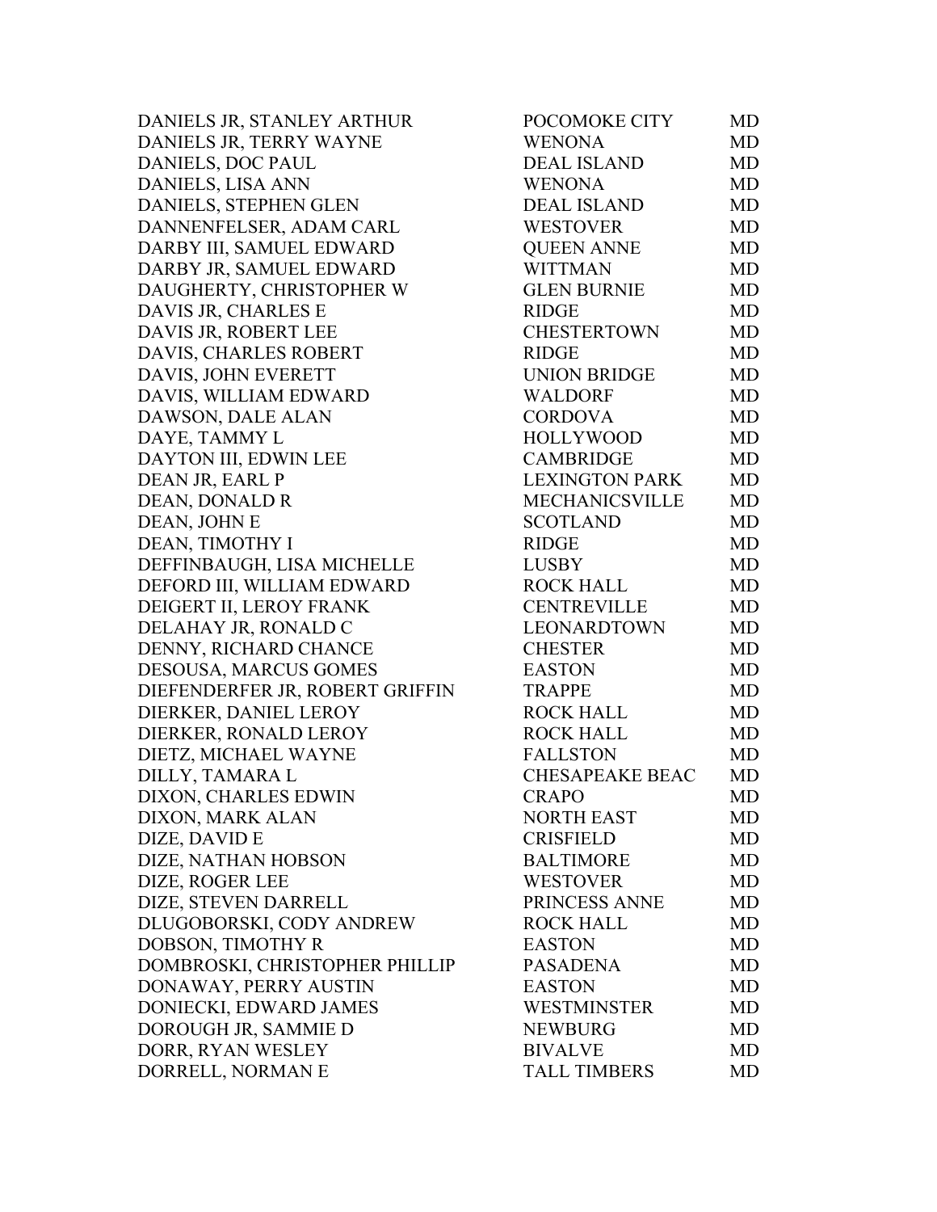| | | |
|---|---|---|
| DANIELS JR, STANLEY ARTHUR | POCOMOKE CITY | MD |
| DANIELS JR, TERRY WAYNE | WENONA | MD |
| DANIELS, DOC PAUL | DEAL ISLAND | MD |
| DANIELS, LISA ANN | WENONA | MD |
| DANIELS, STEPHEN GLEN | DEAL ISLAND | MD |
| DANNENFELSER, ADAM CARL | WESTOVER | MD |
| DARBY III, SAMUEL EDWARD | QUEEN ANNE | MD |
| DARBY JR, SAMUEL EDWARD | WITTMAN | MD |
| DAUGHERTY, CHRISTOPHER W | GLEN BURNIE | MD |
| DAVIS JR, CHARLES E | RIDGE | MD |
| DAVIS JR, ROBERT LEE | CHESTERTOWN | MD |
| DAVIS, CHARLES ROBERT | RIDGE | MD |
| DAVIS, JOHN EVERETT | UNION BRIDGE | MD |
| DAVIS, WILLIAM EDWARD | WALDORF | MD |
| DAWSON, DALE ALAN | CORDOVA | MD |
| DAYE, TAMMY L | HOLLYWOOD | MD |
| DAYTON III, EDWIN LEE | CAMBRIDGE | MD |
| DEAN JR, EARL P | LEXINGTON PARK | MD |
| DEAN, DONALD R | MECHANICSVILLE | MD |
| DEAN, JOHN E | SCOTLAND | MD |
| DEAN, TIMOTHY I | RIDGE | MD |
| DEFFINBAUGH, LISA MICHELLE | LUSBY | MD |
| DEFORD III, WILLIAM EDWARD | ROCK HALL | MD |
| DEIGERT II, LEROY FRANK | CENTREVILLE | MD |
| DELAHAY JR, RONALD C | LEONARDTOWN | MD |
| DENNY, RICHARD CHANCE | CHESTER | MD |
| DESOUSA, MARCUS GOMES | EASTON | MD |
| DIEFENDERFER JR, ROBERT GRIFFIN | TRAPPE | MD |
| DIERKER, DANIEL LEROY | ROCK HALL | MD |
| DIERKER, RONALD LEROY | ROCK HALL | MD |
| DIETZ, MICHAEL WAYNE | FALLSTON | MD |
| DILLY, TAMARA L | CHESAPEAKE BEAC | MD |
| DIXON, CHARLES EDWIN | CRAPO | MD |
| DIXON, MARK ALAN | NORTH EAST | MD |
| DIZE, DAVID E | CRISFIELD | MD |
| DIZE, NATHAN HOBSON | BALTIMORE | MD |
| DIZE, ROGER LEE | WESTOVER | MD |
| DIZE, STEVEN DARRELL | PRINCESS ANNE | MD |
| DLUGOBORSKI, CODY ANDREW | ROCK HALL | MD |
| DOBSON, TIMOTHY R | EASTON | MD |
| DOMBROSKI, CHRISTOPHER PHILLIP | PASADENA | MD |
| DONAWAY, PERRY AUSTIN | EASTON | MD |
| DONIECKI, EDWARD JAMES | WESTMINSTER | MD |
| DOROUGH JR, SAMMIE D | NEWBURG | MD |
| DORR, RYAN WESLEY | BIVALVE | MD |
| DORRELL, NORMAN E | TALL TIMBERS | MD |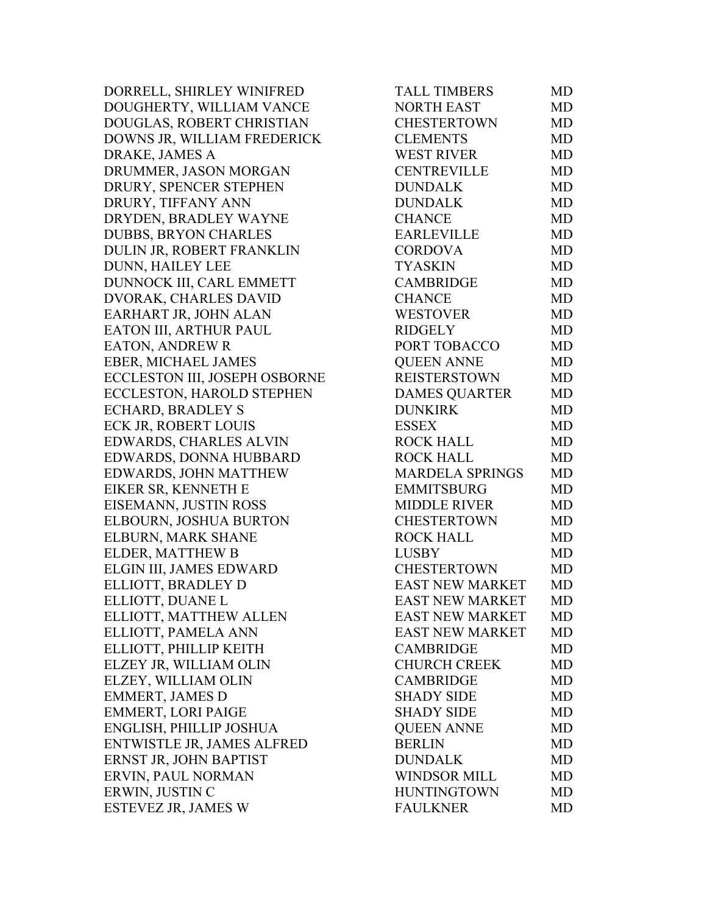| | | |
|---|---|---|
| DORRELL, SHIRLEY WINIFRED | TALL TIMBERS | MD |
| DOUGHERTY, WILLIAM VANCE | NORTH EAST | MD |
| DOUGLAS, ROBERT CHRISTIAN | CHESTERTOWN | MD |
| DOWNS JR, WILLIAM FREDERICK | CLEMENTS | MD |
| DRAKE, JAMES A | WEST RIVER | MD |
| DRUMMER, JASON MORGAN | CENTREVILLE | MD |
| DRURY, SPENCER STEPHEN | DUNDALK | MD |
| DRURY, TIFFANY ANN | DUNDALK | MD |
| DRYDEN, BRADLEY WAYNE | CHANCE | MD |
| DUBBS, BRYON CHARLES | EARLEVILLE | MD |
| DULIN JR, ROBERT FRANKLIN | CORDOVA | MD |
| DUNN, HAILEY LEE | TYASKIN | MD |
| DUNNOCK III, CARL EMMETT | CAMBRIDGE | MD |
| DVORAK, CHARLES DAVID | CHANCE | MD |
| EARHART JR, JOHN ALAN | WESTOVER | MD |
| EATON III, ARTHUR PAUL | RIDGELY | MD |
| EATON, ANDREW R | PORT TOBACCO | MD |
| EBER, MICHAEL JAMES | QUEEN ANNE | MD |
| ECCLESTON III, JOSEPH OSBORNE | REISTERSTOWN | MD |
| ECCLESTON, HAROLD STEPHEN | DAMES QUARTER | MD |
| ECHARD, BRADLEY S | DUNKIRK | MD |
| ECK JR, ROBERT LOUIS | ESSEX | MD |
| EDWARDS, CHARLES ALVIN | ROCK HALL | MD |
| EDWARDS, DONNA HUBBARD | ROCK HALL | MD |
| EDWARDS, JOHN MATTHEW | MARDELA SPRINGS | MD |
| EIKER SR, KENNETH E | EMMITSBURG | MD |
| EISEMANN, JUSTIN ROSS | MIDDLE RIVER | MD |
| ELBOURN, JOSHUA BURTON | CHESTERTOWN | MD |
| ELBURN, MARK SHANE | ROCK HALL | MD |
| ELDER, MATTHEW B | LUSBY | MD |
| ELGIN III, JAMES EDWARD | CHESTERTOWN | MD |
| ELLIOTT, BRADLEY D | EAST NEW MARKET | MD |
| ELLIOTT, DUANE L | EAST NEW MARKET | MD |
| ELLIOTT, MATTHEW ALLEN | EAST NEW MARKET | MD |
| ELLIOTT, PAMELA ANN | EAST NEW MARKET | MD |
| ELLIOTT, PHILLIP KEITH | CAMBRIDGE | MD |
| ELZEY JR, WILLIAM OLIN | CHURCH CREEK | MD |
| ELZEY, WILLIAM OLIN | CAMBRIDGE | MD |
| EMMERT, JAMES D | SHADY SIDE | MD |
| EMMERT, LORI PAIGE | SHADY SIDE | MD |
| ENGLISH, PHILLIP JOSHUA | QUEEN ANNE | MD |
| ENTWISTLE JR, JAMES ALFRED | BERLIN | MD |
| ERNST JR, JOHN BAPTIST | DUNDALK | MD |
| ERVIN, PAUL NORMAN | WINDSOR MILL | MD |
| ERWIN, JUSTIN C | HUNTINGTOWN | MD |
| ESTEVEZ JR, JAMES W | FAULKNER | MD |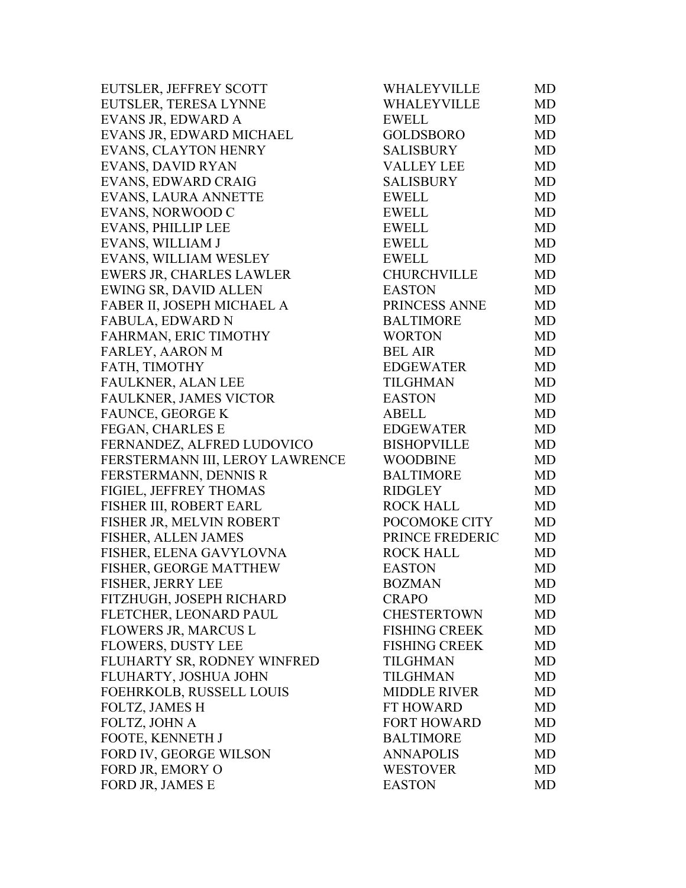| | | |
|---|---|---|
| EUTSLER, JEFFREY SCOTT | WHALEYVILLE | MD |
| EUTSLER, TERESA LYNNE | WHALEYVILLE | MD |
| EVANS JR, EDWARD A | EWELL | MD |
| EVANS JR, EDWARD MICHAEL | GOLDSBORO | MD |
| EVANS, CLAYTON HENRY | SALISBURY | MD |
| EVANS, DAVID RYAN | VALLEY LEE | MD |
| EVANS, EDWARD CRAIG | SALISBURY | MD |
| EVANS, LAURA ANNETTE | EWELL | MD |
| EVANS, NORWOOD C | EWELL | MD |
| EVANS, PHILLIP LEE | EWELL | MD |
| EVANS, WILLIAM J | EWELL | MD |
| EVANS, WILLIAM WESLEY | EWELL | MD |
| EWERS JR, CHARLES LAWLER | CHURCHVILLE | MD |
| EWING SR, DAVID ALLEN | EASTON | MD |
| FABER II, JOSEPH MICHAEL A | PRINCESS ANNE | MD |
| FABULA, EDWARD N | BALTIMORE | MD |
| FAHRMAN, ERIC TIMOTHY | WORTON | MD |
| FARLEY, AARON M | BEL AIR | MD |
| FATH, TIMOTHY | EDGEWATER | MD |
| FAULKNER, ALAN LEE | TILGHMAN | MD |
| FAULKNER, JAMES VICTOR | EASTON | MD |
| FAUNCE, GEORGE K | ABELL | MD |
| FEGAN, CHARLES E | EDGEWATER | MD |
| FERNANDEZ, ALFRED LUDOVICO | BISHOPVILLE | MD |
| FERSTERMANN III, LEROY LAWRENCE | WOODBINE | MD |
| FERSTERMANN, DENNIS R | BALTIMORE | MD |
| FIGIEL, JEFFREY THOMAS | RIDGLEY | MD |
| FISHER III, ROBERT EARL | ROCK HALL | MD |
| FISHER JR, MELVIN ROBERT | POCOMOKE CITY | MD |
| FISHER, ALLEN JAMES | PRINCE FREDERIC | MD |
| FISHER, ELENA GAVYLOVNA | ROCK HALL | MD |
| FISHER, GEORGE MATTHEW | EASTON | MD |
| FISHER, JERRY LEE | BOZMAN | MD |
| FITZHUGH, JOSEPH RICHARD | CRAPO | MD |
| FLETCHER, LEONARD PAUL | CHESTERTOWN | MD |
| FLOWERS JR, MARCUS L | FISHING CREEK | MD |
| FLOWERS, DUSTY LEE | FISHING CREEK | MD |
| FLUHARTY SR, RODNEY WINFRED | TILGHMAN | MD |
| FLUHARTY, JOSHUA JOHN | TILGHMAN | MD |
| FOEHRKOLB, RUSSELL LOUIS | MIDDLE RIVER | MD |
| FOLTZ, JAMES H | FT HOWARD | MD |
| FOLTZ, JOHN A | FORT HOWARD | MD |
| FOOTE, KENNETH J | BALTIMORE | MD |
| FORD IV, GEORGE WILSON | ANNAPOLIS | MD |
| FORD JR, EMORY O | WESTOVER | MD |
| FORD JR, JAMES E | EASTON | MD |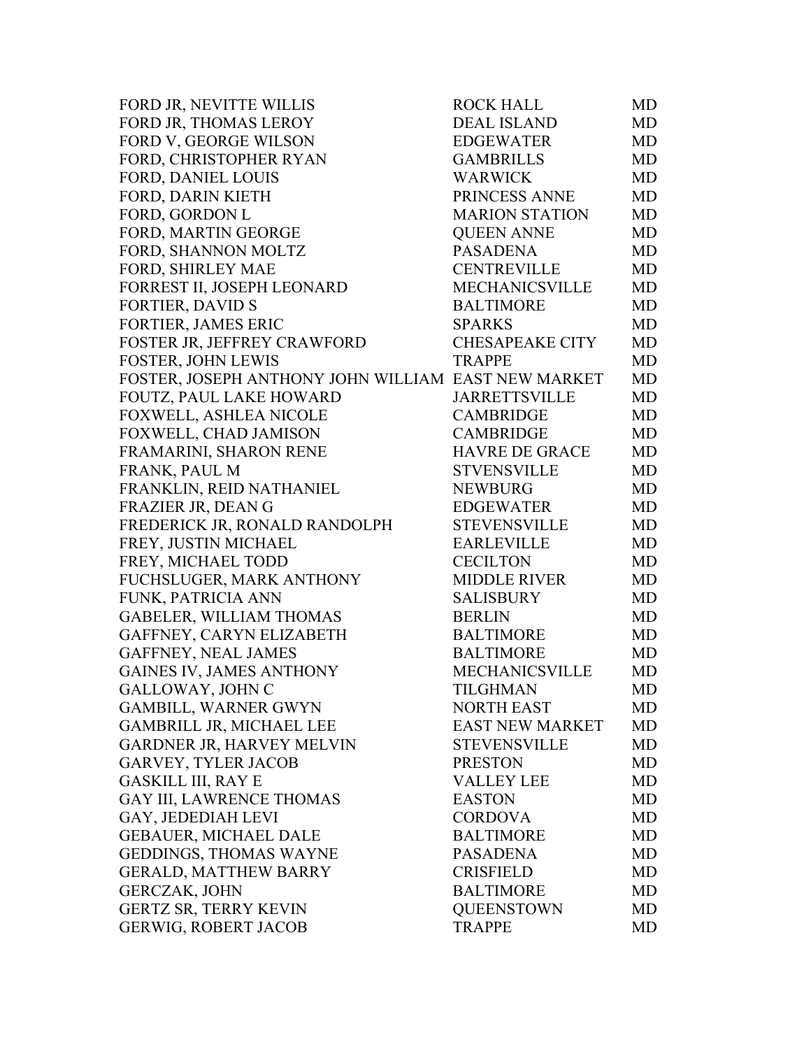| | | |
|---|---|---|
| FORD JR, NEVITTE WILLIS | ROCK HALL | MD |
| FORD JR, THOMAS LEROY | DEAL ISLAND | MD |
| FORD V, GEORGE WILSON | EDGEWATER | MD |
| FORD, CHRISTOPHER RYAN | GAMBRILLS | MD |
| FORD, DANIEL LOUIS | WARWICK | MD |
| FORD, DARIN KIETH | PRINCESS ANNE | MD |
| FORD, GORDON L | MARION STATION | MD |
| FORD, MARTIN GEORGE | QUEEN ANNE | MD |
| FORD, SHANNON MOLTZ | PASADENA | MD |
| FORD, SHIRLEY MAE | CENTREVILLE | MD |
| FORREST II, JOSEPH LEONARD | MECHANICSVILLE | MD |
| FORTIER, DAVID S | BALTIMORE | MD |
| FORTIER, JAMES ERIC | SPARKS | MD |
| FOSTER JR, JEFFREY CRAWFORD | CHESAPEAKE CITY | MD |
| FOSTER, JOHN LEWIS | TRAPPE | MD |
| FOSTER, JOSEPH ANTHONY JOHN WILLIAM | EAST NEW MARKET | MD |
| FOUTZ, PAUL LAKE HOWARD | JARRETTSVILLE | MD |
| FOXWELL, ASHLEA NICOLE | CAMBRIDGE | MD |
| FOXWELL, CHAD JAMISON | CAMBRIDGE | MD |
| FRAMARINI, SHARON RENE | HAVRE DE GRACE | MD |
| FRANK, PAUL M | STVENSVILLE | MD |
| FRANKLIN, REID NATHANIEL | NEWBURG | MD |
| FRAZIER JR, DEAN G | EDGEWATER | MD |
| FREDERICK JR, RONALD RANDOLPH | STEVENSVILLE | MD |
| FREY, JUSTIN MICHAEL | EARLEVILLE | MD |
| FREY, MICHAEL TODD | CECILTON | MD |
| FUCHSLUGER, MARK ANTHONY | MIDDLE RIVER | MD |
| FUNK, PATRICIA ANN | SALISBURY | MD |
| GABELER, WILLIAM THOMAS | BERLIN | MD |
| GAFFNEY, CARYN ELIZABETH | BALTIMORE | MD |
| GAFFNEY, NEAL JAMES | BALTIMORE | MD |
| GAINES IV, JAMES ANTHONY | MECHANICSVILLE | MD |
| GALLOWAY, JOHN C | TILGHMAN | MD |
| GAMBILL, WARNER GWYN | NORTH EAST | MD |
| GAMBRILL JR, MICHAEL LEE | EAST NEW MARKET | MD |
| GARDNER JR, HARVEY MELVIN | STEVENSVILLE | MD |
| GARVEY, TYLER JACOB | PRESTON | MD |
| GASKILL III, RAY E | VALLEY LEE | MD |
| GAY III, LAWRENCE THOMAS | EASTON | MD |
| GAY, JEDEDIAH LEVI | CORDOVA | MD |
| GEBAUER, MICHAEL DALE | BALTIMORE | MD |
| GEDDINGS, THOMAS WAYNE | PASADENA | MD |
| GERALD, MATTHEW BARRY | CRISFIELD | MD |
| GERCZAK, JOHN | BALTIMORE | MD |
| GERTZ SR, TERRY KEVIN | QUEENSTOWN | MD |
| GERWIG, ROBERT JACOB | TRAPPE | MD |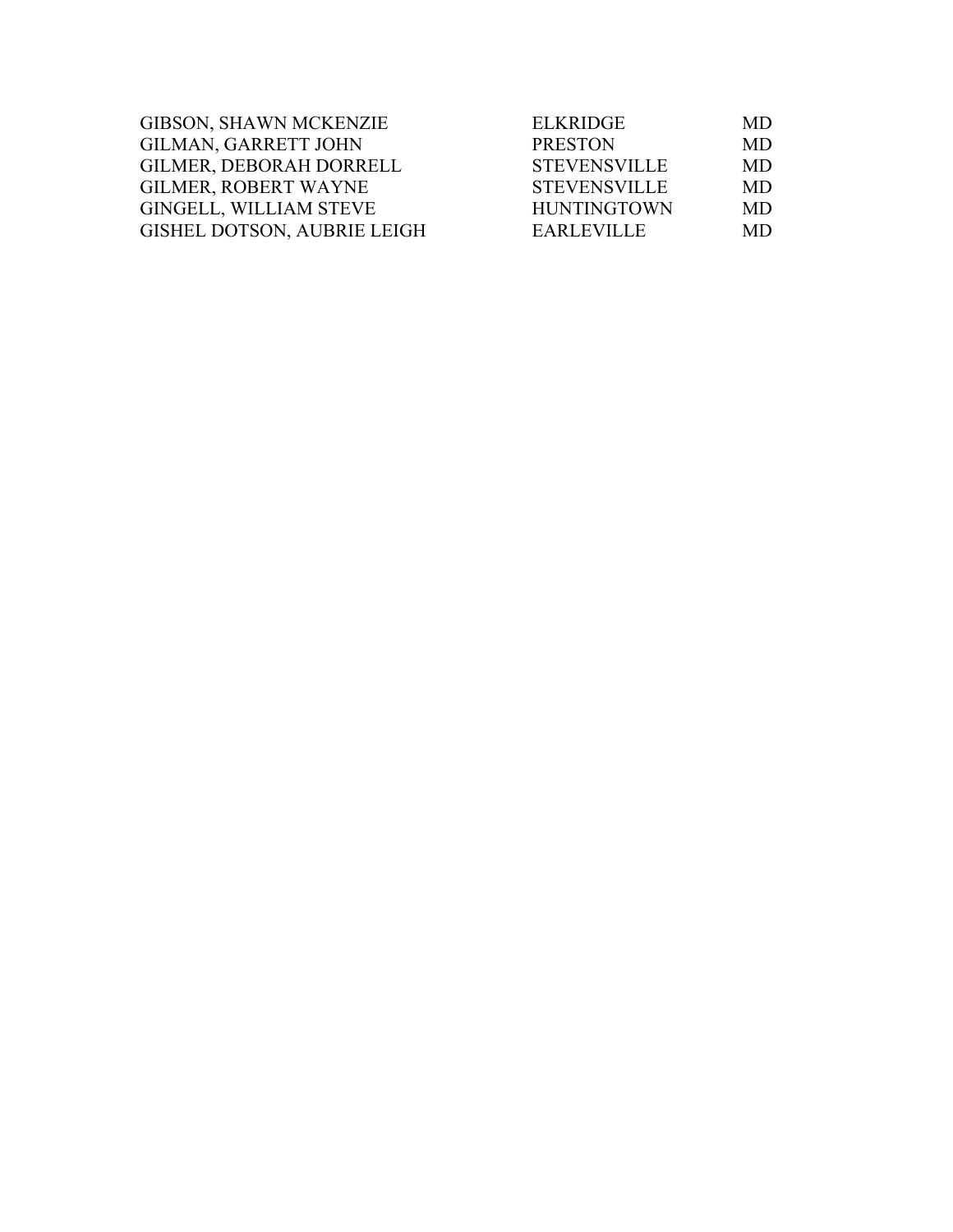| | | |
|---|---|---|
| GIBSON, SHAWN MCKENZIE | ELKRIDGE | MD |
| GILMAN, GARRETT JOHN | PRESTON | MD |
| GILMER, DEBORAH DORRELL | STEVENSVILLE | MD |
| GILMER, ROBERT WAYNE | STEVENSVILLE | MD |
| GINGELL, WILLIAM STEVE | HUNTINGTOWN | MD |
| GISHEL DOTSON, AUBRIE LEIGH | EARLEVILLE | MD |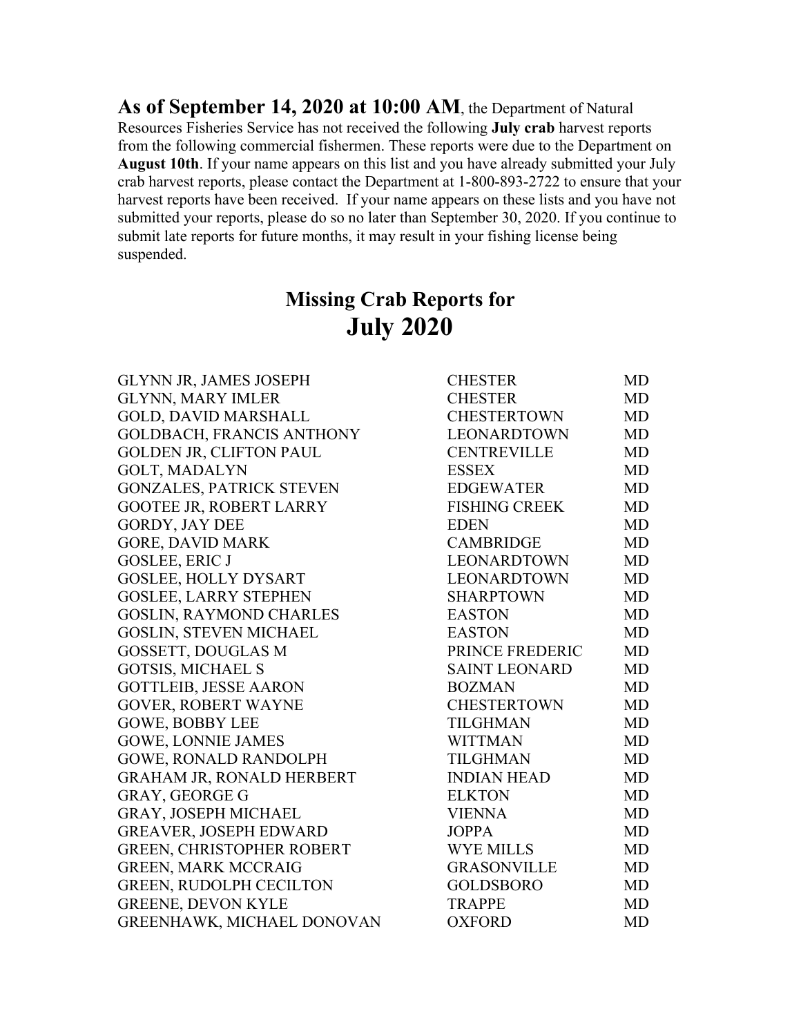**As of September 14, 2020 at 10:00 AM**, the Department of Natural Resources Fisheries Service has not received the following **July crab** harvest reports from the following commercial fishermen. These reports were due to the Department on **August 10th**. If your name appears on this list and you have already submitted your July crab harvest reports, please contact the Department at 1-800-893-2722 to ensure that your harvest reports have been received. If your name appears on these lists and you have not submitted your reports, please do so no later than September 30, 2020. If you continue to submit late reports for future months, it may result in your fishing license being suspended.

## Missing Crab Reports for
# July 2020

| | | |
|---|---|---|
| GLYNN JR, JAMES JOSEPH | CHESTER | MD |
| GLYNN, MARY IMLER | CHESTER | MD |
| GOLD, DAVID MARSHALL | CHESTERTOWN | MD |
| GOLDBACH, FRANCIS ANTHONY | LEONARDTOWN | MD |
| GOLDEN JR, CLIFTON PAUL | CENTREVILLE | MD |
| GOLT, MADALYN | ESSEX | MD |
| GONZALES, PATRICK STEVEN | EDGEWATER | MD |
| GOOTEE JR, ROBERT LARRY | FISHING CREEK | MD |
| GORDY, JAY DEE | EDEN | MD |
| GORE, DAVID MARK | CAMBRIDGE | MD |
| GOSLEE, ERIC J | LEONARDTOWN | MD |
| GOSLEE, HOLLY DYSART | LEONARDTOWN | MD |
| GOSLEE, LARRY STEPHEN | SHARPTOWN | MD |
| GOSLIN, RAYMOND CHARLES | EASTON | MD |
| GOSLIN, STEVEN MICHAEL | EASTON | MD |
| GOSSETT, DOUGLAS M | PRINCE FREDERIC | MD |
| GOTSIS, MICHAEL S | SAINT LEONARD | MD |
| GOTTLEIB, JESSE AARON | BOZMAN | MD |
| GOVER, ROBERT WAYNE | CHESTERTOWN | MD |
| GOWE, BOBBY LEE | TILGHMAN | MD |
| GOWE, LONNIE JAMES | WITTMAN | MD |
| GOWE, RONALD RANDOLPH | TILGHMAN | MD |
| GRAHAM JR, RONALD HERBERT | INDIAN HEAD | MD |
| GRAY, GEORGE G | ELKTON | MD |
| GRAY, JOSEPH MICHAEL | VIENNA | MD |
| GREAVER, JOSEPH EDWARD | JOPPA | MD |
| GREEN, CHRISTOPHER ROBERT | WYE MILLS | MD |
| GREEN, MARK MCCRAIG | GRASONVILLE | MD |
| GREEN, RUDOLPH CECILTON | GOLDSBORO | MD |
| GREENE, DEVON KYLE | TRAPPE | MD |
| GREENHAWK, MICHAEL DONOVAN | OXFORD | MD |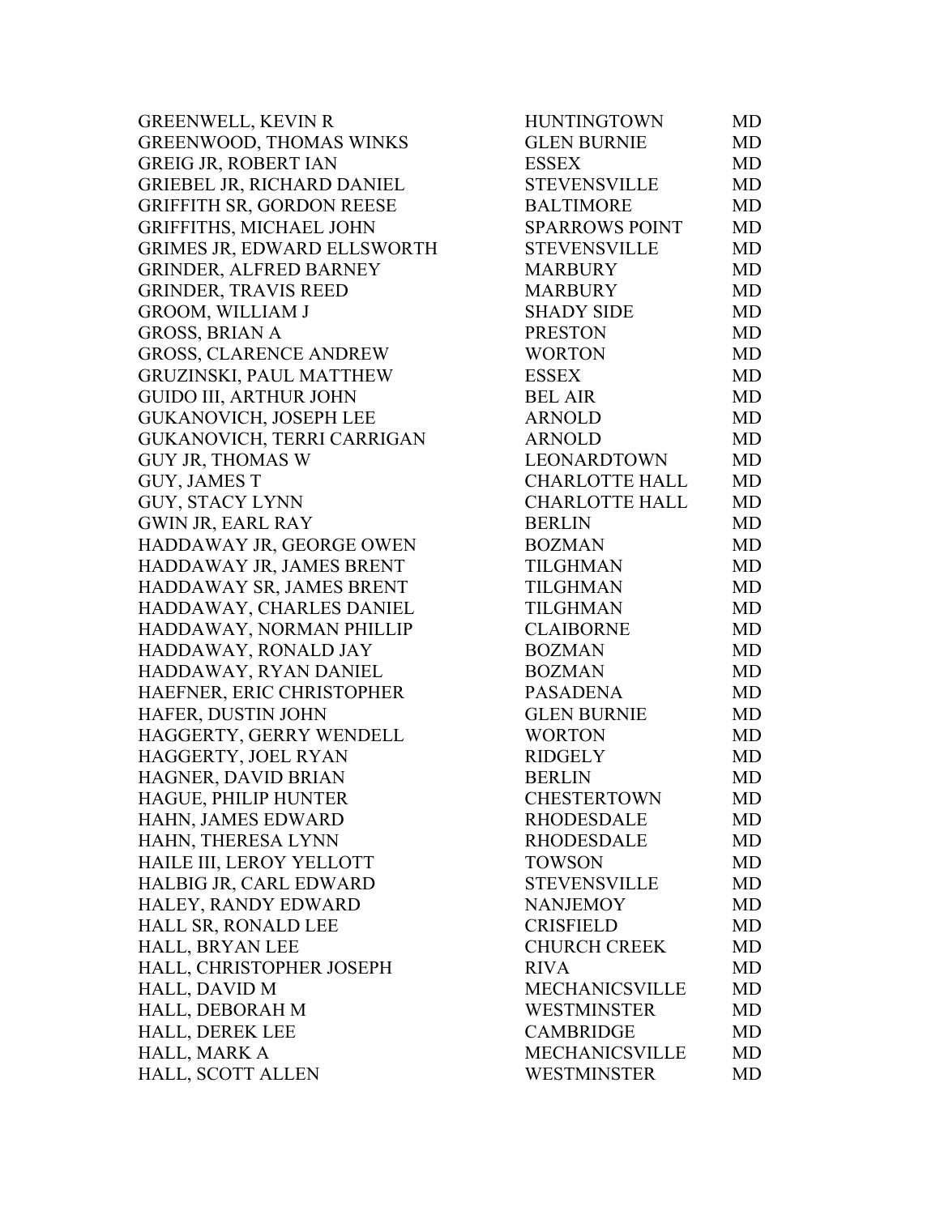| | | |
|---|---|---|
| GREENWELL, KEVIN R | HUNTINGTOWN | MD |
| GREENWOOD, THOMAS WINKS | GLEN BURNIE | MD |
| GREIG JR, ROBERT IAN | ESSEX | MD |
| GRIEBEL JR, RICHARD DANIEL | STEVENSVILLE | MD |
| GRIFFITH SR, GORDON REESE | BALTIMORE | MD |
| GRIFFITHS, MICHAEL JOHN | SPARROWS POINT | MD |
| GRIMES JR, EDWARD ELLSWORTH | STEVENSVILLE | MD |
| GRINDER, ALFRED BARNEY | MARBURY | MD |
| GRINDER, TRAVIS REED | MARBURY | MD |
| GROOM, WILLIAM J | SHADY SIDE | MD |
| GROSS, BRIAN A | PRESTON | MD |
| GROSS, CLARENCE ANDREW | WORTON | MD |
| GRUZINSKI, PAUL MATTHEW | ESSEX | MD |
| GUIDO III, ARTHUR JOHN | BEL AIR | MD |
| GUKANOVICH, JOSEPH LEE | ARNOLD | MD |
| GUKANOVICH, TERRI CARRIGAN | ARNOLD | MD |
| GUY JR, THOMAS W | LEONARDTOWN | MD |
| GUY, JAMES T | CHARLOTTE HALL | MD |
| GUY, STACY LYNN | CHARLOTTE HALL | MD |
| GWIN JR, EARL RAY | BERLIN | MD |
| HADDAWAY JR, GEORGE OWEN | BOZMAN | MD |
| HADDAWAY JR, JAMES BRENT | TILGHMAN | MD |
| HADDAWAY SR, JAMES BRENT | TILGHMAN | MD |
| HADDAWAY, CHARLES DANIEL | TILGHMAN | MD |
| HADDAWAY, NORMAN PHILLIP | CLAIBORNE | MD |
| HADDAWAY, RONALD JAY | BOZMAN | MD |
| HADDAWAY, RYAN DANIEL | BOZMAN | MD |
| HAEFNER, ERIC CHRISTOPHER | PASADENA | MD |
| HAFER, DUSTIN JOHN | GLEN BURNIE | MD |
| HAGGERTY, GERRY WENDELL | WORTON | MD |
| HAGGERTY, JOEL RYAN | RIDGELY | MD |
| HAGNER, DAVID BRIAN | BERLIN | MD |
| HAGUE, PHILIP HUNTER | CHESTERTOWN | MD |
| HAHN, JAMES EDWARD | RHODESDALE | MD |
| HAHN, THERESA LYNN | RHODESDALE | MD |
| HAILE III, LEROY YELLOTT | TOWSON | MD |
| HALBIG JR, CARL EDWARD | STEVENSVILLE | MD |
| HALEY, RANDY EDWARD | NANJEMOY | MD |
| HALL SR, RONALD LEE | CRISFIELD | MD |
| HALL, BRYAN LEE | CHURCH CREEK | MD |
| HALL, CHRISTOPHER JOSEPH | RIVA | MD |
| HALL, DAVID M | MECHANICSVILLE | MD |
| HALL, DEBORAH M | WESTMINSTER | MD |
| HALL, DEREK LEE | CAMBRIDGE | MD |
| HALL, MARK A | MECHANICSVILLE | MD |
| HALL, SCOTT ALLEN | WESTMINSTER | MD |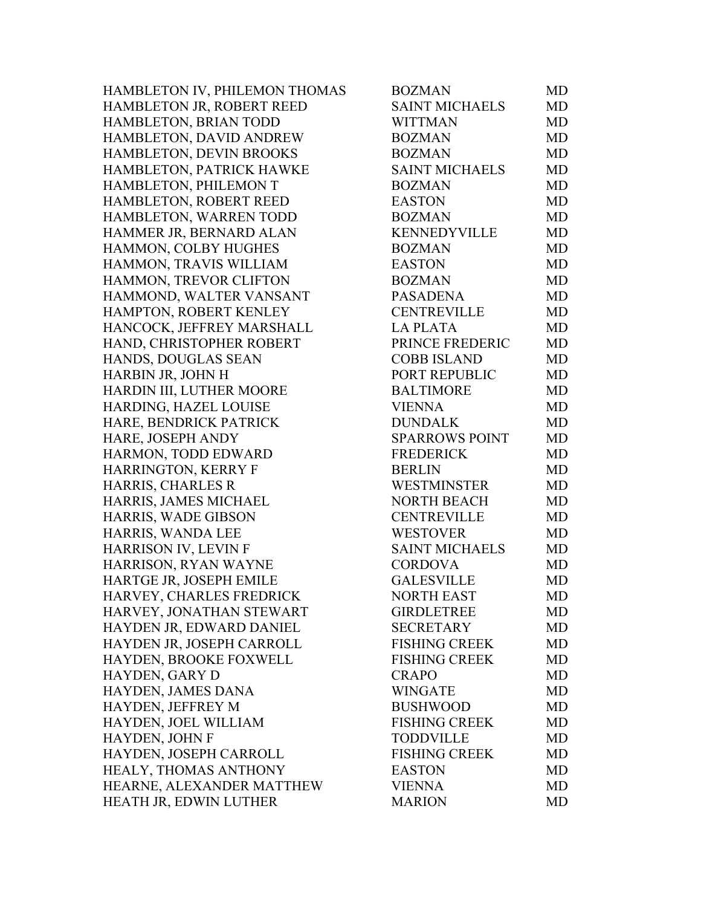| | | |
|---|---|---|
| HAMBLETON IV, PHILEMON THOMAS | BOZMAN | MD |
| HAMBLETON JR, ROBERT REED | SAINT MICHAELS | MD |
| HAMBLETON, BRIAN TODD | WITTMAN | MD |
| HAMBLETON, DAVID ANDREW | BOZMAN | MD |
| HAMBLETON, DEVIN BROOKS | BOZMAN | MD |
| HAMBLETON, PATRICK HAWKE | SAINT MICHAELS | MD |
| HAMBLETON, PHILEMON T | BOZMAN | MD |
| HAMBLETON, ROBERT REED | EASTON | MD |
| HAMBLETON, WARREN TODD | BOZMAN | MD |
| HAMMER JR, BERNARD ALAN | KENNEDYVILLE | MD |
| HAMMON, COLBY HUGHES | BOZMAN | MD |
| HAMMON, TRAVIS WILLIAM | EASTON | MD |
| HAMMON, TREVOR CLIFTON | BOZMAN | MD |
| HAMMOND, WALTER VANSANT | PASADENA | MD |
| HAMPTON, ROBERT KENLEY | CENTREVILLE | MD |
| HANCOCK, JEFFREY MARSHALL | LA PLATA | MD |
| HAND, CHRISTOPHER ROBERT | PRINCE FREDERIC | MD |
| HANDS, DOUGLAS SEAN | COBB ISLAND | MD |
| HARBIN JR, JOHN H | PORT REPUBLIC | MD |
| HARDIN III, LUTHER MOORE | BALTIMORE | MD |
| HARDING, HAZEL LOUISE | VIENNA | MD |
| HARE, BENDRICK PATRICK | DUNDALK | MD |
| HARE, JOSEPH ANDY | SPARROWS POINT | MD |
| HARMON, TODD EDWARD | FREDERICK | MD |
| HARRINGTON, KERRY F | BERLIN | MD |
| HARRIS, CHARLES R | WESTMINSTER | MD |
| HARRIS, JAMES MICHAEL | NORTH BEACH | MD |
| HARRIS, WADE GIBSON | CENTREVILLE | MD |
| HARRIS, WANDA LEE | WESTOVER | MD |
| HARRISON IV, LEVIN F | SAINT MICHAELS | MD |
| HARRISON, RYAN WAYNE | CORDOVA | MD |
| HARTGE JR, JOSEPH EMILE | GALESVILLE | MD |
| HARVEY, CHARLES FREDRICK | NORTH EAST | MD |
| HARVEY, JONATHAN STEWART | GIRDLETREE | MD |
| HAYDEN JR, EDWARD DANIEL | SECRETARY | MD |
| HAYDEN JR, JOSEPH CARROLL | FISHING CREEK | MD |
| HAYDEN, BROOKE FOXWELL | FISHING CREEK | MD |
| HAYDEN, GARY D | CRAPO | MD |
| HAYDEN, JAMES DANA | WINGATE | MD |
| HAYDEN, JEFFREY M | BUSHWOOD | MD |
| HAYDEN, JOEL WILLIAM | FISHING CREEK | MD |
| HAYDEN, JOHN F | TODDVILLE | MD |
| HAYDEN, JOSEPH CARROLL | FISHING CREEK | MD |
| HEALY, THOMAS ANTHONY | EASTON | MD |
| HEARNE, ALEXANDER MATTHEW | VIENNA | MD |
| HEATH JR, EDWIN LUTHER | MARION | MD |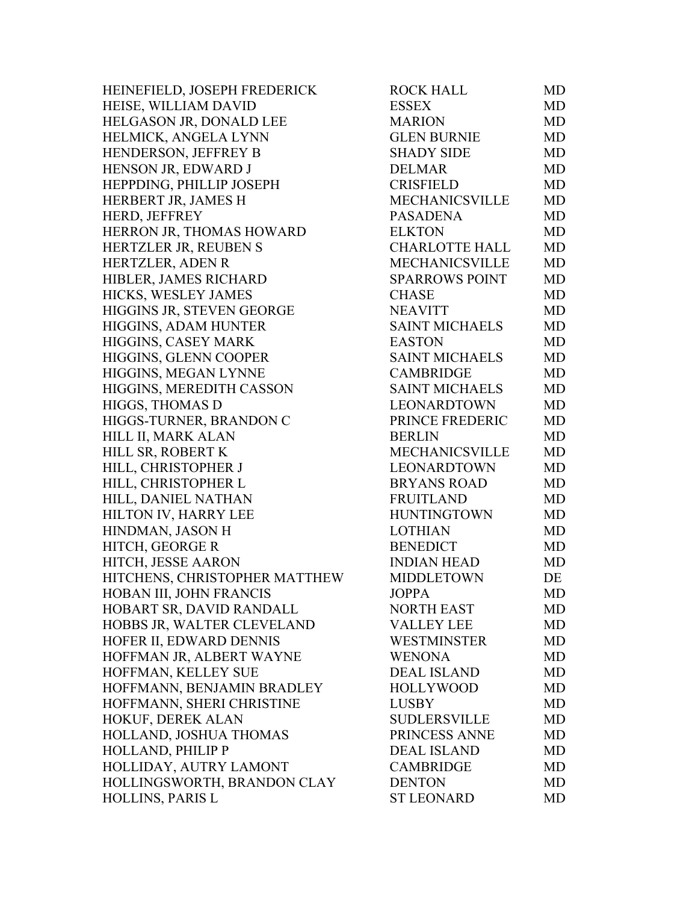| | | |
|---|---|---|
| HEINEFIELD, JOSEPH FREDERICK | ROCK HALL | MD |
| HEISE, WILLIAM DAVID | ESSEX | MD |
| HELGASON JR, DONALD LEE | MARION | MD |
| HELMICK, ANGELA LYNN | GLEN BURNIE | MD |
| HENDERSON, JEFFREY B | SHADY SIDE | MD |
| HENSON JR, EDWARD J | DELMAR | MD |
| HEPPDING, PHILLIP JOSEPH | CRISFIELD | MD |
| HERBERT JR, JAMES H | MECHANICSVILLE | MD |
| HERD, JEFFREY | PASADENA | MD |
| HERRON JR, THOMAS HOWARD | ELKTON | MD |
| HERTZLER JR, REUBEN S | CHARLOTTE HALL | MD |
| HERTZLER, ADEN R | MECHANICSVILLE | MD |
| HIBLER, JAMES RICHARD | SPARROWS POINT | MD |
| HICKS, WESLEY JAMES | CHASE | MD |
| HIGGINS JR, STEVEN GEORGE | NEAVITT | MD |
| HIGGINS, ADAM HUNTER | SAINT MICHAELS | MD |
| HIGGINS, CASEY MARK | EASTON | MD |
| HIGGINS, GLENN COOPER | SAINT MICHAELS | MD |
| HIGGINS, MEGAN LYNNE | CAMBRIDGE | MD |
| HIGGINS, MEREDITH CASSON | SAINT MICHAELS | MD |
| HIGGS, THOMAS D | LEONARDTOWN | MD |
| HIGGS-TURNER, BRANDON C | PRINCE FREDERIC | MD |
| HILL II, MARK ALAN | BERLIN | MD |
| HILL SR, ROBERT K | MECHANICSVILLE | MD |
| HILL, CHRISTOPHER J | LEONARDTOWN | MD |
| HILL, CHRISTOPHER L | BRYANS ROAD | MD |
| HILL, DANIEL NATHAN | FRUITLAND | MD |
| HILTON IV, HARRY LEE | HUNTINGTOWN | MD |
| HINDMAN, JASON H | LOTHIAN | MD |
| HITCH, GEORGE R | BENEDICT | MD |
| HITCH, JESSE AARON | INDIAN HEAD | MD |
| HITCHENS, CHRISTOPHER MATTHEW | MIDDLETOWN | DE |
| HOBAN III, JOHN FRANCIS | JOPPA | MD |
| HOBART SR, DAVID RANDALL | NORTH EAST | MD |
| HOBBS JR, WALTER CLEVELAND | VALLEY LEE | MD |
| HOFER II, EDWARD DENNIS | WESTMINSTER | MD |
| HOFFMAN JR, ALBERT WAYNE | WENONA | MD |
| HOFFMAN, KELLEY SUE | DEAL ISLAND | MD |
| HOFFMANN, BENJAMIN BRADLEY | HOLLYWOOD | MD |
| HOFFMANN, SHERI CHRISTINE | LUSBY | MD |
| HOKUF, DEREK ALAN | SUDLERSVILLE | MD |
| HOLLAND, JOSHUA THOMAS | PRINCESS ANNE | MD |
| HOLLAND, PHILIP P | DEAL ISLAND | MD |
| HOLLIDAY, AUTRY LAMONT | CAMBRIDGE | MD |
| HOLLINGSWORTH, BRANDON CLAY | DENTON | MD |
| HOLLINS, PARIS L | ST LEONARD | MD |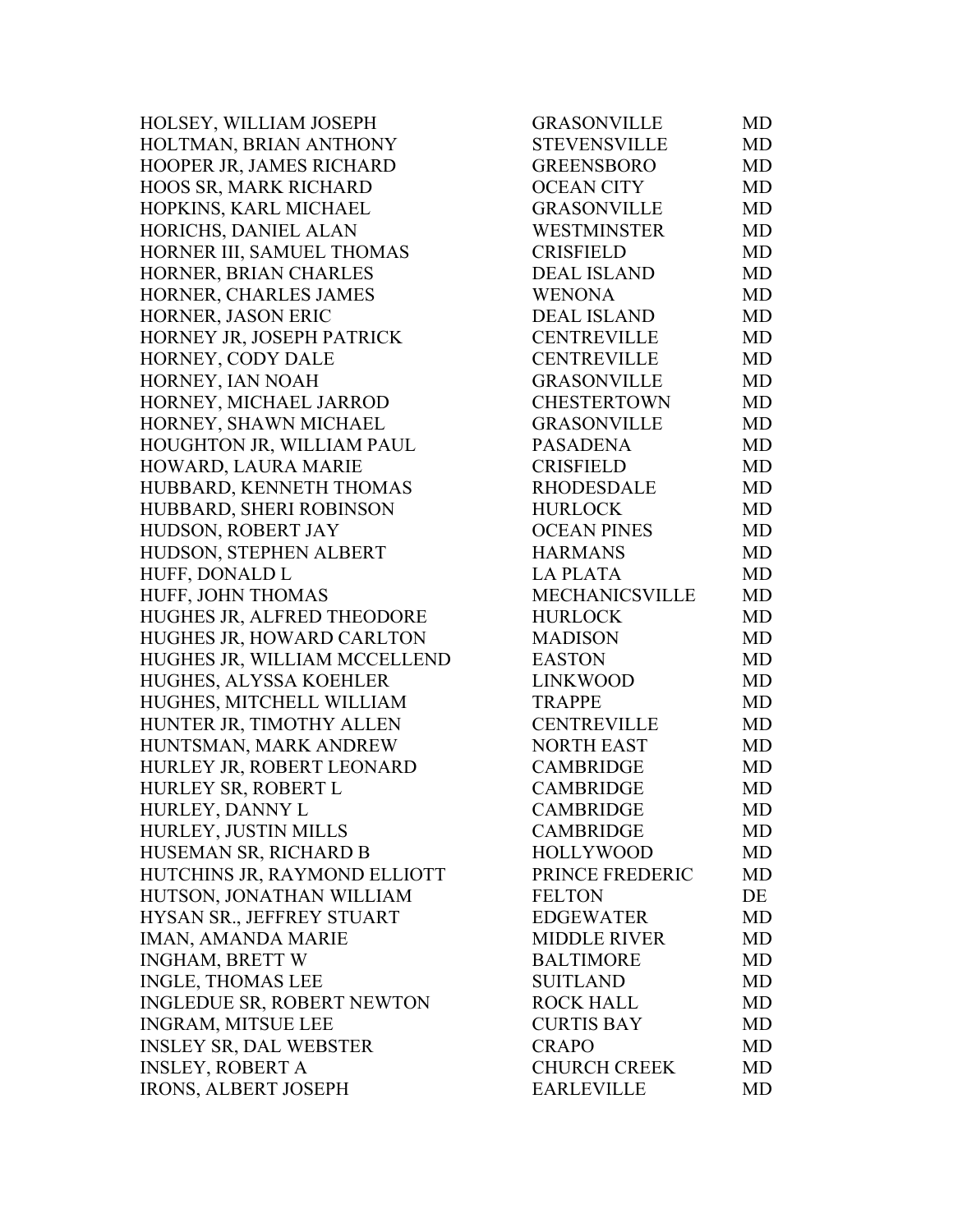| | | |
|---|---|---|
| HOLSEY, WILLIAM JOSEPH | GRASONVILLE | MD |
| HOLTMAN, BRIAN ANTHONY | STEVENSVILLE | MD |
| HOOPER JR, JAMES RICHARD | GREENSBORO | MD |
| HOOS SR, MARK RICHARD | OCEAN CITY | MD |
| HOPKINS, KARL MICHAEL | GRASONVILLE | MD |
| HORICHS, DANIEL ALAN | WESTMINSTER | MD |
| HORNER III, SAMUEL THOMAS | CRISFIELD | MD |
| HORNER, BRIAN CHARLES | DEAL ISLAND | MD |
| HORNER, CHARLES JAMES | WENONA | MD |
| HORNER, JASON ERIC | DEAL ISLAND | MD |
| HORNEY JR, JOSEPH PATRICK | CENTREVILLE | MD |
| HORNEY, CODY DALE | CENTREVILLE | MD |
| HORNEY, IAN NOAH | GRASONVILLE | MD |
| HORNEY, MICHAEL JARROD | CHESTERTOWN | MD |
| HORNEY, SHAWN MICHAEL | GRASONVILLE | MD |
| HOUGHTON JR, WILLIAM PAUL | PASADENA | MD |
| HOWARD, LAURA MARIE | CRISFIELD | MD |
| HUBBARD, KENNETH THOMAS | RHODESDALE | MD |
| HUBBARD, SHERI ROBINSON | HURLOCK | MD |
| HUDSON, ROBERT JAY | OCEAN PINES | MD |
| HUDSON, STEPHEN ALBERT | HARMANS | MD |
| HUFF, DONALD L | LA PLATA | MD |
| HUFF, JOHN THOMAS | MECHANICSVILLE | MD |
| HUGHES JR, ALFRED THEODORE | HURLOCK | MD |
| HUGHES JR, HOWARD CARLTON | MADISON | MD |
| HUGHES JR, WILLIAM MCCELLEND | EASTON | MD |
| HUGHES, ALYSSA KOEHLER | LINKWOOD | MD |
| HUGHES, MITCHELL WILLIAM | TRAPPE | MD |
| HUNTER JR, TIMOTHY ALLEN | CENTREVILLE | MD |
| HUNTSMAN, MARK ANDREW | NORTH EAST | MD |
| HURLEY JR, ROBERT LEONARD | CAMBRIDGE | MD |
| HURLEY SR, ROBERT L | CAMBRIDGE | MD |
| HURLEY, DANNY L | CAMBRIDGE | MD |
| HURLEY, JUSTIN MILLS | CAMBRIDGE | MD |
| HUSEMAN SR, RICHARD B | HOLLYWOOD | MD |
| HUTCHINS JR, RAYMOND ELLIOTT | PRINCE FREDERIC | MD |
| HUTSON, JONATHAN WILLIAM | FELTON | DE |
| HYSAN SR., JEFFREY STUART | EDGEWATER | MD |
| IMAN, AMANDA MARIE | MIDDLE RIVER | MD |
| INGHAM, BRETT W | BALTIMORE | MD |
| INGLE, THOMAS LEE | SUITLAND | MD |
| INGLEDUE SR, ROBERT NEWTON | ROCK HALL | MD |
| INGRAM, MITSUE LEE | CURTIS BAY | MD |
| INSLEY SR, DAL WEBSTER | CRAPO | MD |
| INSLEY, ROBERT A | CHURCH CREEK | MD |
| IRONS, ALBERT JOSEPH | EARLEVILLE | MD |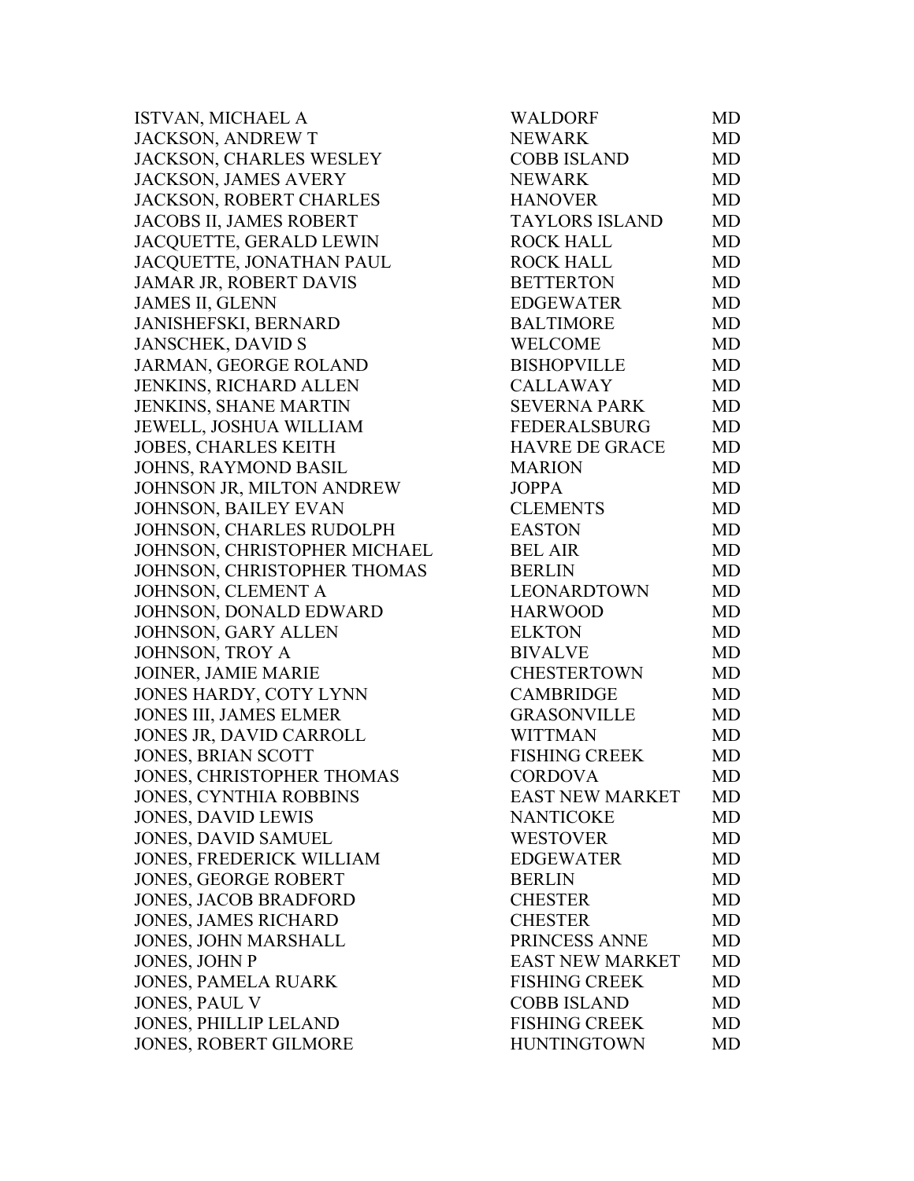| | | |
|---|---|---|
| ISTVAN, MICHAEL A | WALDORF | MD |
| JACKSON, ANDREW T | NEWARK | MD |
| JACKSON, CHARLES WESLEY | COBB ISLAND | MD |
| JACKSON, JAMES AVERY | NEWARK | MD |
| JACKSON, ROBERT CHARLES | HANOVER | MD |
| JACOBS II, JAMES ROBERT | TAYLORS ISLAND | MD |
| JACQUETTE, GERALD LEWIN | ROCK HALL | MD |
| JACQUETTE, JONATHAN PAUL | ROCK HALL | MD |
| JAMAR JR, ROBERT DAVIS | BETTERTON | MD |
| JAMES II, GLENN | EDGEWATER | MD |
| JANISHEFSKI, BERNARD | BALTIMORE | MD |
| JANSCHEK, DAVID S | WELCOME | MD |
| JARMAN, GEORGE ROLAND | BISHOPVILLE | MD |
| JENKINS, RICHARD ALLEN | CALLAWAY | MD |
| JENKINS, SHANE MARTIN | SEVERNA PARK | MD |
| JEWELL, JOSHUA WILLIAM | FEDERALSBURG | MD |
| JOBES, CHARLES KEITH | HAVRE DE GRACE | MD |
| JOHNS, RAYMOND BASIL | MARION | MD |
| JOHNSON JR, MILTON ANDREW | JOPPA | MD |
| JOHNSON, BAILEY EVAN | CLEMENTS | MD |
| JOHNSON, CHARLES RUDOLPH | EASTON | MD |
| JOHNSON, CHRISTOPHER MICHAEL | BEL AIR | MD |
| JOHNSON, CHRISTOPHER THOMAS | BERLIN | MD |
| JOHNSON, CLEMENT A | LEONARDTOWN | MD |
| JOHNSON, DONALD EDWARD | HARWOOD | MD |
| JOHNSON, GARY ALLEN | ELKTON | MD |
| JOHNSON, TROY A | BIVALVE | MD |
| JOINER, JAMIE MARIE | CHESTERTOWN | MD |
| JONES HARDY, COTY LYNN | CAMBRIDGE | MD |
| JONES III, JAMES ELMER | GRASONVILLE | MD |
| JONES JR, DAVID CARROLL | WITTMAN | MD |
| JONES, BRIAN SCOTT | FISHING CREEK | MD |
| JONES, CHRISTOPHER THOMAS | CORDOVA | MD |
| JONES, CYNTHIA ROBBINS | EAST NEW MARKET | MD |
| JONES, DAVID LEWIS | NANTICOKE | MD |
| JONES, DAVID SAMUEL | WESTOVER | MD |
| JONES, FREDERICK WILLIAM | EDGEWATER | MD |
| JONES, GEORGE ROBERT | BERLIN | MD |
| JONES, JACOB BRADFORD | CHESTER | MD |
| JONES, JAMES RICHARD | CHESTER | MD |
| JONES, JOHN MARSHALL | PRINCESS ANNE | MD |
| JONES, JOHN P | EAST NEW MARKET | MD |
| JONES, PAMELA RUARK | FISHING CREEK | MD |
| JONES, PAUL V | COBB ISLAND | MD |
| JONES, PHILLIP LELAND | FISHING CREEK | MD |
| JONES, ROBERT GILMORE | HUNTINGTOWN | MD |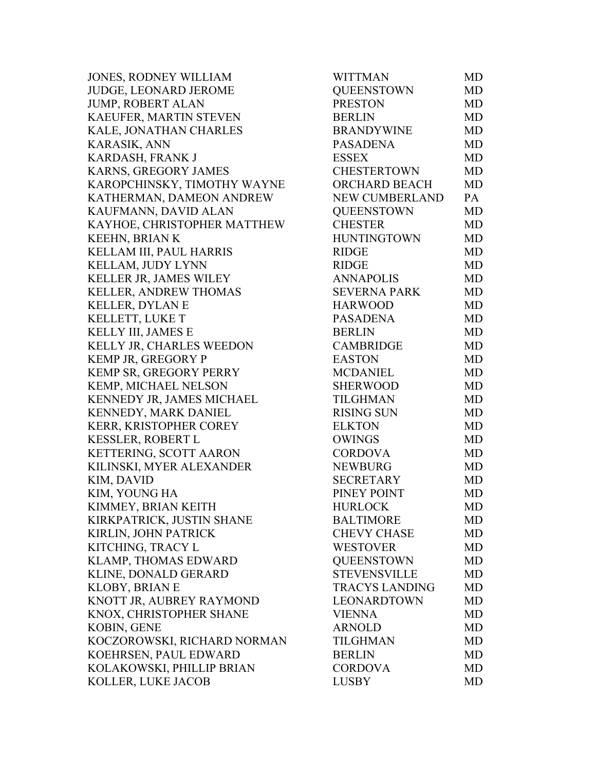| | | |
|---|---|---|
| JONES, RODNEY WILLIAM | WITTMAN | MD |
| JUDGE, LEONARD JEROME | QUEENSTOWN | MD |
| JUMP, ROBERT ALAN | PRESTON | MD |
| KAEUFER, MARTIN STEVEN | BERLIN | MD |
| KALE, JONATHAN CHARLES | BRANDYWINE | MD |
| KARASIK, ANN | PASADENA | MD |
| KARDASH, FRANK J | ESSEX | MD |
| KARNS, GREGORY JAMES | CHESTERTOWN | MD |
| KAROPCHINSKY, TIMOTHY WAYNE | ORCHARD BEACH | MD |
| KATHERMAN, DAMEON ANDREW | NEW CUMBERLAND | PA |
| KAUFMANN, DAVID ALAN | QUEENSTOWN | MD |
| KAYHOE, CHRISTOPHER MATTHEW | CHESTER | MD |
| KEEHN, BRIAN K | HUNTINGTOWN | MD |
| KELLAM III, PAUL HARRIS | RIDGE | MD |
| KELLAM, JUDY LYNN | RIDGE | MD |
| KELLER JR, JAMES WILEY | ANNAPOLIS | MD |
| KELLER, ANDREW THOMAS | SEVERNA PARK | MD |
| KELLER, DYLAN E | HARWOOD | MD |
| KELLETT, LUKE T | PASADENA | MD |
| KELLY III, JAMES E | BERLIN | MD |
| KELLY JR, CHARLES WEEDON | CAMBRIDGE | MD |
| KEMP JR, GREGORY P | EASTON | MD |
| KEMP SR, GREGORY PERRY | MCDANIEL | MD |
| KEMP, MICHAEL NELSON | SHERWOOD | MD |
| KENNEDY JR, JAMES MICHAEL | TILGHMAN | MD |
| KENNEDY, MARK DANIEL | RISING SUN | MD |
| KERR, KRISTOPHER COREY | ELKTON | MD |
| KESSLER, ROBERT L | OWINGS | MD |
| KETTERING, SCOTT AARON | CORDOVA | MD |
| KILINSKI, MYER ALEXANDER | NEWBURG | MD |
| KIM, DAVID | SECRETARY | MD |
| KIM, YOUNG HA | PINEY POINT | MD |
| KIMMEY, BRIAN KEITH | HURLOCK | MD |
| KIRKPATRICK, JUSTIN SHANE | BALTIMORE | MD |
| KIRLIN, JOHN PATRICK | CHEVY CHASE | MD |
| KITCHING, TRACY L | WESTOVER | MD |
| KLAMP, THOMAS EDWARD | QUEENSTOWN | MD |
| KLINE, DONALD GERARD | STEVENSVILLE | MD |
| KLOBY, BRIAN E | TRACYS LANDING | MD |
| KNOTT JR, AUBREY RAYMOND | LEONARDTOWN | MD |
| KNOX, CHRISTOPHER SHANE | VIENNA | MD |
| KOBIN, GENE | ARNOLD | MD |
| KOCZOROWSKI, RICHARD NORMAN | TILGHMAN | MD |
| KOEHRSEN, PAUL EDWARD | BERLIN | MD |
| KOLAKOWSKI, PHILLIP BRIAN | CORDOVA | MD |
| KOLLER, LUKE JACOB | LUSBY | MD |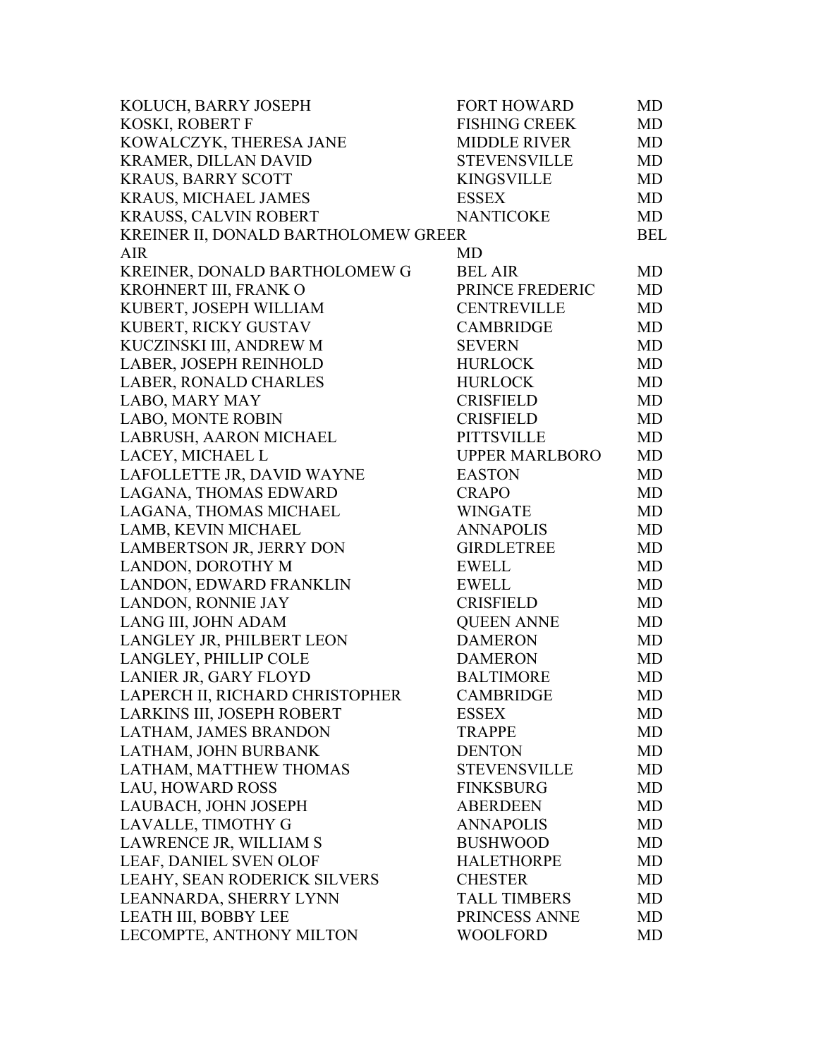| | | |
|---|---|---|
| KOLUCH, BARRY JOSEPH | FORT HOWARD | MD |
| KOSKI, ROBERT F | FISHING CREEK | MD |
| KOWALCZYK, THERESA JANE | MIDDLE RIVER | MD |
| KRAMER, DILLAN DAVID | STEVENSVILLE | MD |
| KRAUS, BARRY SCOTT | KINGSVILLE | MD |
| KRAUS, MICHAEL JAMES | ESSEX | MD |
| KRAUSS, CALVIN ROBERT | NANTICOKE | MD |
| KREINER II, DONALD BARTHOLOMEW GREER | | BEL |
| AIR | MD | |
| KREINER, DONALD BARTHOLOMEW G | BEL AIR | MD |
| KROHNERT III, FRANK O | PRINCE FREDERIC | MD |
| KUBERT, JOSEPH WILLIAM | CENTREVILLE | MD |
| KUBERT, RICKY GUSTAV | CAMBRIDGE | MD |
| KUCZINSKI III, ANDREW M | SEVERN | MD |
| LABER, JOSEPH REINHOLD | HURLOCK | MD |
| LABER, RONALD CHARLES | HURLOCK | MD |
| LABO, MARY MAY | CRISFIELD | MD |
| LABO, MONTE ROBIN | CRISFIELD | MD |
| LABRUSH, AARON MICHAEL | PITTSVILLE | MD |
| LACEY, MICHAEL L | UPPER MARLBORO | MD |
| LAFOLLETTE JR, DAVID WAYNE | EASTON | MD |
| LAGANA, THOMAS EDWARD | CRAPO | MD |
| LAGANA, THOMAS MICHAEL | WINGATE | MD |
| LAMB, KEVIN MICHAEL | ANNAPOLIS | MD |
| LAMBERTSON JR, JERRY DON | GIRDLETREE | MD |
| LANDON, DOROTHY M | EWELL | MD |
| LANDON, EDWARD FRANKLIN | EWELL | MD |
| LANDON, RONNIE JAY | CRISFIELD | MD |
| LANG III, JOHN ADAM | QUEEN ANNE | MD |
| LANGLEY JR, PHILBERT LEON | DAMERON | MD |
| LANGLEY, PHILLIP COLE | DAMERON | MD |
| LANIER JR, GARY FLOYD | BALTIMORE | MD |
| LAPERCH II, RICHARD CHRISTOPHER | CAMBRIDGE | MD |
| LARKINS III, JOSEPH ROBERT | ESSEX | MD |
| LATHAM, JAMES BRANDON | TRAPPE | MD |
| LATHAM, JOHN BURBANK | DENTON | MD |
| LATHAM, MATTHEW THOMAS | STEVENSVILLE | MD |
| LAU, HOWARD ROSS | FINKSBURG | MD |
| LAUBACH, JOHN JOSEPH | ABERDEEN | MD |
| LAVALLE, TIMOTHY G | ANNAPOLIS | MD |
| LAWRENCE JR, WILLIAM S | BUSHWOOD | MD |
| LEAF, DANIEL SVEN OLOF | HALETHORPE | MD |
| LEAHY, SEAN RODERICK SILVERS | CHESTER | MD |
| LEANNARDA, SHERRY LYNN | TALL TIMBERS | MD |
| LEATH III, BOBBY LEE | PRINCESS ANNE | MD |
| LECOMPTE, ANTHONY MILTON | WOOLFORD | MD |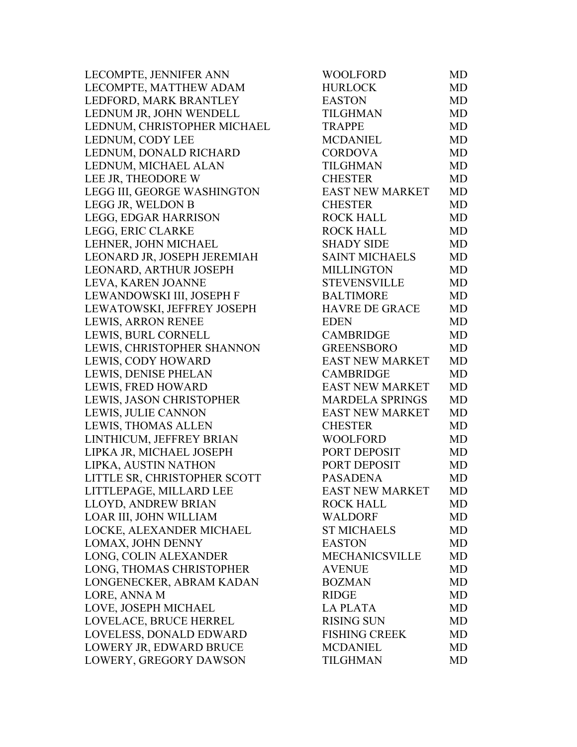| | | |
|---|---|---|
| LECOMPTE, JENNIFER ANN | WOOLFORD | MD |
| LECOMPTE, MATTHEW ADAM | HURLOCK | MD |
| LEDFORD, MARK BRANTLEY | EASTON | MD |
| LEDNUM JR, JOHN WENDELL | TILGHMAN | MD |
| LEDNUM, CHRISTOPHER MICHAEL | TRAPPE | MD |
| LEDNUM, CODY LEE | MCDANIEL | MD |
| LEDNUM, DONALD RICHARD | CORDOVA | MD |
| LEDNUM, MICHAEL ALAN | TILGHMAN | MD |
| LEE JR, THEODORE W | CHESTER | MD |
| LEGG III, GEORGE WASHINGTON | EAST NEW MARKET | MD |
| LEGG JR, WELDON B | CHESTER | MD |
| LEGG, EDGAR HARRISON | ROCK HALL | MD |
| LEGG, ERIC CLARKE | ROCK HALL | MD |
| LEHNER, JOHN MICHAEL | SHADY SIDE | MD |
| LEONARD JR, JOSEPH JEREMIAH | SAINT MICHAELS | MD |
| LEONARD, ARTHUR JOSEPH | MILLINGTON | MD |
| LEVA, KAREN JOANNE | STEVENSVILLE | MD |
| LEWANDOWSKI III, JOSEPH F | BALTIMORE | MD |
| LEWATOWSKI, JEFFREY JOSEPH | HAVRE DE GRACE | MD |
| LEWIS, ARRON RENEE | EDEN | MD |
| LEWIS, BURL CORNELL | CAMBRIDGE | MD |
| LEWIS, CHRISTOPHER SHANNON | GREENSBORO | MD |
| LEWIS, CODY HOWARD | EAST NEW MARKET | MD |
| LEWIS, DENISE PHELAN | CAMBRIDGE | MD |
| LEWIS, FRED HOWARD | EAST NEW MARKET | MD |
| LEWIS, JASON CHRISTOPHER | MARDELA SPRINGS | MD |
| LEWIS, JULIE CANNON | EAST NEW MARKET | MD |
| LEWIS, THOMAS ALLEN | CHESTER | MD |
| LINTHICUM, JEFFREY BRIAN | WOOLFORD | MD |
| LIPKA JR, MICHAEL JOSEPH | PORT DEPOSIT | MD |
| LIPKA, AUSTIN NATHON | PORT DEPOSIT | MD |
| LITTLE SR, CHRISTOPHER SCOTT | PASADENA | MD |
| LITTLEPAGE, MILLARD LEE | EAST NEW MARKET | MD |
| LLOYD, ANDREW BRIAN | ROCK HALL | MD |
| LOAR III, JOHN WILLIAM | WALDORF | MD |
| LOCKE, ALEXANDER MICHAEL | ST MICHAELS | MD |
| LOMAX, JOHN DENNY | EASTON | MD |
| LONG, COLIN ALEXANDER | MECHANICSVILLE | MD |
| LONG, THOMAS CHRISTOPHER | AVENUE | MD |
| LONGENECKER, ABRAM KADAN | BOZMAN | MD |
| LORE, ANNA M | RIDGE | MD |
| LOVE, JOSEPH MICHAEL | LA PLATA | MD |
| LOVELACE, BRUCE HERREL | RISING SUN | MD |
| LOVELESS, DONALD EDWARD | FISHING CREEK | MD |
| LOWERY JR, EDWARD BRUCE | MCDANIEL | MD |
| LOWERY, GREGORY DAWSON | TILGHMAN | MD |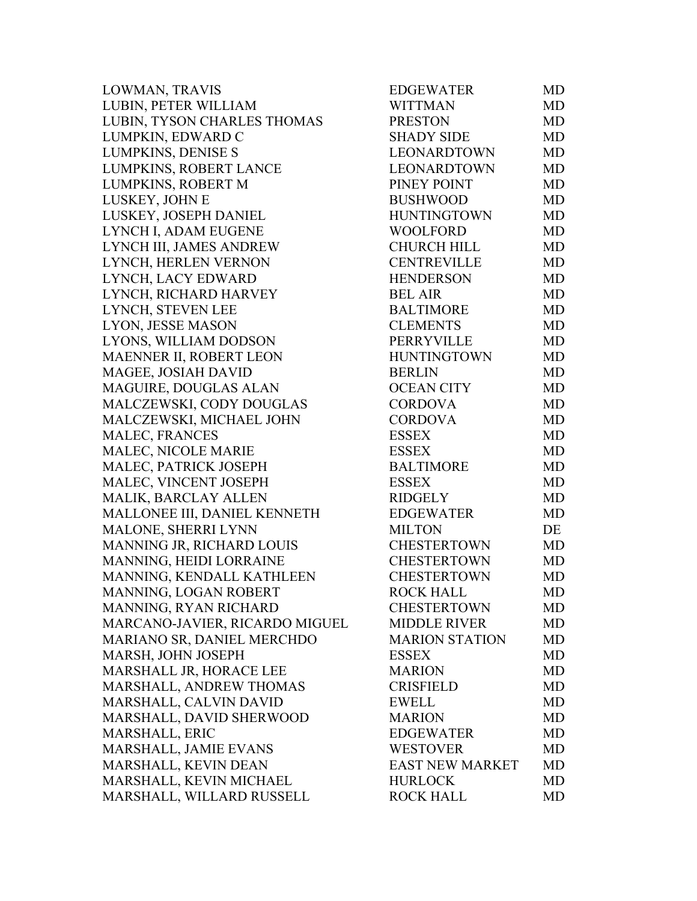| | | |
|---|---|---|
| LOWMAN, TRAVIS | EDGEWATER | MD |
| LUBIN, PETER WILLIAM | WITTMAN | MD |
| LUBIN, TYSON CHARLES THOMAS | PRESTON | MD |
| LUMPKIN, EDWARD C | SHADY SIDE | MD |
| LUMPKINS, DENISE S | LEONARDTOWN | MD |
| LUMPKINS, ROBERT LANCE | LEONARDTOWN | MD |
| LUMPKINS, ROBERT M | PINEY POINT | MD |
| LUSKEY, JOHN E | BUSHWOOD | MD |
| LUSKEY, JOSEPH DANIEL | HUNTINGTOWN | MD |
| LYNCH I, ADAM EUGENE | WOOLFORD | MD |
| LYNCH III, JAMES ANDREW | CHURCH HILL | MD |
| LYNCH, HERLEN VERNON | CENTREVILLE | MD |
| LYNCH, LACY EDWARD | HENDERSON | MD |
| LYNCH, RICHARD HARVEY | BEL AIR | MD |
| LYNCH, STEVEN LEE | BALTIMORE | MD |
| LYON, JESSE MASON | CLEMENTS | MD |
| LYONS, WILLIAM DODSON | PERRYVILLE | MD |
| MAENNER II, ROBERT LEON | HUNTINGTOWN | MD |
| MAGEE, JOSIAH DAVID | BERLIN | MD |
| MAGUIRE, DOUGLAS ALAN | OCEAN CITY | MD |
| MALCZEWSKI, CODY DOUGLAS | CORDOVA | MD |
| MALCZEWSKI, MICHAEL JOHN | CORDOVA | MD |
| MALEC, FRANCES | ESSEX | MD |
| MALEC, NICOLE MARIE | ESSEX | MD |
| MALEC, PATRICK JOSEPH | BALTIMORE | MD |
| MALEC, VINCENT JOSEPH | ESSEX | MD |
| MALIK, BARCLAY ALLEN | RIDGELY | MD |
| MALLONEE III, DANIEL KENNETH | EDGEWATER | MD |
| MALONE, SHERRI LYNN | MILTON | DE |
| MANNING JR, RICHARD LOUIS | CHESTERTOWN | MD |
| MANNING, HEIDI LORRAINE | CHESTERTOWN | MD |
| MANNING, KENDALL KATHLEEN | CHESTERTOWN | MD |
| MANNING, LOGAN ROBERT | ROCK HALL | MD |
| MANNING, RYAN RICHARD | CHESTERTOWN | MD |
| MARCANO-JAVIER, RICARDO MIGUEL | MIDDLE RIVER | MD |
| MARIANO SR, DANIEL MERCHDO | MARION STATION | MD |
| MARSH, JOHN JOSEPH | ESSEX | MD |
| MARSHALL JR, HORACE LEE | MARION | MD |
| MARSHALL, ANDREW THOMAS | CRISFIELD | MD |
| MARSHALL, CALVIN DAVID | EWELL | MD |
| MARSHALL, DAVID SHERWOOD | MARION | MD |
| MARSHALL, ERIC | EDGEWATER | MD |
| MARSHALL, JAMIE EVANS | WESTOVER | MD |
| MARSHALL, KEVIN DEAN | EAST NEW MARKET | MD |
| MARSHALL, KEVIN MICHAEL | HURLOCK | MD |
| MARSHALL, WILLARD RUSSELL | ROCK HALL | MD |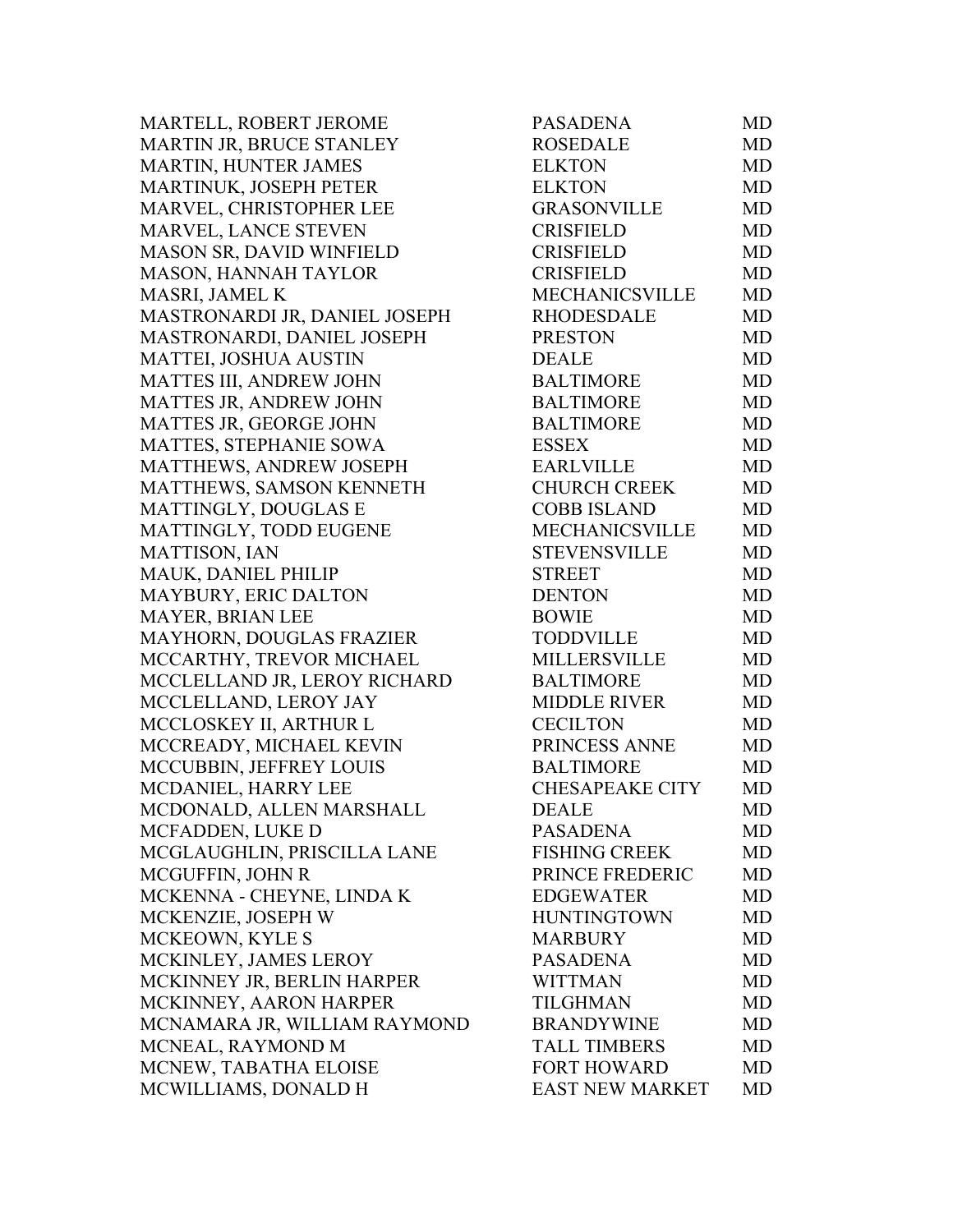| | | |
|---|---|---|
| MARTELL, ROBERT JEROME | PASADENA | MD |
| MARTIN JR, BRUCE STANLEY | ROSEDALE | MD |
| MARTIN, HUNTER JAMES | ELKTON | MD |
| MARTINUK, JOSEPH PETER | ELKTON | MD |
| MARVEL, CHRISTOPHER LEE | GRASONVILLE | MD |
| MARVEL, LANCE STEVEN | CRISFIELD | MD |
| MASON SR, DAVID WINFIELD | CRISFIELD | MD |
| MASON, HANNAH TAYLOR | CRISFIELD | MD |
| MASRI, JAMEL K | MECHANICSVILLE | MD |
| MASTRONARDI JR, DANIEL JOSEPH | RHODESDALE | MD |
| MASTRONARDI, DANIEL JOSEPH | PRESTON | MD |
| MATTEI, JOSHUA AUSTIN | DEALE | MD |
| MATTES III, ANDREW JOHN | BALTIMORE | MD |
| MATTES JR, ANDREW JOHN | BALTIMORE | MD |
| MATTES JR, GEORGE JOHN | BALTIMORE | MD |
| MATTES, STEPHANIE SOWA | ESSEX | MD |
| MATTHEWS, ANDREW JOSEPH | EARLVILLE | MD |
| MATTHEWS, SAMSON KENNETH | CHURCH CREEK | MD |
| MATTINGLY, DOUGLAS E | COBB ISLAND | MD |
| MATTINGLY, TODD EUGENE | MECHANICSVILLE | MD |
| MATTISON, IAN | STEVENSVILLE | MD |
| MAUK, DANIEL PHILIP | STREET | MD |
| MAYBURY, ERIC DALTON | DENTON | MD |
| MAYER, BRIAN LEE | BOWIE | MD |
| MAYHORN, DOUGLAS FRAZIER | TODDVILLE | MD |
| MCCARTHY, TREVOR MICHAEL | MILLERSVILLE | MD |
| MCCLELLAND JR, LEROY RICHARD | BALTIMORE | MD |
| MCCLELLAND, LEROY JAY | MIDDLE RIVER | MD |
| MCCLOSKEY II, ARTHUR L | CECILTON | MD |
| MCCREADY, MICHAEL KEVIN | PRINCESS ANNE | MD |
| MCCUBBIN, JEFFREY LOUIS | BALTIMORE | MD |
| MCDANIEL, HARRY LEE | CHESAPEAKE CITY | MD |
| MCDONALD, ALLEN MARSHALL | DEALE | MD |
| MCFADDEN, LUKE D | PASADENA | MD |
| MCGLAUGHLIN, PRISCILLA LANE | FISHING CREEK | MD |
| MCGUFFIN, JOHN R | PRINCE FREDERIC | MD |
| MCKENNA - CHEYNE, LINDA K | EDGEWATER | MD |
| MCKENZIE, JOSEPH W | HUNTINGTOWN | MD |
| MCKEOWN, KYLE S | MARBURY | MD |
| MCKINLEY, JAMES LEROY | PASADENA | MD |
| MCKINNEY JR, BERLIN HARPER | WITTMAN | MD |
| MCKINNEY, AARON HARPER | TILGHMAN | MD |
| MCNAMARA JR, WILLIAM RAYMOND | BRANDYWINE | MD |
| MCNEAL, RAYMOND M | TALL TIMBERS | MD |
| MCNEW, TABATHA ELOISE | FORT HOWARD | MD |
| MCWILLIAMS, DONALD H | EAST NEW MARKET | MD |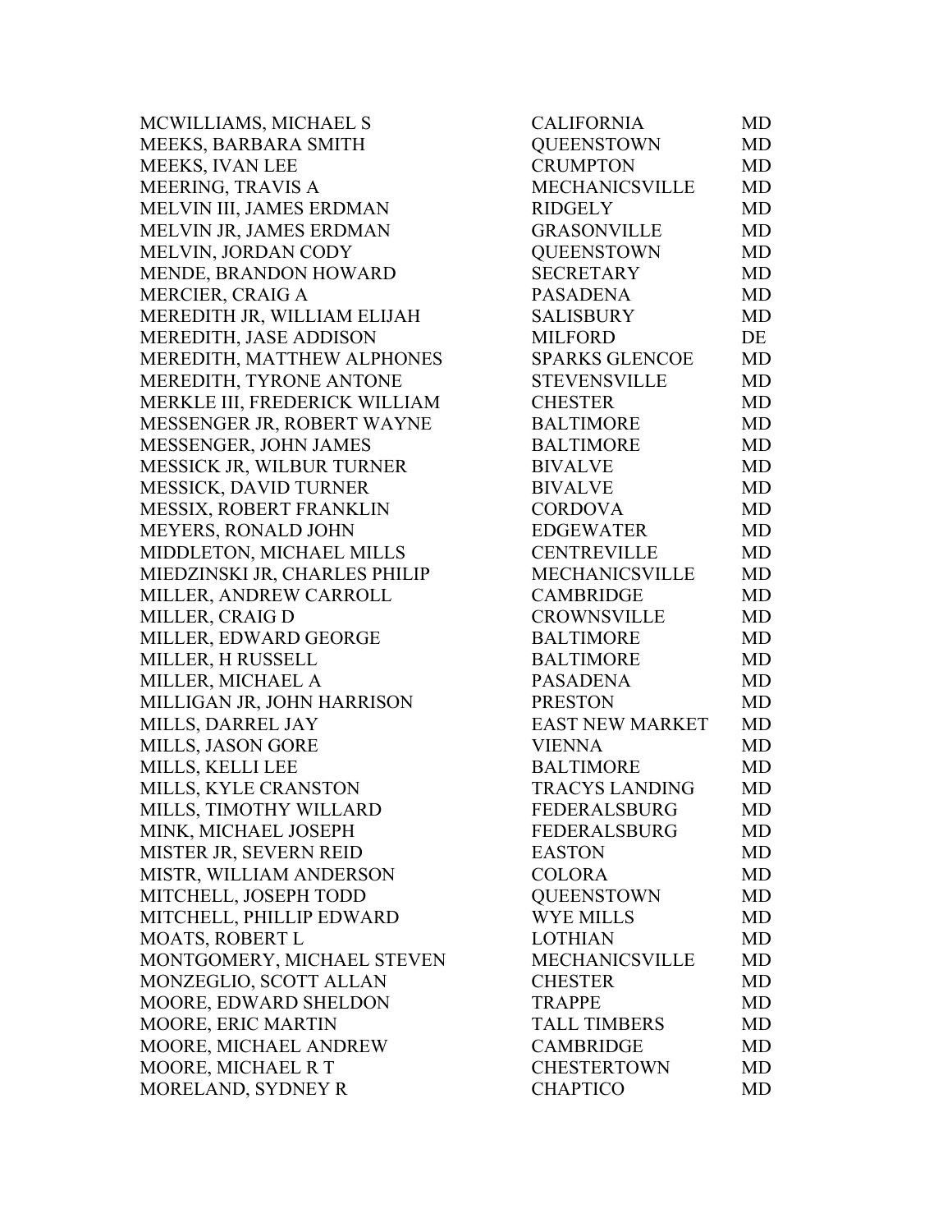| | | |
|---|---|---|
| MCWILLIAMS, MICHAEL S | CALIFORNIA | MD |
| MEEKS, BARBARA SMITH | QUEENSTOWN | MD |
| MEEKS, IVAN LEE | CRUMPTON | MD |
| MEERING, TRAVIS A | MECHANICSVILLE | MD |
| MELVIN III, JAMES ERDMAN | RIDGELY | MD |
| MELVIN JR, JAMES ERDMAN | GRASONVILLE | MD |
| MELVIN, JORDAN CODY | QUEENSTOWN | MD |
| MENDE, BRANDON HOWARD | SECRETARY | MD |
| MERCIER, CRAIG A | PASADENA | MD |
| MEREDITH JR, WILLIAM ELIJAH | SALISBURY | MD |
| MEREDITH, JASE ADDISON | MILFORD | DE |
| MEREDITH, MATTHEW ALPHONES | SPARKS GLENCOE | MD |
| MEREDITH, TYRONE ANTONE | STEVENSVILLE | MD |
| MERKLE III, FREDERICK WILLIAM | CHESTER | MD |
| MESSENGER JR, ROBERT WAYNE | BALTIMORE | MD |
| MESSENGER, JOHN JAMES | BALTIMORE | MD |
| MESSICK JR, WILBUR TURNER | BIVALVE | MD |
| MESSICK, DAVID TURNER | BIVALVE | MD |
| MESSIX, ROBERT FRANKLIN | CORDOVA | MD |
| MEYERS, RONALD JOHN | EDGEWATER | MD |
| MIDDLETON, MICHAEL MILLS | CENTREVILLE | MD |
| MIEDZINSKI JR, CHARLES PHILIP | MECHANICSVILLE | MD |
| MILLER, ANDREW CARROLL | CAMBRIDGE | MD |
| MILLER, CRAIG D | CROWNSVILLE | MD |
| MILLER, EDWARD GEORGE | BALTIMORE | MD |
| MILLER, H RUSSELL | BALTIMORE | MD |
| MILLER, MICHAEL A | PASADENA | MD |
| MILLIGAN JR, JOHN HARRISON | PRESTON | MD |
| MILLS, DARREL JAY | EAST NEW MARKET | MD |
| MILLS, JASON GORE | VIENNA | MD |
| MILLS, KELLI LEE | BALTIMORE | MD |
| MILLS, KYLE CRANSTON | TRACYS LANDING | MD |
| MILLS, TIMOTHY WILLARD | FEDERALSBURG | MD |
| MINK, MICHAEL JOSEPH | FEDERALSBURG | MD |
| MISTER JR, SEVERN REID | EASTON | MD |
| MISTR, WILLIAM ANDERSON | COLORA | MD |
| MITCHELL, JOSEPH TODD | QUEENSTOWN | MD |
| MITCHELL, PHILLIP EDWARD | WYE MILLS | MD |
| MOATS, ROBERT L | LOTHIAN | MD |
| MONTGOMERY, MICHAEL STEVEN | MECHANICSVILLE | MD |
| MONZEGLIO, SCOTT ALLAN | CHESTER | MD |
| MOORE, EDWARD SHELDON | TRAPPE | MD |
| MOORE, ERIC MARTIN | TALL TIMBERS | MD |
| MOORE, MICHAEL ANDREW | CAMBRIDGE | MD |
| MOORE, MICHAEL R T | CHESTERTOWN | MD |
| MORELAND, SYDNEY R | CHAPTICO | MD |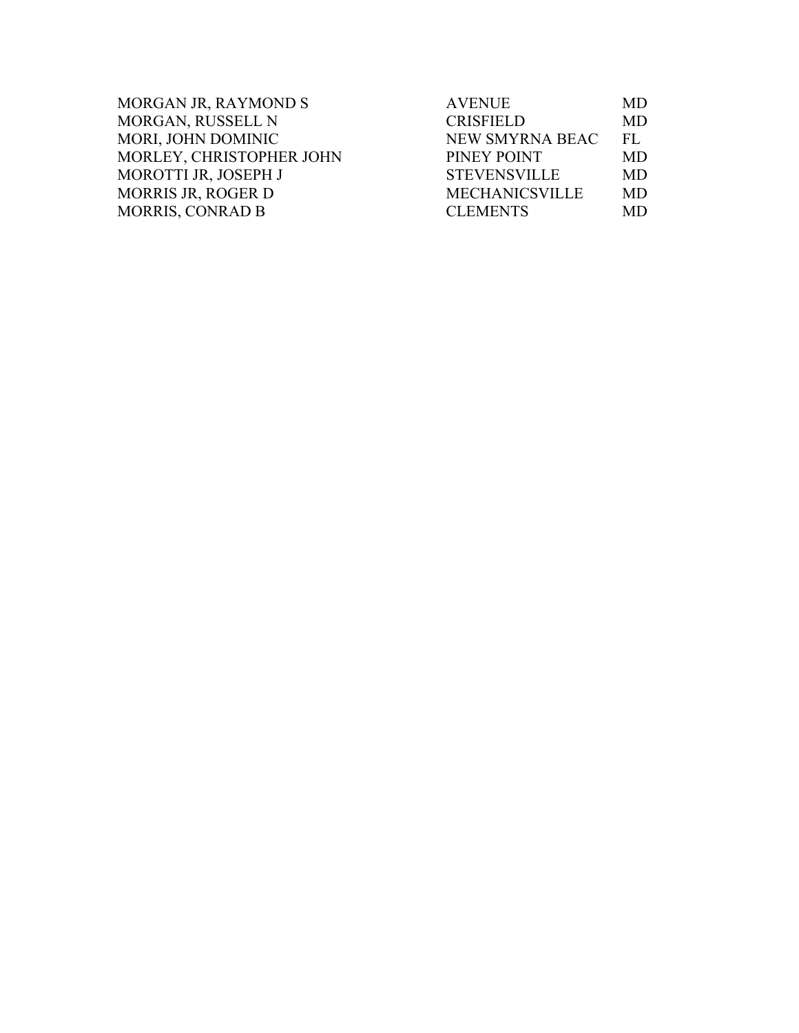| | | |
|---|---|---|
| MORGAN JR, RAYMOND S | AVENUE | MD |
| MORGAN, RUSSELL N | CRISFIELD | MD |
| MORI, JOHN DOMINIC | NEW SMYRNA BEAC | FL |
| MORLEY, CHRISTOPHER JOHN | PINEY POINT | MD |
| MOROTTI JR, JOSEPH J | STEVENSVILLE | MD |
| MORRIS JR, ROGER D | MECHANICSVILLE | MD |
| MORRIS, CONRAD B | CLEMENTS | MD |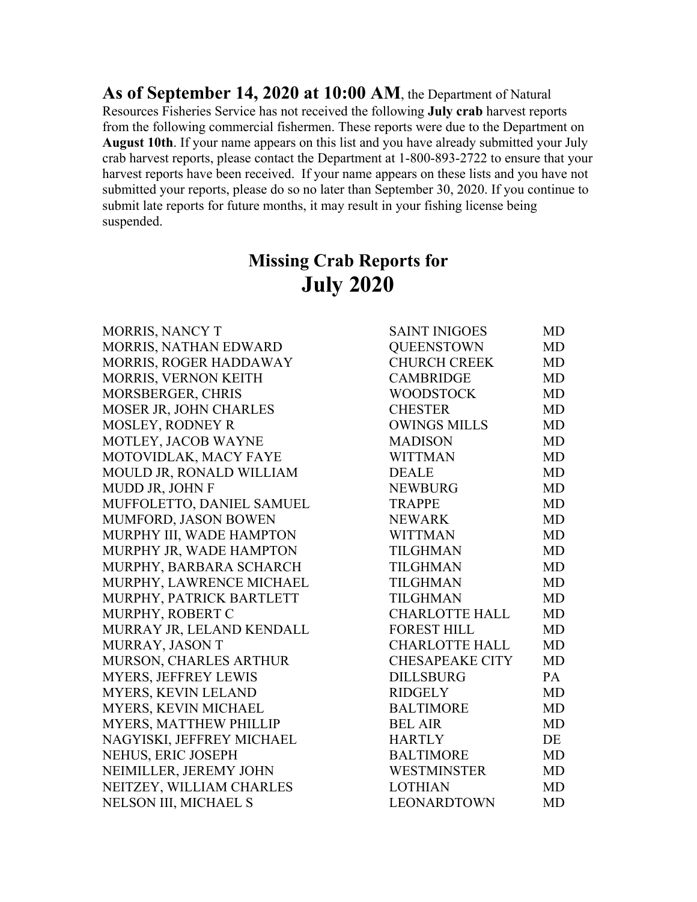**As of September 14, 2020 at 10:00 AM**, the Department of Natural Resources Fisheries Service has not received the following **July crab** harvest reports from the following commercial fishermen. These reports were due to the Department on **August 10th**. If your name appears on this list and you have already submitted your July crab harvest reports, please contact the Department at 1-800-893-2722 to ensure that your harvest reports have been received. If your name appears on these lists and you have not submitted your reports, please do so no later than September 30, 2020. If you continue to submit late reports for future months, it may result in your fishing license being suspended.

## Missing Crab Reports for
# July 2020

| Name | City | State |
|---|---|---|
| MORRIS, NANCY T | SAINT INIGOES | MD |
| MORRIS, NATHAN EDWARD | QUEENSTOWN | MD |
| MORRIS, ROGER HADDAWAY | CHURCH CREEK | MD |
| MORRIS, VERNON KEITH | CAMBRIDGE | MD |
| MORSBERGER, CHRIS | WOODSTOCK | MD |
| MOSER JR, JOHN CHARLES | CHESTER | MD |
| MOSLEY, RODNEY R | OWINGS MILLS | MD |
| MOTLEY, JACOB WAYNE | MADISON | MD |
| MOTOVIDLAK, MACY FAYE | WITTMAN | MD |
| MOULD JR, RONALD WILLIAM | DEALE | MD |
| MUDD JR, JOHN F | NEWBURG | MD |
| MUFFOLETTO, DANIEL SAMUEL | TRAPPE | MD |
| MUMFORD, JASON BOWEN | NEWARK | MD |
| MURPHY III, WADE HAMPTON | WITTMAN | MD |
| MURPHY JR, WADE HAMPTON | TILGHMAN | MD |
| MURPHY, BARBARA SCHARCH | TILGHMAN | MD |
| MURPHY, LAWRENCE MICHAEL | TILGHMAN | MD |
| MURPHY, PATRICK BARTLETT | TILGHMAN | MD |
| MURPHY, ROBERT C | CHARLOTTE HALL | MD |
| MURRAY JR, LELAND KENDALL | FOREST HILL | MD |
| MURRAY, JASON T | CHARLOTTE HALL | MD |
| MURSON, CHARLES ARTHUR | CHESAPEAKE CITY | MD |
| MYERS, JEFFREY LEWIS | DILLSBURG | PA |
| MYERS, KEVIN LELAND | RIDGELY | MD |
| MYERS, KEVIN MICHAEL | BALTIMORE | MD |
| MYERS, MATTHEW PHILLIP | BEL AIR | MD |
| NAGYISKI, JEFFREY MICHAEL | HARTLY | DE |
| NEHUS, ERIC JOSEPH | BALTIMORE | MD |
| NEIMILLER, JEREMY JOHN | WESTMINSTER | MD |
| NEITZEY, WILLIAM CHARLES | LOTHIAN | MD |
| NELSON III, MICHAEL S | LEONARDTOWN | MD |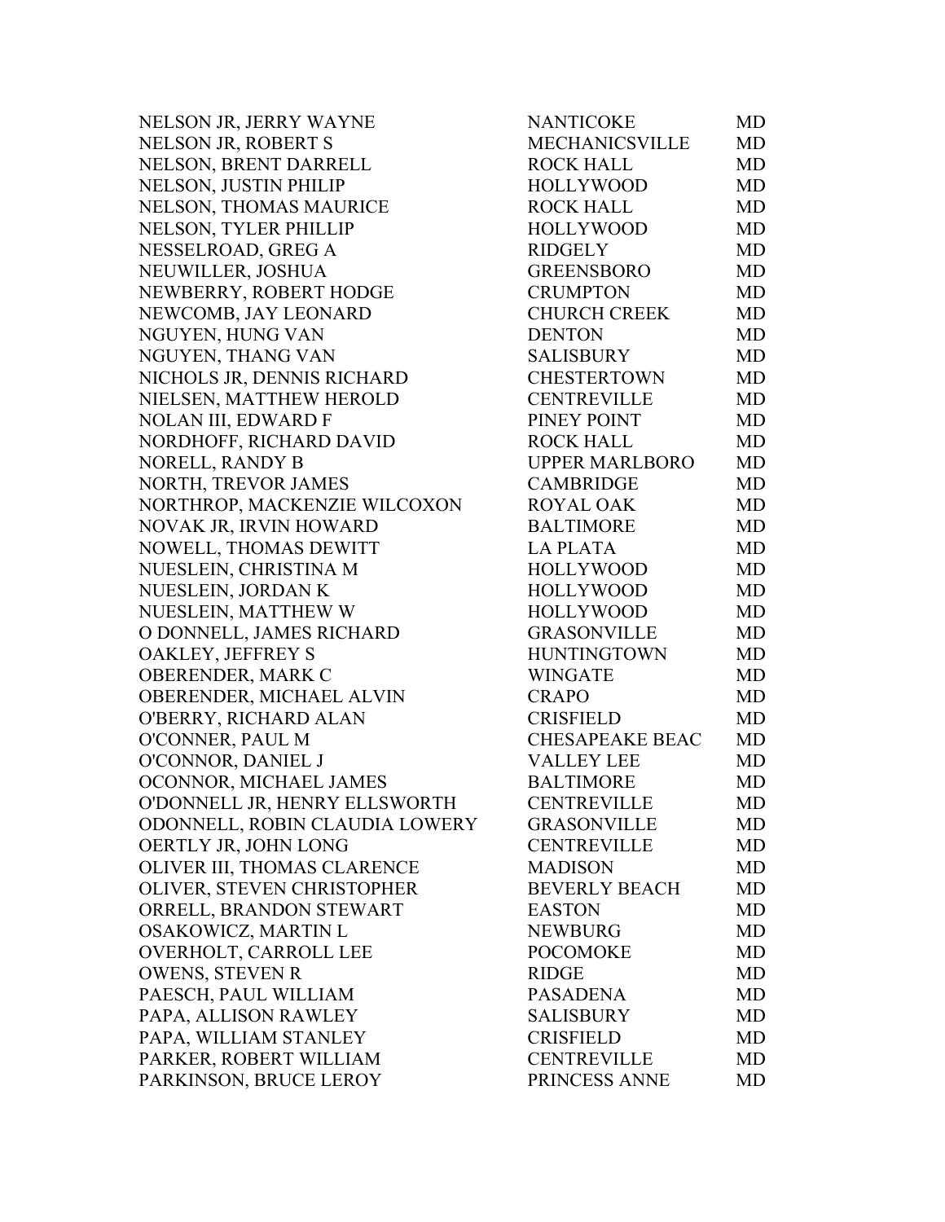| | | |
|---|---|---|
| NELSON JR, JERRY WAYNE | NANTICOKE | MD |
| NELSON JR, ROBERT S | MECHANICSVILLE | MD |
| NELSON, BRENT DARRELL | ROCK HALL | MD |
| NELSON, JUSTIN PHILIP | HOLLYWOOD | MD |
| NELSON, THOMAS MAURICE | ROCK HALL | MD |
| NELSON, TYLER PHILLIP | HOLLYWOOD | MD |
| NESSELROAD, GREG A | RIDGELY | MD |
| NEUWILLER, JOSHUA | GREENSBORO | MD |
| NEWBERRY, ROBERT HODGE | CRUMPTON | MD |
| NEWCOMB, JAY LEONARD | CHURCH CREEK | MD |
| NGUYEN, HUNG VAN | DENTON | MD |
| NGUYEN, THANG VAN | SALISBURY | MD |
| NICHOLS JR, DENNIS RICHARD | CHESTERTOWN | MD |
| NIELSEN, MATTHEW HEROLD | CENTREVILLE | MD |
| NOLAN III, EDWARD F | PINEY POINT | MD |
| NORDHOFF, RICHARD DAVID | ROCK HALL | MD |
| NORELL, RANDY B | UPPER MARLBORO | MD |
| NORTH, TREVOR JAMES | CAMBRIDGE | MD |
| NORTHROP, MACKENZIE WILCOXON | ROYAL OAK | MD |
| NOVAK JR, IRVIN HOWARD | BALTIMORE | MD |
| NOWELL, THOMAS DEWITT | LA PLATA | MD |
| NUESLEIN, CHRISTINA M | HOLLYWOOD | MD |
| NUESLEIN, JORDAN K | HOLLYWOOD | MD |
| NUESLEIN, MATTHEW W | HOLLYWOOD | MD |
| O DONNELL, JAMES RICHARD | GRASONVILLE | MD |
| OAKLEY, JEFFREY S | HUNTINGTOWN | MD |
| OBERENDER, MARK C | WINGATE | MD |
| OBERENDER, MICHAEL ALVIN | CRAPO | MD |
| O'BERRY, RICHARD ALAN | CRISFIELD | MD |
| O'CONNER, PAUL M | CHESAPEAKE BEAC | MD |
| O'CONNOR, DANIEL J | VALLEY LEE | MD |
| OCONNOR, MICHAEL JAMES | BALTIMORE | MD |
| O'DONNELL JR, HENRY ELLSWORTH | CENTREVILLE | MD |
| ODONNELL, ROBIN CLAUDIA LOWERY | GRASONVILLE | MD |
| OERTLY JR, JOHN LONG | CENTREVILLE | MD |
| OLIVER III, THOMAS CLARENCE | MADISON | MD |
| OLIVER, STEVEN CHRISTOPHER | BEVERLY BEACH | MD |
| ORRELL, BRANDON STEWART | EASTON | MD |
| OSAKOWICZ, MARTIN L | NEWBURG | MD |
| OVERHOLT, CARROLL LEE | POCOMOKE | MD |
| OWENS, STEVEN R | RIDGE | MD |
| PAESCH, PAUL WILLIAM | PASADENA | MD |
| PAPA, ALLISON RAWLEY | SALISBURY | MD |
| PAPA, WILLIAM STANLEY | CRISFIELD | MD |
| PARKER, ROBERT WILLIAM | CENTREVILLE | MD |
| PARKINSON, BRUCE LEROY | PRINCESS ANNE | MD |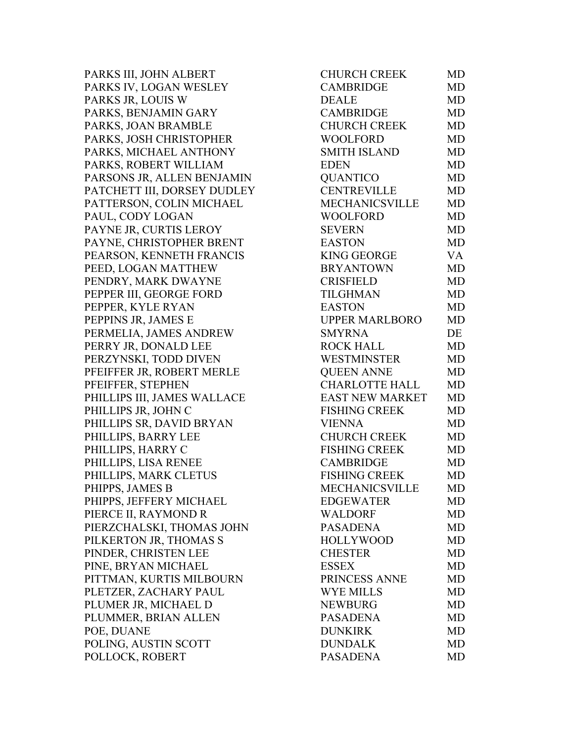| | | |
|---|---|---|
| PARKS III, JOHN ALBERT | CHURCH CREEK | MD |
| PARKS IV, LOGAN WESLEY | CAMBRIDGE | MD |
| PARKS JR, LOUIS W | DEALE | MD |
| PARKS, BENJAMIN GARY | CAMBRIDGE | MD |
| PARKS, JOAN BRAMBLE | CHURCH CREEK | MD |
| PARKS, JOSH CHRISTOPHER | WOOLFORD | MD |
| PARKS, MICHAEL ANTHONY | SMITH ISLAND | MD |
| PARKS, ROBERT WILLIAM | EDEN | MD |
| PARSONS JR, ALLEN BENJAMIN | QUANTICO | MD |
| PATCHETT III, DORSEY DUDLEY | CENTREVILLE | MD |
| PATTERSON, COLIN MICHAEL | MECHANICSVILLE | MD |
| PAUL, CODY LOGAN | WOOLFORD | MD |
| PAYNE JR, CURTIS LEROY | SEVERN | MD |
| PAYNE, CHRISTOPHER BRENT | EASTON | MD |
| PEARSON, KENNETH FRANCIS | KING GEORGE | VA |
| PEED, LOGAN MATTHEW | BRYANTOWN | MD |
| PENDRY, MARK DWAYNE | CRISFIELD | MD |
| PEPPER III, GEORGE FORD | TILGHMAN | MD |
| PEPPER, KYLE RYAN | EASTON | MD |
| PEPPINS JR, JAMES E | UPPER MARLBORO | MD |
| PERMELIA, JAMES ANDREW | SMYRNA | DE |
| PERRY JR, DONALD LEE | ROCK HALL | MD |
| PERZYNSKI, TODD DIVEN | WESTMINSTER | MD |
| PFEIFFER JR, ROBERT MERLE | QUEEN ANNE | MD |
| PFEIFFER, STEPHEN | CHARLOTTE HALL | MD |
| PHILLIPS III, JAMES WALLACE | EAST NEW MARKET | MD |
| PHILLIPS JR, JOHN C | FISHING CREEK | MD |
| PHILLIPS SR, DAVID BRYAN | VIENNA | MD |
| PHILLIPS, BARRY LEE | CHURCH CREEK | MD |
| PHILLIPS, HARRY C | FISHING CREEK | MD |
| PHILLIPS, LISA RENEE | CAMBRIDGE | MD |
| PHILLIPS, MARK CLETUS | FISHING CREEK | MD |
| PHIPPS, JAMES B | MECHANICSVILLE | MD |
| PHIPPS, JEFFERY MICHAEL | EDGEWATER | MD |
| PIERCE II, RAYMOND R | WALDORF | MD |
| PIERZCHALSKI, THOMAS JOHN | PASADENA | MD |
| PILKERTON JR, THOMAS S | HOLLYWOOD | MD |
| PINDER, CHRISTEN LEE | CHESTER | MD |
| PINE, BRYAN MICHAEL | ESSEX | MD |
| PITTMAN, KURTIS MILBOURN | PRINCESS ANNE | MD |
| PLETZER, ZACHARY PAUL | WYE MILLS | MD |
| PLUMER JR, MICHAEL D | NEWBURG | MD |
| PLUMMER, BRIAN ALLEN | PASADENA | MD |
| POE, DUANE | DUNKIRK | MD |
| POLING, AUSTIN SCOTT | DUNDALK | MD |
| POLLOCK, ROBERT | PASADENA | MD |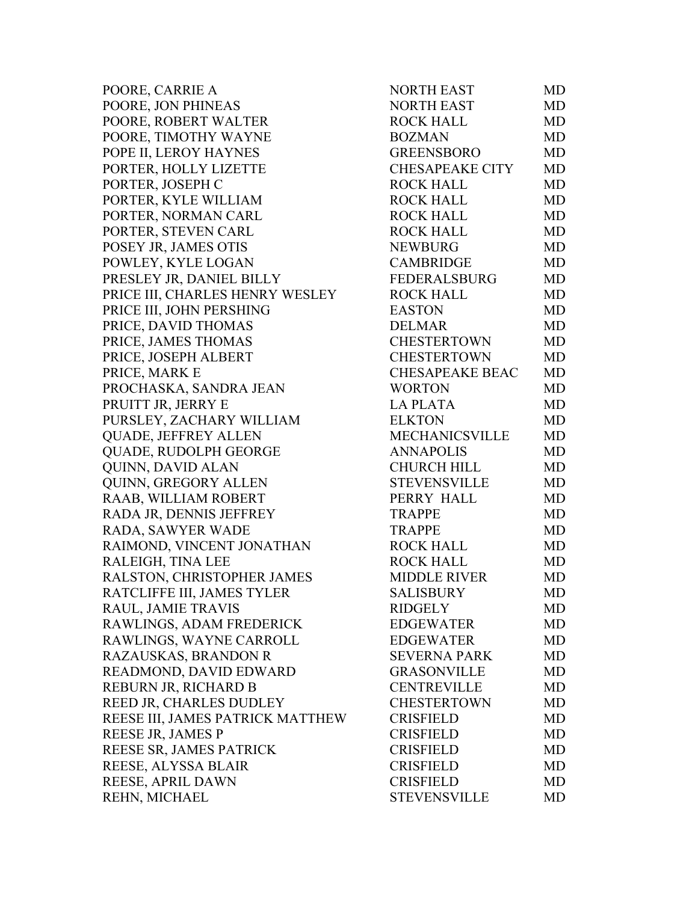| | | |
|---|---|---|
| POORE, CARRIE A | NORTH EAST | MD |
| POORE, JON PHINEAS | NORTH EAST | MD |
| POORE, ROBERT WALTER | ROCK HALL | MD |
| POORE, TIMOTHY WAYNE | BOZMAN | MD |
| POPE II, LEROY HAYNES | GREENSBORO | MD |
| PORTER, HOLLY LIZETTE | CHESAPEAKE CITY | MD |
| PORTER, JOSEPH C | ROCK HALL | MD |
| PORTER, KYLE WILLIAM | ROCK HALL | MD |
| PORTER, NORMAN CARL | ROCK HALL | MD |
| PORTER, STEVEN CARL | ROCK HALL | MD |
| POSEY JR, JAMES OTIS | NEWBURG | MD |
| POWLEY, KYLE LOGAN | CAMBRIDGE | MD |
| PRESLEY JR, DANIEL BILLY | FEDERALSBURG | MD |
| PRICE III, CHARLES HENRY WESLEY | ROCK HALL | MD |
| PRICE III, JOHN PERSHING | EASTON | MD |
| PRICE, DAVID THOMAS | DELMAR | MD |
| PRICE, JAMES THOMAS | CHESTERTOWN | MD |
| PRICE, JOSEPH ALBERT | CHESTERTOWN | MD |
| PRICE, MARK E | CHESAPEAKE BEAC | MD |
| PROCHASKA, SANDRA JEAN | WORTON | MD |
| PRUITT JR, JERRY E | LA PLATA | MD |
| PURSLEY, ZACHARY WILLIAM | ELKTON | MD |
| QUADE, JEFFREY ALLEN | MECHANICSVILLE | MD |
| QUADE, RUDOLPH GEORGE | ANNAPOLIS | MD |
| QUINN, DAVID ALAN | CHURCH HILL | MD |
| QUINN, GREGORY ALLEN | STEVENSVILLE | MD |
| RAAB, WILLIAM ROBERT | PERRY HALL | MD |
| RADA JR, DENNIS JEFFREY | TRAPPE | MD |
| RADA, SAWYER WADE | TRAPPE | MD |
| RAIMOND, VINCENT JONATHAN | ROCK HALL | MD |
| RALEIGH, TINA LEE | ROCK HALL | MD |
| RALSTON, CHRISTOPHER JAMES | MIDDLE RIVER | MD |
| RATCLIFFE III, JAMES TYLER | SALISBURY | MD |
| RAUL, JAMIE TRAVIS | RIDGELY | MD |
| RAWLINGS, ADAM FREDERICK | EDGEWATER | MD |
| RAWLINGS, WAYNE CARROLL | EDGEWATER | MD |
| RAZAUSKAS, BRANDON R | SEVERNA PARK | MD |
| READMOND, DAVID EDWARD | GRASONVILLE | MD |
| REBURN JR, RICHARD B | CENTREVILLE | MD |
| REED JR, CHARLES DUDLEY | CHESTERTOWN | MD |
| REESE III, JAMES PATRICK MATTHEW | CRISFIELD | MD |
| REESE JR, JAMES P | CRISFIELD | MD |
| REESE SR, JAMES PATRICK | CRISFIELD | MD |
| REESE, ALYSSA BLAIR | CRISFIELD | MD |
| REESE, APRIL DAWN | CRISFIELD | MD |
| REHN, MICHAEL | STEVENSVILLE | MD |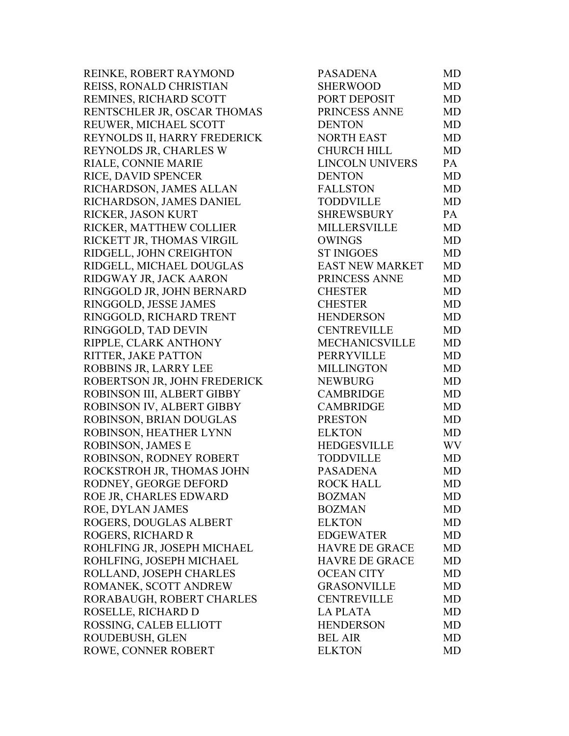| | | |
|---|---|---|
| REINKE, ROBERT RAYMOND | PASADENA | MD |
| REISS, RONALD CHRISTIAN | SHERWOOD | MD |
| REMINES, RICHARD SCOTT | PORT DEPOSIT | MD |
| RENTSCHLER JR, OSCAR THOMAS | PRINCESS ANNE | MD |
| REUWER, MICHAEL SCOTT | DENTON | MD |
| REYNOLDS II, HARRY FREDERICK | NORTH EAST | MD |
| REYNOLDS JR, CHARLES W | CHURCH HILL | MD |
| RIALE, CONNIE MARIE | LINCOLN UNIVERS | PA |
| RICE, DAVID SPENCER | DENTON | MD |
| RICHARDSON, JAMES ALLAN | FALLSTON | MD |
| RICHARDSON, JAMES DANIEL | TODDVILLE | MD |
| RICKER, JASON KURT | SHREWSBURY | PA |
| RICKER, MATTHEW COLLIER | MILLERSVILLE | MD |
| RICKETT JR, THOMAS VIRGIL | OWINGS | MD |
| RIDGELL, JOHN CREIGHTON | ST INIGOES | MD |
| RIDGELL, MICHAEL DOUGLAS | EAST NEW MARKET | MD |
| RIDGWAY JR, JACK AARON | PRINCESS ANNE | MD |
| RINGGOLD JR, JOHN BERNARD | CHESTER | MD |
| RINGGOLD, JESSE JAMES | CHESTER | MD |
| RINGGOLD, RICHARD TRENT | HENDERSON | MD |
| RINGGOLD, TAD DEVIN | CENTREVILLE | MD |
| RIPPLE, CLARK ANTHONY | MECHANICSVILLE | MD |
| RITTER, JAKE PATTON | PERRYVILLE | MD |
| ROBBINS JR, LARRY LEE | MILLINGTON | MD |
| ROBERTSON JR, JOHN FREDERICK | NEWBURG | MD |
| ROBINSON III, ALBERT GIBBY | CAMBRIDGE | MD |
| ROBINSON IV, ALBERT GIBBY | CAMBRIDGE | MD |
| ROBINSON, BRIAN DOUGLAS | PRESTON | MD |
| ROBINSON, HEATHER LYNN | ELKTON | MD |
| ROBINSON, JAMES E | HEDGESVILLE | WV |
| ROBINSON, RODNEY ROBERT | TODDVILLE | MD |
| ROCKSTROH JR, THOMAS JOHN | PASADENA | MD |
| RODNEY, GEORGE DEFORD | ROCK HALL | MD |
| ROE JR, CHARLES EDWARD | BOZMAN | MD |
| ROE, DYLAN JAMES | BOZMAN | MD |
| ROGERS, DOUGLAS ALBERT | ELKTON | MD |
| ROGERS, RICHARD R | EDGEWATER | MD |
| ROHLFING JR, JOSEPH MICHAEL | HAVRE DE GRACE | MD |
| ROHLFING, JOSEPH MICHAEL | HAVRE DE GRACE | MD |
| ROLLAND, JOSEPH CHARLES | OCEAN CITY | MD |
| ROMANEK, SCOTT ANDREW | GRASONVILLE | MD |
| RORABAUGH, ROBERT CHARLES | CENTREVILLE | MD |
| ROSELLE, RICHARD D | LA PLATA | MD |
| ROSSING, CALEB ELLIOTT | HENDERSON | MD |
| ROUDEBUSH, GLEN | BEL AIR | MD |
| ROWE, CONNER ROBERT | ELKTON | MD |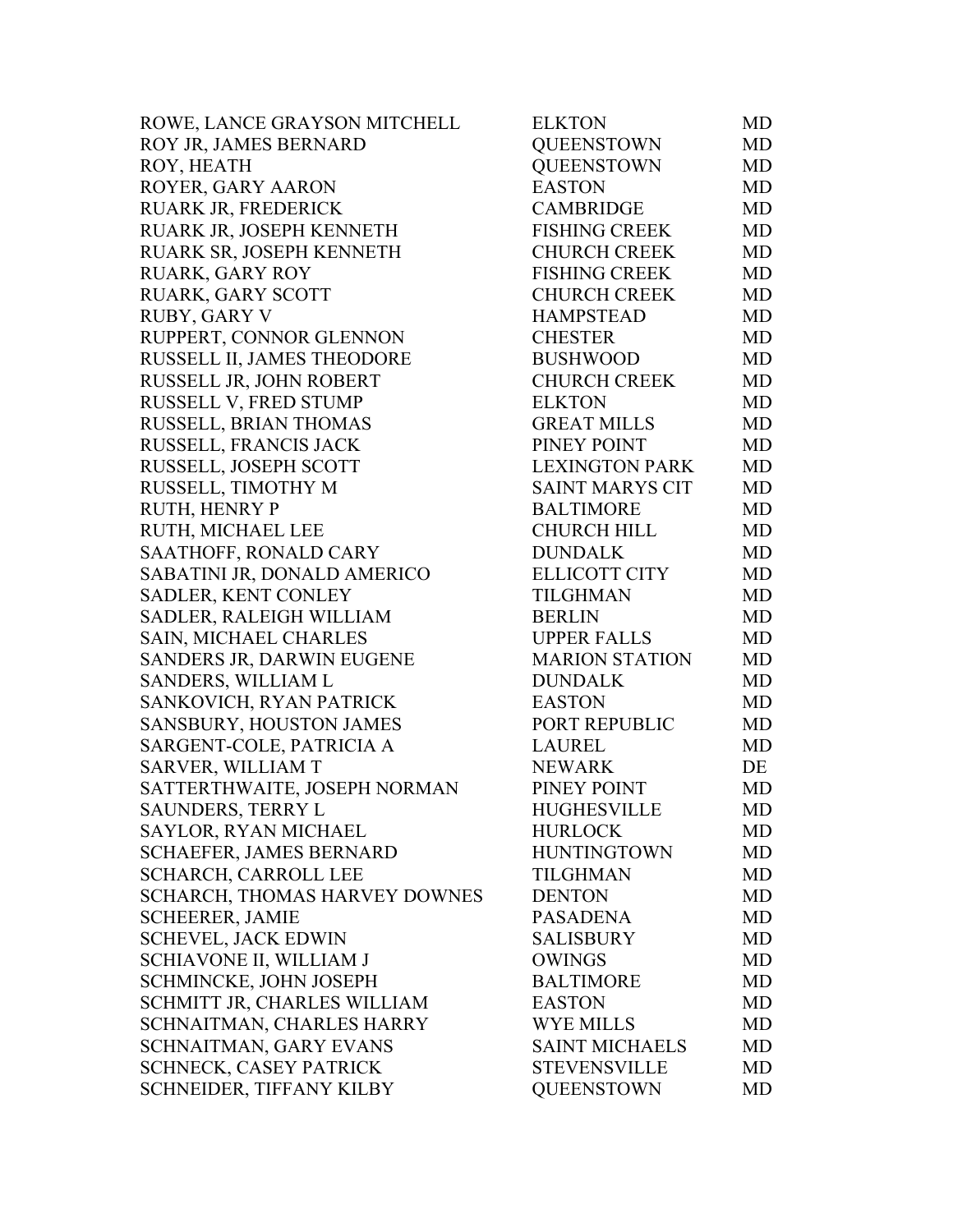| | | |
|---|---|---|
| ROWE, LANCE GRAYSON MITCHELL | ELKTON | MD |
| ROY JR, JAMES BERNARD | QUEENSTOWN | MD |
| ROY, HEATH | QUEENSTOWN | MD |
| ROYER, GARY AARON | EASTON | MD |
| RUARK JR, FREDERICK | CAMBRIDGE | MD |
| RUARK JR, JOSEPH KENNETH | FISHING CREEK | MD |
| RUARK SR, JOSEPH KENNETH | CHURCH CREEK | MD |
| RUARK, GARY ROY | FISHING CREEK | MD |
| RUARK, GARY SCOTT | CHURCH CREEK | MD |
| RUBY, GARY V | HAMPSTEAD | MD |
| RUPPERT, CONNOR GLENNON | CHESTER | MD |
| RUSSELL II, JAMES THEODORE | BUSHWOOD | MD |
| RUSSELL JR, JOHN ROBERT | CHURCH CREEK | MD |
| RUSSELL V, FRED STUMP | ELKTON | MD |
| RUSSELL, BRIAN THOMAS | GREAT MILLS | MD |
| RUSSELL, FRANCIS JACK | PINEY POINT | MD |
| RUSSELL, JOSEPH SCOTT | LEXINGTON PARK | MD |
| RUSSELL, TIMOTHY M | SAINT MARYS CIT | MD |
| RUTH, HENRY P | BALTIMORE | MD |
| RUTH, MICHAEL LEE | CHURCH HILL | MD |
| SAATHOFF, RONALD CARY | DUNDALK | MD |
| SABATINI JR, DONALD AMERICO | ELLICOTT CITY | MD |
| SADLER, KENT CONLEY | TILGHMAN | MD |
| SADLER, RALEIGH WILLIAM | BERLIN | MD |
| SAIN, MICHAEL CHARLES | UPPER FALLS | MD |
| SANDERS JR, DARWIN EUGENE | MARION STATION | MD |
| SANDERS, WILLIAM L | DUNDALK | MD |
| SANKOVICH, RYAN PATRICK | EASTON | MD |
| SANSBURY, HOUSTON JAMES | PORT REPUBLIC | MD |
| SARGENT-COLE, PATRICIA A | LAUREL | MD |
| SARVER, WILLIAM T | NEWARK | DE |
| SATTERTHWAITE, JOSEPH NORMAN | PINEY POINT | MD |
| SAUNDERS, TERRY L | HUGHESVILLE | MD |
| SAYLOR, RYAN MICHAEL | HURLOCK | MD |
| SCHAEFER, JAMES BERNARD | HUNTINGTOWN | MD |
| SCHARCH, CARROLL LEE | TILGHMAN | MD |
| SCHARCH, THOMAS HARVEY DOWNES | DENTON | MD |
| SCHEERER, JAMIE | PASADENA | MD |
| SCHEVEL, JACK EDWIN | SALISBURY | MD |
| SCHIAVONE II, WILLIAM J | OWINGS | MD |
| SCHMINCKE, JOHN JOSEPH | BALTIMORE | MD |
| SCHMITT JR, CHARLES WILLIAM | EASTON | MD |
| SCHNAITMAN, CHARLES HARRY | WYE MILLS | MD |
| SCHNAITMAN, GARY EVANS | SAINT MICHAELS | MD |
| SCHNECK, CASEY PATRICK | STEVENSVILLE | MD |
| SCHNEIDER, TIFFANY KILBY | QUEENSTOWN | MD |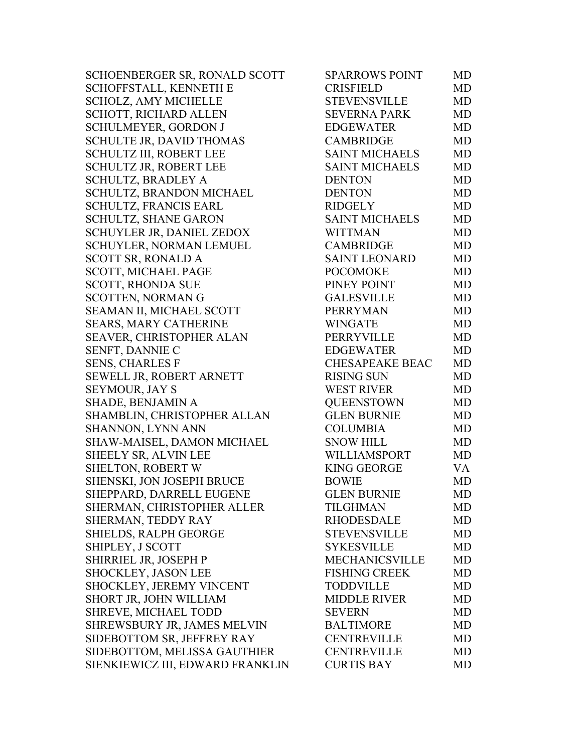| | | |
|---|---|---|
| SCHOENBERGER SR, RONALD SCOTT | SPARROWS POINT | MD |
| SCHOFFSTALL, KENNETH E | CRISFIELD | MD |
| SCHOLZ, AMY MICHELLE | STEVENSVILLE | MD |
| SCHOTT, RICHARD ALLEN | SEVERNA PARK | MD |
| SCHULMEYER, GORDON J | EDGEWATER | MD |
| SCHULTE JR, DAVID THOMAS | CAMBRIDGE | MD |
| SCHULTZ III, ROBERT LEE | SAINT MICHAELS | MD |
| SCHULTZ JR, ROBERT LEE | SAINT MICHAELS | MD |
| SCHULTZ, BRADLEY A | DENTON | MD |
| SCHULTZ, BRANDON MICHAEL | DENTON | MD |
| SCHULTZ, FRANCIS EARL | RIDGELY | MD |
| SCHULTZ, SHANE GARON | SAINT MICHAELS | MD |
| SCHUYLER JR, DANIEL ZEDOX | WITTMAN | MD |
| SCHUYLER, NORMAN LEMUEL | CAMBRIDGE | MD |
| SCOTT SR, RONALD A | SAINT LEONARD | MD |
| SCOTT, MICHAEL PAGE | POCOMOKE | MD |
| SCOTT, RHONDA SUE | PINEY POINT | MD |
| SCOTTEN, NORMAN G | GALESVILLE | MD |
| SEAMAN II, MICHAEL SCOTT | PERRYMAN | MD |
| SEARS, MARY CATHERINE | WINGATE | MD |
| SEAVER, CHRISTOPHER ALAN | PERRYVILLE | MD |
| SENFT, DANNIE C | EDGEWATER | MD |
| SENS, CHARLES F | CHESAPEAKE BEAC | MD |
| SEWELL JR, ROBERT ARNETT | RISING SUN | MD |
| SEYMOUR, JAY S | WEST RIVER | MD |
| SHADE, BENJAMIN A | QUEENSTOWN | MD |
| SHAMBLIN, CHRISTOPHER ALLAN | GLEN BURNIE | MD |
| SHANNON, LYNN ANN | COLUMBIA | MD |
| SHAW-MAISEL, DAMON MICHAEL | SNOW HILL | MD |
| SHEELY SR, ALVIN LEE | WILLIAMSPORT | MD |
| SHELTON, ROBERT W | KING GEORGE | VA |
| SHENSKI, JON JOSEPH BRUCE | BOWIE | MD |
| SHEPPARD, DARRELL EUGENE | GLEN BURNIE | MD |
| SHERMAN, CHRISTOPHER ALLER | TILGHMAN | MD |
| SHERMAN, TEDDY RAY | RHODESDALE | MD |
| SHIELDS, RALPH GEORGE | STEVENSVILLE | MD |
| SHIPLEY, J SCOTT | SYKESVILLE | MD |
| SHIRRIEL JR, JOSEPH P | MECHANICSVILLE | MD |
| SHOCKLEY, JASON LEE | FISHING CREEK | MD |
| SHOCKLEY, JEREMY VINCENT | TODDVILLE | MD |
| SHORT JR, JOHN WILLIAM | MIDDLE RIVER | MD |
| SHREVE, MICHAEL TODD | SEVERN | MD |
| SHREWSBURY JR, JAMES MELVIN | BALTIMORE | MD |
| SIDEBOTTOM SR, JEFFREY RAY | CENTREVILLE | MD |
| SIDEBOTTOM, MELISSA GAUTHIER | CENTREVILLE | MD |
| SIENKIEWICZ III, EDWARD FRANKLIN | CURTIS BAY | MD |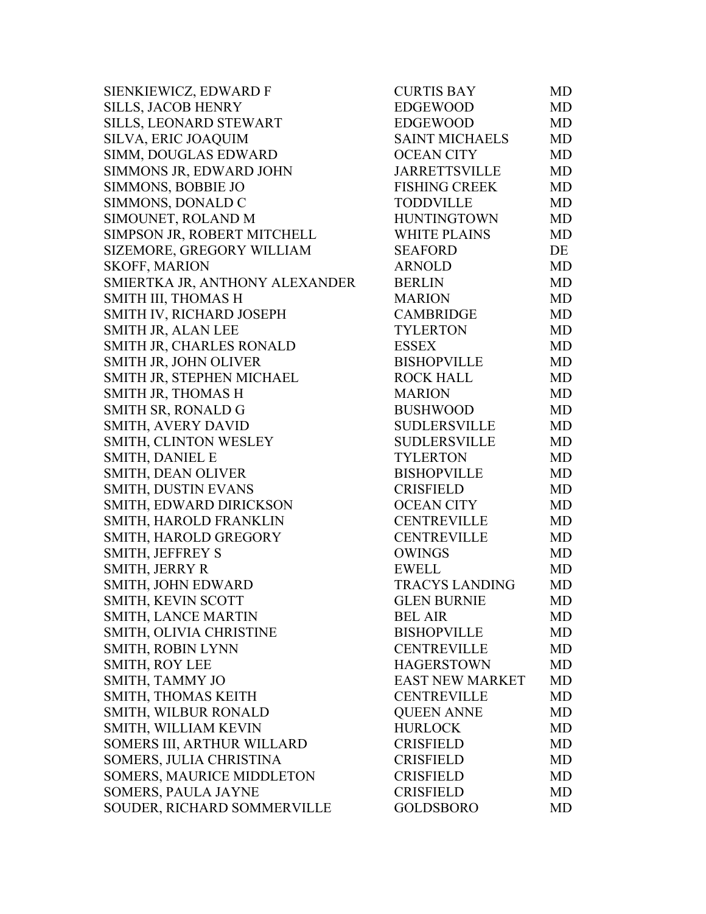| | | |
|---|---|---|
| SIENKIEWICZ, EDWARD F | CURTIS BAY | MD |
| SILLS, JACOB HENRY | EDGEWOOD | MD |
| SILLS, LEONARD STEWART | EDGEWOOD | MD |
| SILVA, ERIC JOAQUIM | SAINT MICHAELS | MD |
| SIMM, DOUGLAS EDWARD | OCEAN CITY | MD |
| SIMMONS JR, EDWARD JOHN | JARRETTSVILLE | MD |
| SIMMONS, BOBBIE JO | FISHING CREEK | MD |
| SIMMONS, DONALD C | TODDVILLE | MD |
| SIMOUNET, ROLAND M | HUNTINGTOWN | MD |
| SIMPSON JR, ROBERT MITCHELL | WHITE PLAINS | MD |
| SIZEMORE, GREGORY WILLIAM | SEAFORD | DE |
| SKOFF, MARION | ARNOLD | MD |
| SMIERTKA JR, ANTHONY ALEXANDER | BERLIN | MD |
| SMITH III, THOMAS H | MARION | MD |
| SMITH IV, RICHARD JOSEPH | CAMBRIDGE | MD |
| SMITH JR, ALAN LEE | TYLERTON | MD |
| SMITH JR, CHARLES RONALD | ESSEX | MD |
| SMITH JR, JOHN OLIVER | BISHOPVILLE | MD |
| SMITH JR, STEPHEN MICHAEL | ROCK HALL | MD |
| SMITH JR, THOMAS H | MARION | MD |
| SMITH SR, RONALD G | BUSHWOOD | MD |
| SMITH, AVERY DAVID | SUDLERSVILLE | MD |
| SMITH, CLINTON WESLEY | SUDLERSVILLE | MD |
| SMITH, DANIEL E | TYLERTON | MD |
| SMITH, DEAN OLIVER | BISHOPVILLE | MD |
| SMITH, DUSTIN EVANS | CRISFIELD | MD |
| SMITH, EDWARD DIRICKSON | OCEAN CITY | MD |
| SMITH, HAROLD FRANKLIN | CENTREVILLE | MD |
| SMITH, HAROLD GREGORY | CENTREVILLE | MD |
| SMITH, JEFFREY S | OWINGS | MD |
| SMITH, JERRY R | EWELL | MD |
| SMITH, JOHN EDWARD | TRACYS LANDING | MD |
| SMITH, KEVIN SCOTT | GLEN BURNIE | MD |
| SMITH, LANCE MARTIN | BEL AIR | MD |
| SMITH, OLIVIA CHRISTINE | BISHOPVILLE | MD |
| SMITH, ROBIN LYNN | CENTREVILLE | MD |
| SMITH, ROY LEE | HAGERSTOWN | MD |
| SMITH, TAMMY JO | EAST NEW MARKET | MD |
| SMITH, THOMAS KEITH | CENTREVILLE | MD |
| SMITH, WILBUR RONALD | QUEEN ANNE | MD |
| SMITH, WILLIAM KEVIN | HURLOCK | MD |
| SOMERS III, ARTHUR WILLARD | CRISFIELD | MD |
| SOMERS, JULIA CHRISTINA | CRISFIELD | MD |
| SOMERS, MAURICE MIDDLETON | CRISFIELD | MD |
| SOMERS, PAULA JAYNE | CRISFIELD | MD |
| SOUDER, RICHARD SOMMERVILLE | GOLDSBORO | MD |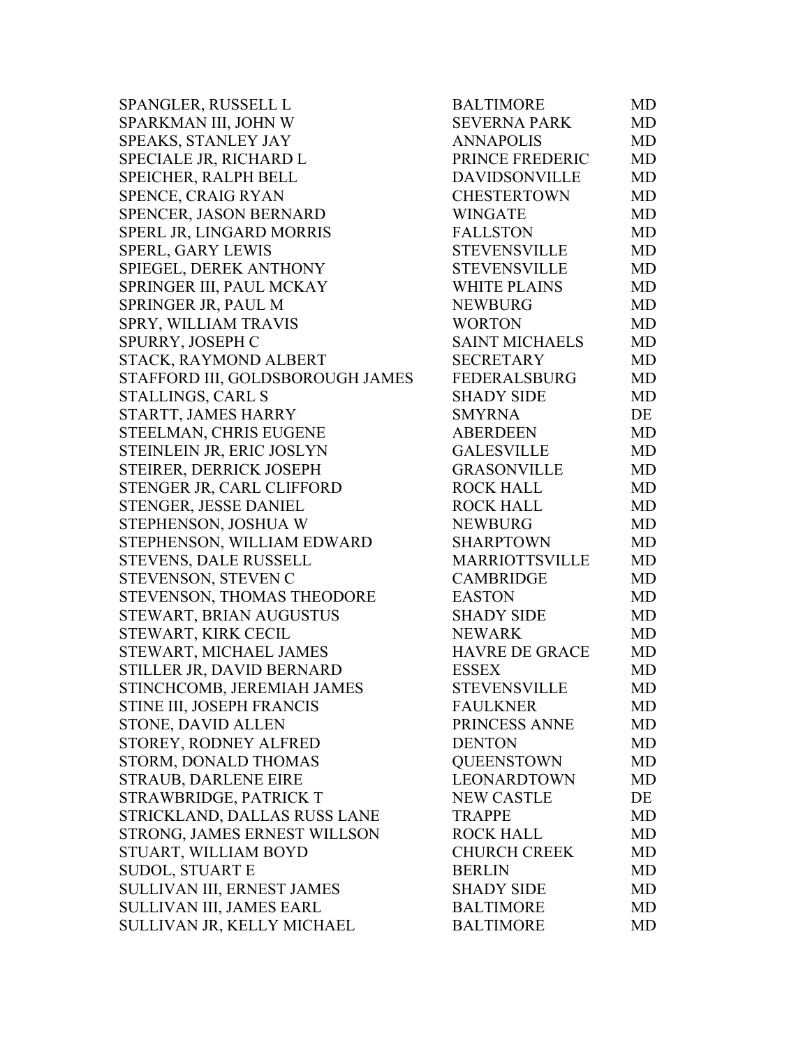| | | |
|---|---|---|
| SPANGLER, RUSSELL L | BALTIMORE | MD |
| SPARKMAN III, JOHN W | SEVERNA PARK | MD |
| SPEAKS, STANLEY JAY | ANNAPOLIS | MD |
| SPECIALE JR, RICHARD L | PRINCE FREDERIC | MD |
| SPEICHER, RALPH BELL | DAVIDSONVILLE | MD |
| SPENCE, CRAIG RYAN | CHESTERTOWN | MD |
| SPENCER, JASON BERNARD | WINGATE | MD |
| SPERL JR, LINGARD MORRIS | FALLSTON | MD |
| SPERL, GARY LEWIS | STEVENSVILLE | MD |
| SPIEGEL, DEREK ANTHONY | STEVENSVILLE | MD |
| SPRINGER III, PAUL MCKAY | WHITE PLAINS | MD |
| SPRINGER JR, PAUL M | NEWBURG | MD |
| SPRY, WILLIAM TRAVIS | WORTON | MD |
| SPURRY, JOSEPH C | SAINT MICHAELS | MD |
| STACK, RAYMOND ALBERT | SECRETARY | MD |
| STAFFORD III, GOLDSBOROUGH JAMES | FEDERALSBURG | MD |
| STALLINGS, CARL S | SHADY SIDE | MD |
| STARTT, JAMES HARRY | SMYRNA | DE |
| STEELMAN, CHRIS EUGENE | ABERDEEN | MD |
| STEINLEIN JR, ERIC JOSLYN | GALESVILLE | MD |
| STEIRER, DERRICK JOSEPH | GRASONVILLE | MD |
| STENGER JR, CARL CLIFFORD | ROCK HALL | MD |
| STENGER, JESSE DANIEL | ROCK HALL | MD |
| STEPHENSON, JOSHUA W | NEWBURG | MD |
| STEPHENSON, WILLIAM EDWARD | SHARPTOWN | MD |
| STEVENS, DALE RUSSELL | MARRIOTTSVILLE | MD |
| STEVENSON, STEVEN C | CAMBRIDGE | MD |
| STEVENSON, THOMAS THEODORE | EASTON | MD |
| STEWART, BRIAN AUGUSTUS | SHADY SIDE | MD |
| STEWART, KIRK CECIL | NEWARK | MD |
| STEWART, MICHAEL JAMES | HAVRE DE GRACE | MD |
| STILLER JR, DAVID BERNARD | ESSEX | MD |
| STINCHCOMB, JEREMIAH JAMES | STEVENSVILLE | MD |
| STINE III, JOSEPH FRANCIS | FAULKNER | MD |
| STONE, DAVID ALLEN | PRINCESS ANNE | MD |
| STOREY, RODNEY ALFRED | DENTON | MD |
| STORM, DONALD THOMAS | QUEENSTOWN | MD |
| STRAUB, DARLENE EIRE | LEONARDTOWN | MD |
| STRAWBRIDGE, PATRICK T | NEW CASTLE | DE |
| STRICKLAND, DALLAS RUSS LANE | TRAPPE | MD |
| STRONG, JAMES ERNEST WILLSON | ROCK HALL | MD |
| STUART, WILLIAM BOYD | CHURCH CREEK | MD |
| SUDOL, STUART E | BERLIN | MD |
| SULLIVAN III, ERNEST JAMES | SHADY SIDE | MD |
| SULLIVAN III, JAMES EARL | BALTIMORE | MD |
| SULLIVAN JR, KELLY MICHAEL | BALTIMORE | MD |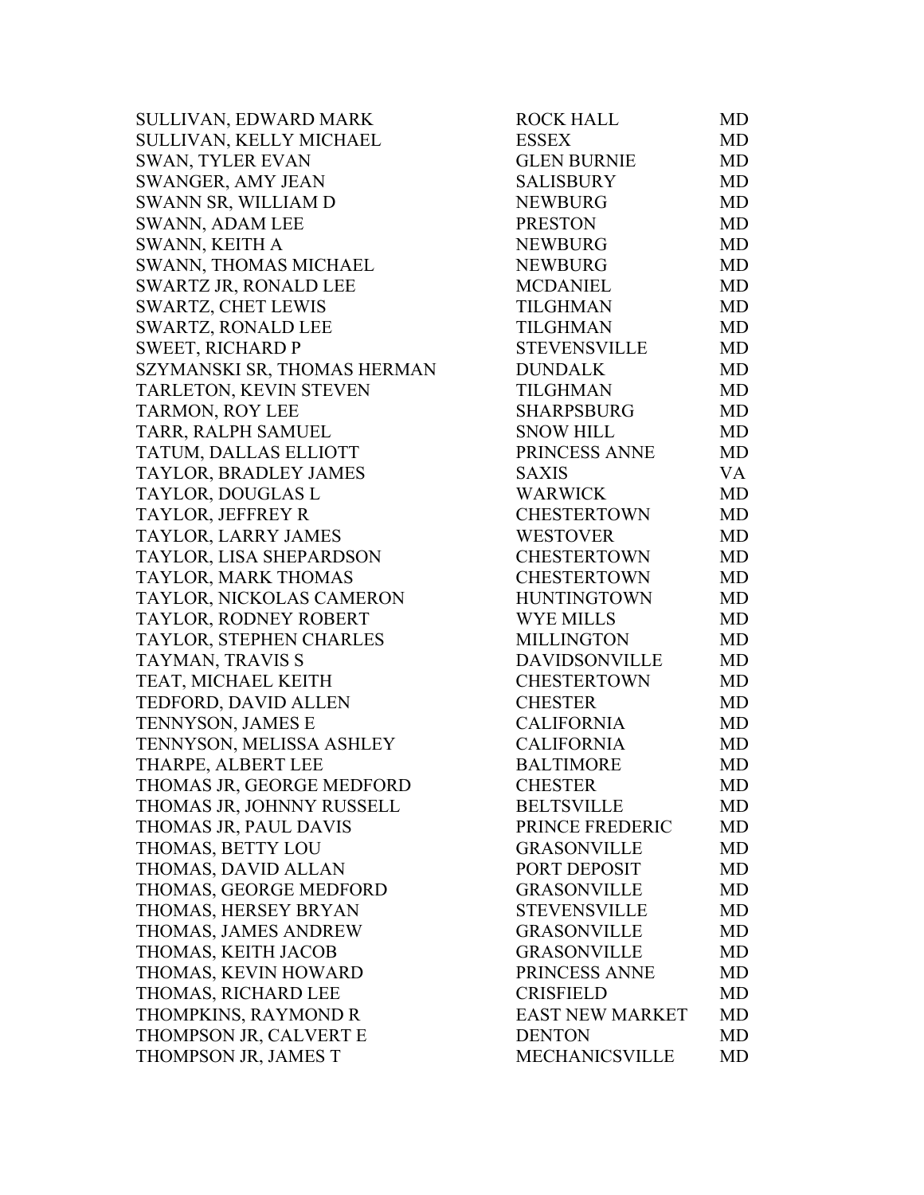| | | |
|---|---|---|
| SULLIVAN, EDWARD MARK | ROCK HALL | MD |
| SULLIVAN, KELLY MICHAEL | ESSEX | MD |
| SWAN, TYLER EVAN | GLEN BURNIE | MD |
| SWANGER, AMY JEAN | SALISBURY | MD |
| SWANN SR, WILLIAM D | NEWBURG | MD |
| SWANN, ADAM LEE | PRESTON | MD |
| SWANN, KEITH A | NEWBURG | MD |
| SWANN, THOMAS MICHAEL | NEWBURG | MD |
| SWARTZ JR, RONALD LEE | MCDANIEL | MD |
| SWARTZ, CHET LEWIS | TILGHMAN | MD |
| SWARTZ, RONALD LEE | TILGHMAN | MD |
| SWEET, RICHARD P | STEVENSVILLE | MD |
| SZYMANSKI SR, THOMAS HERMAN | DUNDALK | MD |
| TARLETON, KEVIN STEVEN | TILGHMAN | MD |
| TARMON, ROY LEE | SHARPSBURG | MD |
| TARR, RALPH SAMUEL | SNOW HILL | MD |
| TATUM, DALLAS ELLIOTT | PRINCESS ANNE | MD |
| TAYLOR, BRADLEY JAMES | SAXIS | VA |
| TAYLOR, DOUGLAS L | WARWICK | MD |
| TAYLOR, JEFFREY R | CHESTERTOWN | MD |
| TAYLOR, LARRY JAMES | WESTOVER | MD |
| TAYLOR, LISA SHEPARDSON | CHESTERTOWN | MD |
| TAYLOR, MARK THOMAS | CHESTERTOWN | MD |
| TAYLOR, NICKOLAS CAMERON | HUNTINGTOWN | MD |
| TAYLOR, RODNEY ROBERT | WYE MILLS | MD |
| TAYLOR, STEPHEN CHARLES | MILLINGTON | MD |
| TAYMAN, TRAVIS S | DAVIDSONVILLE | MD |
| TEAT, MICHAEL KEITH | CHESTERTOWN | MD |
| TEDFORD, DAVID ALLEN | CHESTER | MD |
| TENNYSON, JAMES E | CALIFORNIA | MD |
| TENNYSON, MELISSA ASHLEY | CALIFORNIA | MD |
| THARPE, ALBERT LEE | BALTIMORE | MD |
| THOMAS JR, GEORGE MEDFORD | CHESTER | MD |
| THOMAS JR, JOHNNY RUSSELL | BELTSVILLE | MD |
| THOMAS JR, PAUL DAVIS | PRINCE FREDERIC | MD |
| THOMAS, BETTY LOU | GRASONVILLE | MD |
| THOMAS, DAVID ALLAN | PORT DEPOSIT | MD |
| THOMAS, GEORGE MEDFORD | GRASONVILLE | MD |
| THOMAS, HERSEY BRYAN | STEVENSVILLE | MD |
| THOMAS, JAMES ANDREW | GRASONVILLE | MD |
| THOMAS, KEITH JACOB | GRASONVILLE | MD |
| THOMAS, KEVIN HOWARD | PRINCESS ANNE | MD |
| THOMAS, RICHARD LEE | CRISFIELD | MD |
| THOMPKINS, RAYMOND R | EAST NEW MARKET | MD |
| THOMPSON JR, CALVERT E | DENTON | MD |
| THOMPSON JR, JAMES T | MECHANICSVILLE | MD |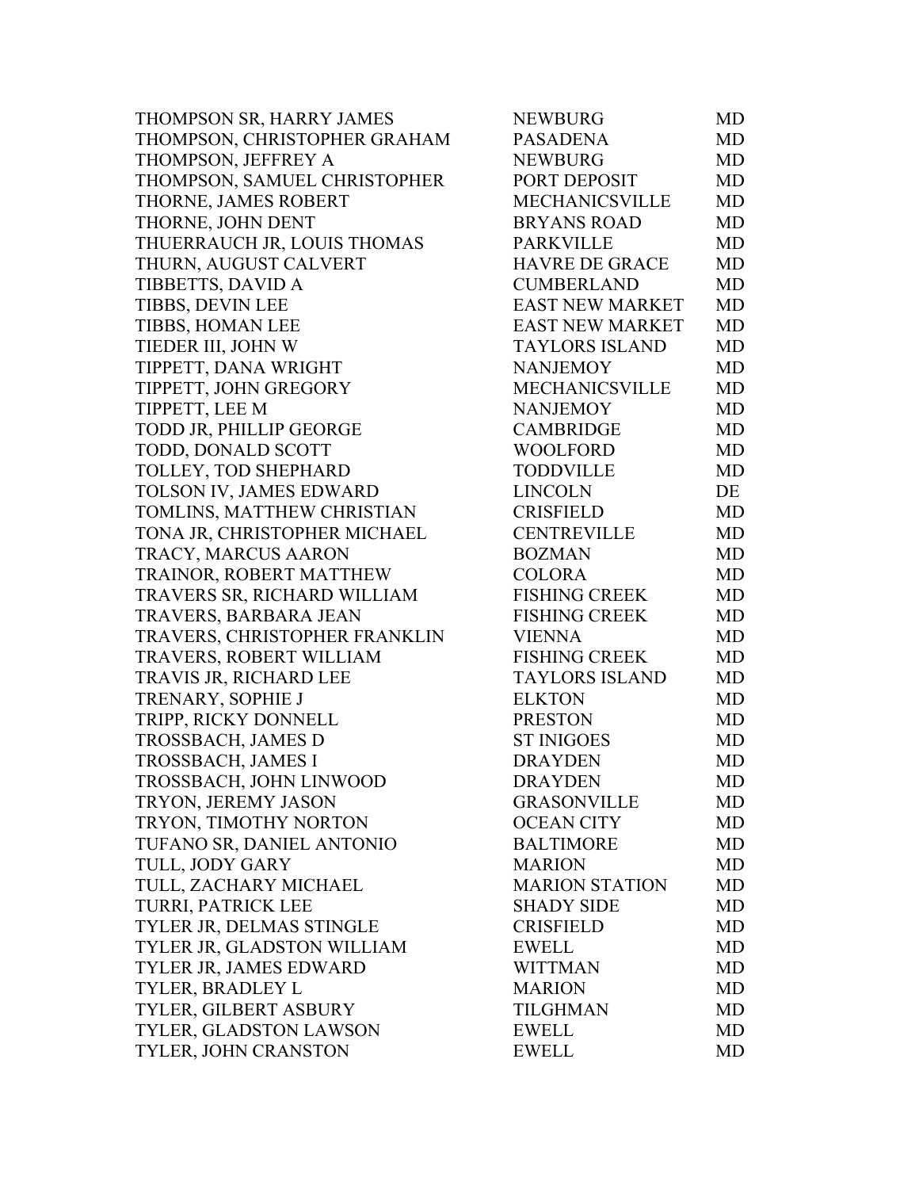| | | |
|---|---|---|
| THOMPSON SR, HARRY JAMES | NEWBURG | MD |
| THOMPSON, CHRISTOPHER GRAHAM | PASADENA | MD |
| THOMPSON, JEFFREY A | NEWBURG | MD |
| THOMPSON, SAMUEL CHRISTOPHER | PORT DEPOSIT | MD |
| THORNE, JAMES ROBERT | MECHANICSVILLE | MD |
| THORNE, JOHN DENT | BRYANS ROAD | MD |
| THUERRAUCH JR, LOUIS THOMAS | PARKVILLE | MD |
| THURN, AUGUST CALVERT | HAVRE DE GRACE | MD |
| TIBBETTS, DAVID A | CUMBERLAND | MD |
| TIBBS, DEVIN LEE | EAST NEW MARKET | MD |
| TIBBS, HOMAN LEE | EAST NEW MARKET | MD |
| TIEDER III, JOHN W | TAYLORS ISLAND | MD |
| TIPPETT, DANA WRIGHT | NANJEMOY | MD |
| TIPPETT, JOHN GREGORY | MECHANICSVILLE | MD |
| TIPPETT, LEE M | NANJEMOY | MD |
| TODD JR, PHILLIP GEORGE | CAMBRIDGE | MD |
| TODD, DONALD SCOTT | WOOLFORD | MD |
| TOLLEY, TOD SHEPHARD | TODDVILLE | MD |
| TOLSON IV, JAMES EDWARD | LINCOLN | DE |
| TOMLINS, MATTHEW CHRISTIAN | CRISFIELD | MD |
| TONA JR, CHRISTOPHER MICHAEL | CENTREVILLE | MD |
| TRACY, MARCUS AARON | BOZMAN | MD |
| TRAINOR, ROBERT MATTHEW | COLORA | MD |
| TRAVERS SR, RICHARD WILLIAM | FISHING CREEK | MD |
| TRAVERS, BARBARA JEAN | FISHING CREEK | MD |
| TRAVERS, CHRISTOPHER FRANKLIN | VIENNA | MD |
| TRAVERS, ROBERT WILLIAM | FISHING CREEK | MD |
| TRAVIS JR, RICHARD LEE | TAYLORS ISLAND | MD |
| TRENARY, SOPHIE J | ELKTON | MD |
| TRIPP, RICKY DONNELL | PRESTON | MD |
| TROSSBACH, JAMES D | ST INIGOES | MD |
| TROSSBACH, JAMES I | DRAYDEN | MD |
| TROSSBACH, JOHN LINWOOD | DRAYDEN | MD |
| TRYON, JEREMY JASON | GRASONVILLE | MD |
| TRYON, TIMOTHY NORTON | OCEAN CITY | MD |
| TUFANO SR, DANIEL ANTONIO | BALTIMORE | MD |
| TULL, JODY GARY | MARION | MD |
| TULL, ZACHARY MICHAEL | MARION STATION | MD |
| TURRI, PATRICK LEE | SHADY SIDE | MD |
| TYLER JR, DELMAS STINGLE | CRISFIELD | MD |
| TYLER JR, GLADSTON WILLIAM | EWELL | MD |
| TYLER JR, JAMES EDWARD | WITTMAN | MD |
| TYLER, BRADLEY L | MARION | MD |
| TYLER, GILBERT ASBURY | TILGHMAN | MD |
| TYLER, GLADSTON LAWSON | EWELL | MD |
| TYLER, JOHN CRANSTON | EWELL | MD |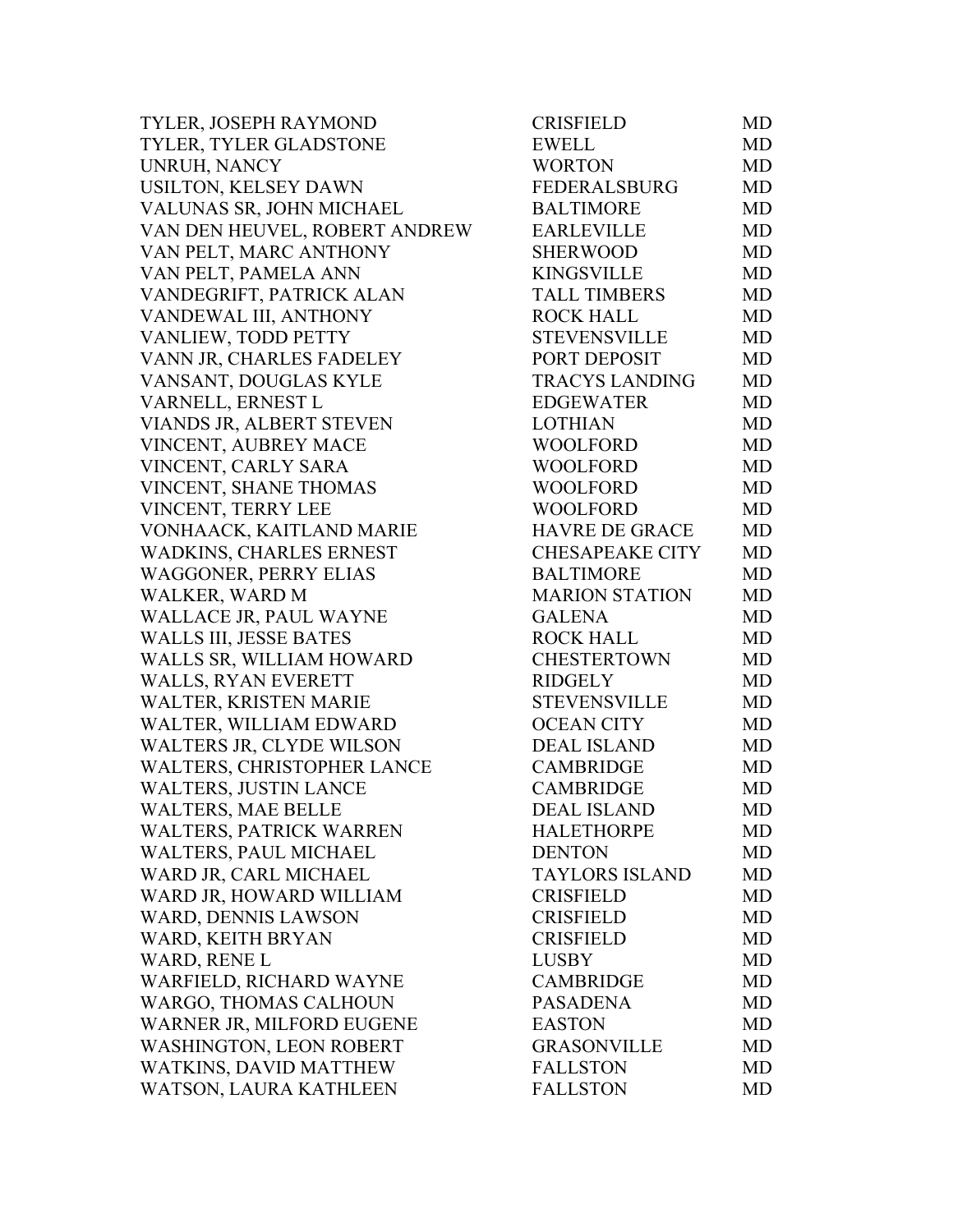| | | |
|---|---|---|
| TYLER, JOSEPH RAYMOND | CRISFIELD | MD |
| TYLER, TYLER GLADSTONE | EWELL | MD |
| UNRUH, NANCY | WORTON | MD |
| USILTON, KELSEY DAWN | FEDERALSBURG | MD |
| VALUNAS SR, JOHN MICHAEL | BALTIMORE | MD |
| VAN DEN HEUVEL, ROBERT ANDREW | EARLEVILLE | MD |
| VAN PELT, MARC ANTHONY | SHERWOOD | MD |
| VAN PELT, PAMELA ANN | KINGSVILLE | MD |
| VANDEGRIFT, PATRICK ALAN | TALL TIMBERS | MD |
| VANDEWAL III, ANTHONY | ROCK HALL | MD |
| VANLIEW, TODD PETTY | STEVENSVILLE | MD |
| VANN JR, CHARLES FADELEY | PORT DEPOSIT | MD |
| VANSANT, DOUGLAS KYLE | TRACYS LANDING | MD |
| VARNELL, ERNEST L | EDGEWATER | MD |
| VIANDS JR, ALBERT STEVEN | LOTHIAN | MD |
| VINCENT, AUBREY MACE | WOOLFORD | MD |
| VINCENT, CARLY SARA | WOOLFORD | MD |
| VINCENT, SHANE THOMAS | WOOLFORD | MD |
| VINCENT, TERRY LEE | WOOLFORD | MD |
| VONHAACK, KAITLAND MARIE | HAVRE DE GRACE | MD |
| WADKINS, CHARLES ERNEST | CHESAPEAKE CITY | MD |
| WAGGONER, PERRY ELIAS | BALTIMORE | MD |
| WALKER, WARD M | MARION STATION | MD |
| WALLACE JR, PAUL WAYNE | GALENA | MD |
| WALLS III, JESSE BATES | ROCK HALL | MD |
| WALLS SR, WILLIAM HOWARD | CHESTERTOWN | MD |
| WALLS, RYAN EVERETT | RIDGELY | MD |
| WALTER, KRISTEN MARIE | STEVENSVILLE | MD |
| WALTER, WILLIAM EDWARD | OCEAN CITY | MD |
| WALTERS JR, CLYDE WILSON | DEAL ISLAND | MD |
| WALTERS, CHRISTOPHER LANCE | CAMBRIDGE | MD |
| WALTERS, JUSTIN LANCE | CAMBRIDGE | MD |
| WALTERS, MAE BELLE | DEAL ISLAND | MD |
| WALTERS, PATRICK WARREN | HALETHORPE | MD |
| WALTERS, PAUL MICHAEL | DENTON | MD |
| WARD JR, CARL MICHAEL | TAYLORS ISLAND | MD |
| WARD JR, HOWARD WILLIAM | CRISFIELD | MD |
| WARD, DENNIS LAWSON | CRISFIELD | MD |
| WARD, KEITH BRYAN | CRISFIELD | MD |
| WARD, RENE L | LUSBY | MD |
| WARFIELD, RICHARD WAYNE | CAMBRIDGE | MD |
| WARGO, THOMAS CALHOUN | PASADENA | MD |
| WARNER JR, MILFORD EUGENE | EASTON | MD |
| WASHINGTON, LEON ROBERT | GRASONVILLE | MD |
| WATKINS, DAVID MATTHEW | FALLSTON | MD |
| WATSON, LAURA KATHLEEN | FALLSTON | MD |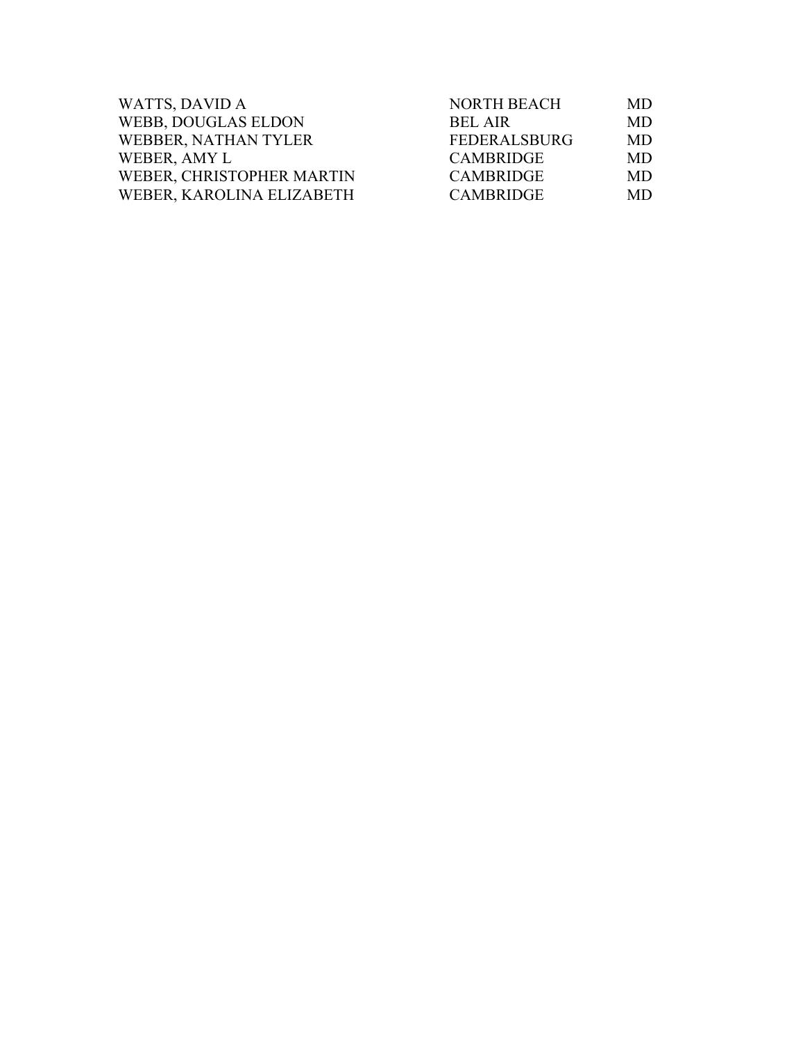| | | |
|---|---|---|
| WATTS, DAVID A | NORTH BEACH | MD |
| WEBB, DOUGLAS ELDON | BEL AIR | MD |
| WEBBER, NATHAN TYLER | FEDERALSBURG | MD |
| WEBER, AMY L | CAMBRIDGE | MD |
| WEBER, CHRISTOPHER MARTIN | CAMBRIDGE | MD |
| WEBER, KAROLINA ELIZABETH | CAMBRIDGE | MD |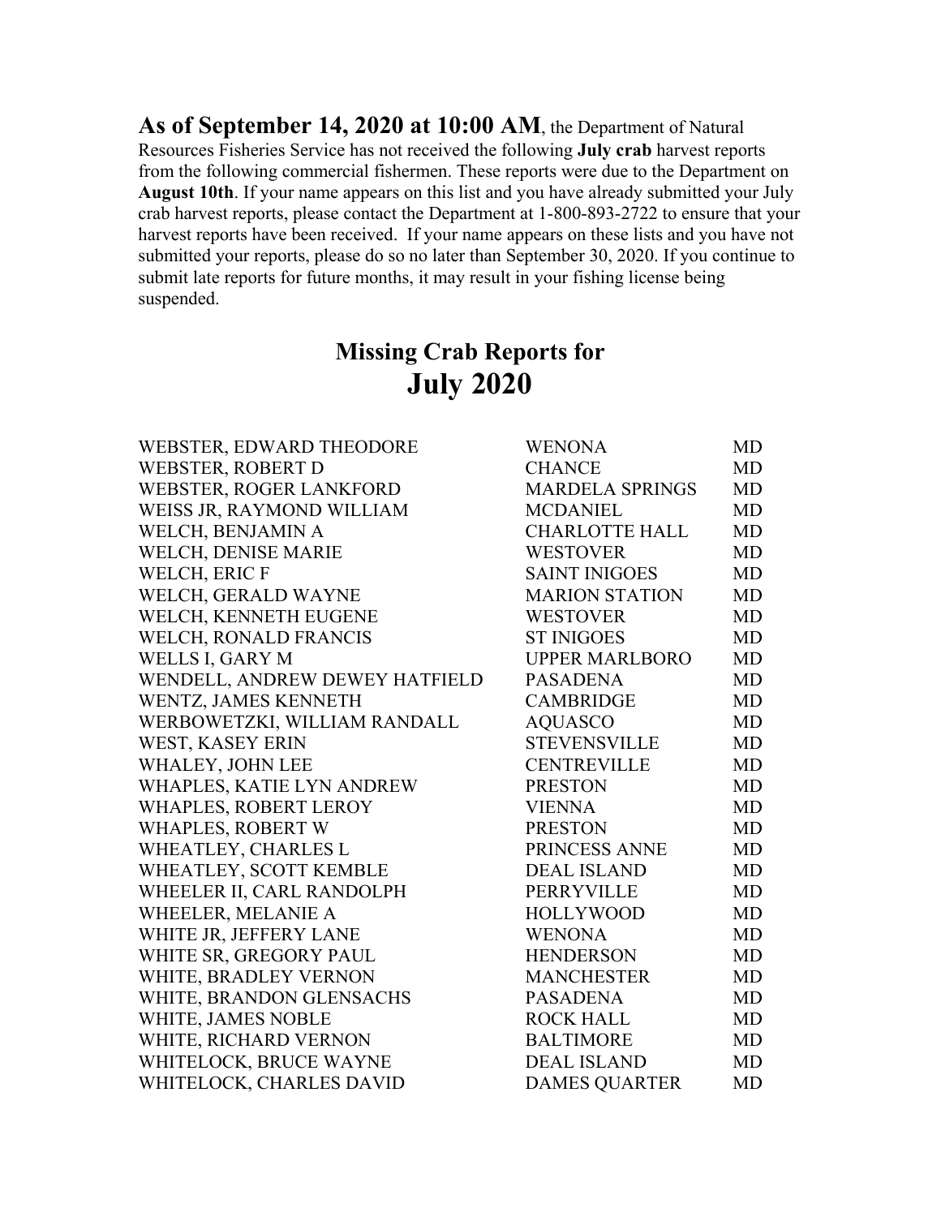**As of September 14, 2020 at 10:00 AM**, the Department of Natural Resources Fisheries Service has not received the following **July crab** harvest reports from the following commercial fishermen. These reports were due to the Department on **August 10th**. If your name appears on this list and you have already submitted your July crab harvest reports, please contact the Department at 1-800-893-2722 to ensure that your harvest reports have been received. If your name appears on these lists and you have not submitted your reports, please do so no later than September 30, 2020. If you continue to submit late reports for future months, it may result in your fishing license being suspended.

## Missing Crab Reports for
# July 2020

| | | |
|---|---|---|
| WEBSTER, EDWARD THEODORE | WENONA | MD |
| WEBSTER, ROBERT D | CHANCE | MD |
| WEBSTER, ROGER LANKFORD | MARDELA SPRINGS | MD |
| WEISS JR, RAYMOND WILLIAM | MCDANIEL | MD |
| WELCH, BENJAMIN A | CHARLOTTE HALL | MD |
| WELCH, DENISE MARIE | WESTOVER | MD |
| WELCH, ERIC F | SAINT INIGOES | MD |
| WELCH, GERALD WAYNE | MARION STATION | MD |
| WELCH, KENNETH EUGENE | WESTOVER | MD |
| WELCH, RONALD FRANCIS | ST INIGOES | MD |
| WELLS I, GARY M | UPPER MARLBORO | MD |
| WENDELL, ANDREW DEWEY HATFIELD | PASADENA | MD |
| WENTZ, JAMES KENNETH | CAMBRIDGE | MD |
| WERBOWETZKI, WILLIAM RANDALL | AQUASCO | MD |
| WEST, KASEY ERIN | STEVENSVILLE | MD |
| WHALEY, JOHN LEE | CENTREVILLE | MD |
| WHAPLES, KATIE LYN ANDREW | PRESTON | MD |
| WHAPLES, ROBERT LEROY | VIENNA | MD |
| WHAPLES, ROBERT W | PRESTON | MD |
| WHEATLEY, CHARLES L | PRINCESS ANNE | MD |
| WHEATLEY, SCOTT KEMBLE | DEAL ISLAND | MD |
| WHEELER II, CARL RANDOLPH | PERRYVILLE | MD |
| WHEELER, MELANIE A | HOLLYWOOD | MD |
| WHITE JR, JEFFERY LANE | WENONA | MD |
| WHITE SR, GREGORY PAUL | HENDERSON | MD |
| WHITE, BRADLEY VERNON | MANCHESTER | MD |
| WHITE, BRANDON GLENSACHS | PASADENA | MD |
| WHITE, JAMES NOBLE | ROCK HALL | MD |
| WHITE, RICHARD VERNON | BALTIMORE | MD |
| WHITELOCK, BRUCE WAYNE | DEAL ISLAND | MD |
| WHITELOCK, CHARLES DAVID | DAMES QUARTER | MD |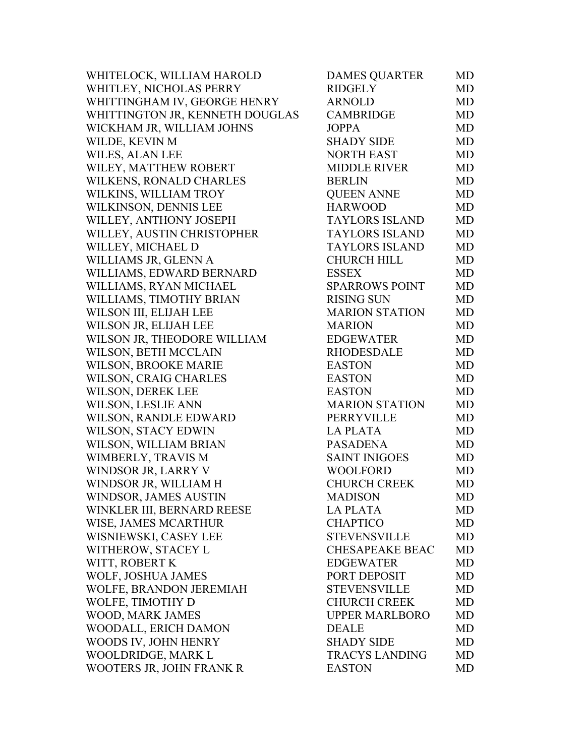| | | |
|---|---|---|
| WHITELOCK, WILLIAM HAROLD | DAMES QUARTER | MD |
| WHITLEY, NICHOLAS PERRY | RIDGELY | MD |
| WHITTINGHAM IV, GEORGE HENRY | ARNOLD | MD |
| WHITTINGTON JR, KENNETH DOUGLAS | CAMBRIDGE | MD |
| WICKHAM JR, WILLIAM JOHNS | JOPPA | MD |
| WILDE, KEVIN M | SHADY SIDE | MD |
| WILES, ALAN LEE | NORTH EAST | MD |
| WILEY, MATTHEW ROBERT | MIDDLE RIVER | MD |
| WILKENS, RONALD CHARLES | BERLIN | MD |
| WILKINS, WILLIAM TROY | QUEEN ANNE | MD |
| WILKINSON, DENNIS LEE | HARWOOD | MD |
| WILLEY, ANTHONY JOSEPH | TAYLORS ISLAND | MD |
| WILLEY, AUSTIN CHRISTOPHER | TAYLORS ISLAND | MD |
| WILLEY, MICHAEL D | TAYLORS ISLAND | MD |
| WILLIAMS JR, GLENN A | CHURCH HILL | MD |
| WILLIAMS, EDWARD BERNARD | ESSEX | MD |
| WILLIAMS, RYAN MICHAEL | SPARROWS POINT | MD |
| WILLIAMS, TIMOTHY BRIAN | RISING SUN | MD |
| WILSON III, ELIJAH LEE | MARION STATION | MD |
| WILSON JR, ELIJAH LEE | MARION | MD |
| WILSON JR, THEODORE WILLIAM | EDGEWATER | MD |
| WILSON, BETH MCCLAIN | RHODESDALE | MD |
| WILSON, BROOKE MARIE | EASTON | MD |
| WILSON, CRAIG CHARLES | EASTON | MD |
| WILSON, DEREK LEE | EASTON | MD |
| WILSON, LESLIE ANN | MARION STATION | MD |
| WILSON, RANDLE EDWARD | PERRYVILLE | MD |
| WILSON, STACY EDWIN | LA PLATA | MD |
| WILSON, WILLIAM BRIAN | PASADENA | MD |
| WIMBERLY, TRAVIS M | SAINT INIGOES | MD |
| WINDSOR JR, LARRY V | WOOLFORD | MD |
| WINDSOR JR, WILLIAM H | CHURCH CREEK | MD |
| WINDSOR, JAMES AUSTIN | MADISON | MD |
| WINKLER III, BERNARD REESE | LA PLATA | MD |
| WISE, JAMES MCARTHUR | CHAPTICO | MD |
| WISNIEWSKI, CASEY LEE | STEVENSVILLE | MD |
| WITHEROW, STACEY L | CHESAPEAKE BEAC | MD |
| WITT, ROBERT K | EDGEWATER | MD |
| WOLF, JOSHUA JAMES | PORT DEPOSIT | MD |
| WOLFE, BRANDON JEREMIAH | STEVENSVILLE | MD |
| WOLFE, TIMOTHY D | CHURCH CREEK | MD |
| WOOD, MARK JAMES | UPPER MARLBORO | MD |
| WOODALL, ERICH DAMON | DEALE | MD |
| WOODS IV, JOHN HENRY | SHADY SIDE | MD |
| WOOLDRIDGE, MARK L | TRACYS LANDING | MD |
| WOOTERS JR, JOHN FRANK R | EASTON | MD |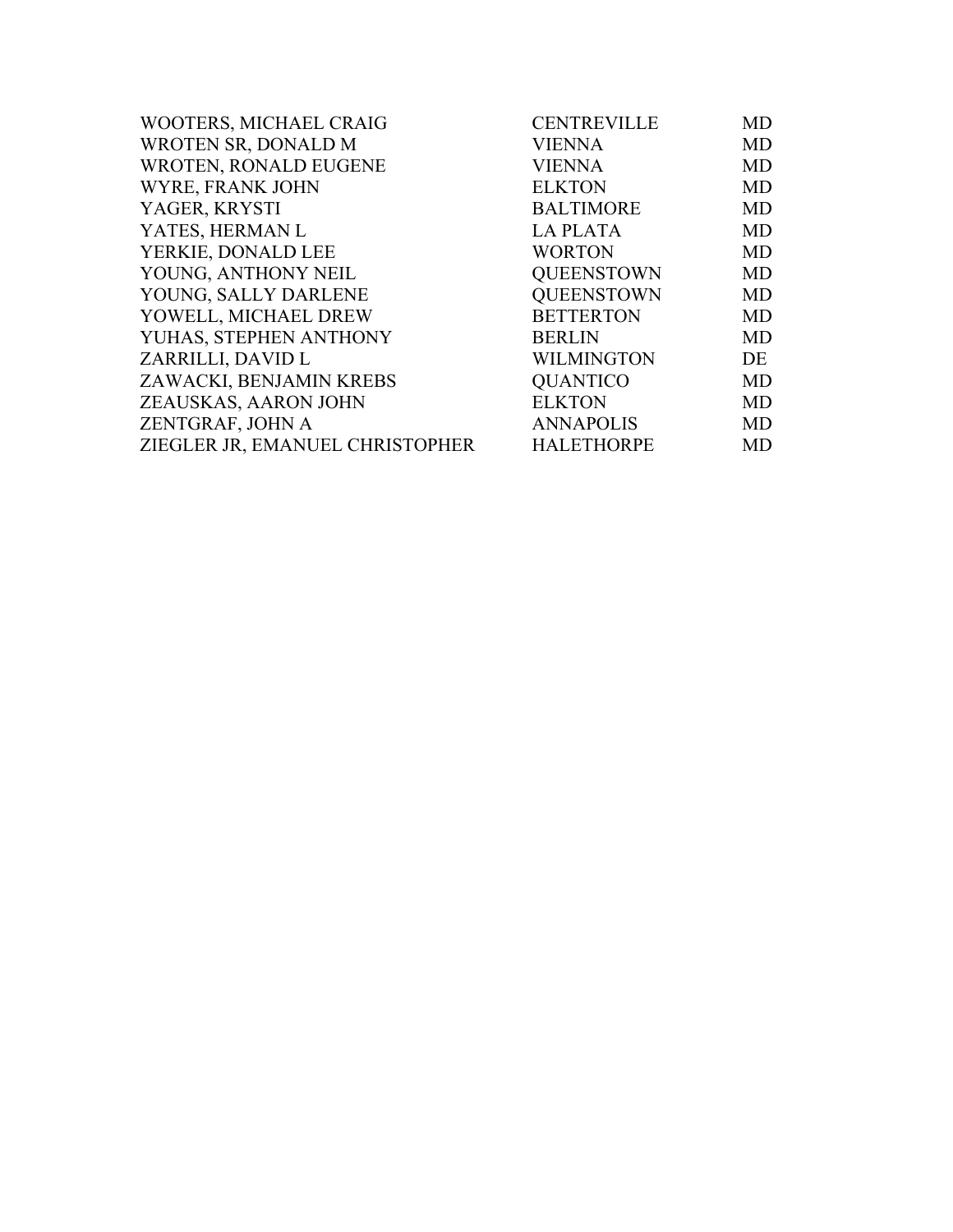| | | |
|---|---|---|
| WOOTERS, MICHAEL CRAIG | CENTREVILLE | MD |
| WROTEN SR, DONALD M | VIENNA | MD |
| WROTEN, RONALD EUGENE | VIENNA | MD |
| WYRE, FRANK JOHN | ELKTON | MD |
| YAGER, KRYSTI | BALTIMORE | MD |
| YATES, HERMAN L | LA PLATA | MD |
| YERKIE, DONALD LEE | WORTON | MD |
| YOUNG, ANTHONY NEIL | QUEENSTOWN | MD |
| YOUNG, SALLY DARLENE | QUEENSTOWN | MD |
| YOWELL, MICHAEL DREW | BETTERTON | MD |
| YUHAS, STEPHEN ANTHONY | BERLIN | MD |
| ZARRILLI, DAVID L | WILMINGTON | DE |
| ZAWACKI, BENJAMIN KREBS | QUANTICO | MD |
| ZEAUSKAS, AARON JOHN | ELKTON | MD |
| ZENTGRAF, JOHN A | ANNAPOLIS | MD |
| ZIEGLER JR, EMANUEL CHRISTOPHER | HALETHORPE | MD |